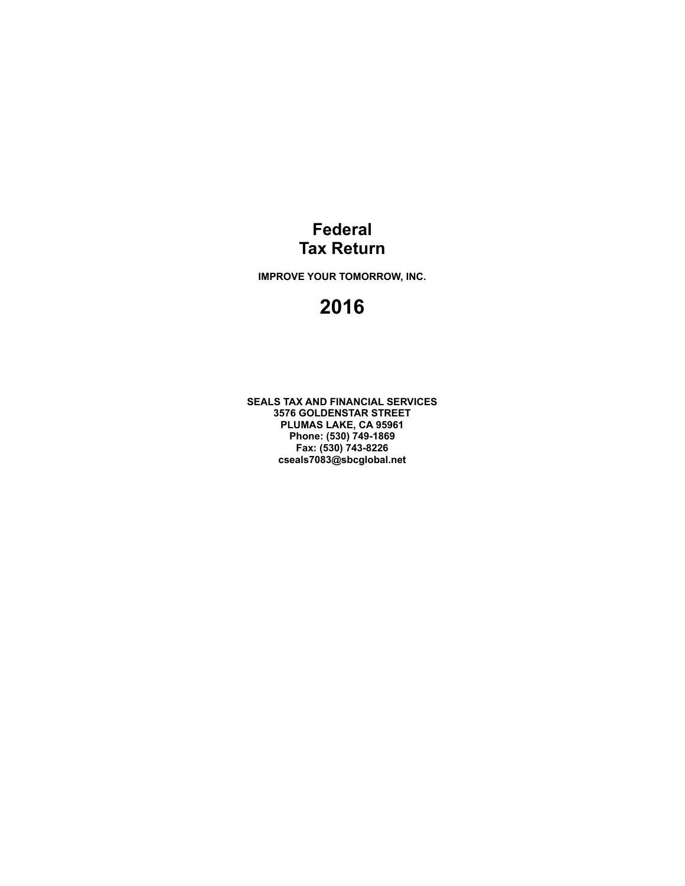# Federal
# Tax Return

**IMPROVE YOUR TOMORROW, INC.**

# 2016

**SEALS TAX AND FINANCIAL SERVICES**
**3576 GOLDENSTAR STREET**
**PLUMAS LAKE, CA 95961**
**Phone: (530) 749-1869**
**Fax: (530) 743-8226**
**cseals7083@sbcglobal.net**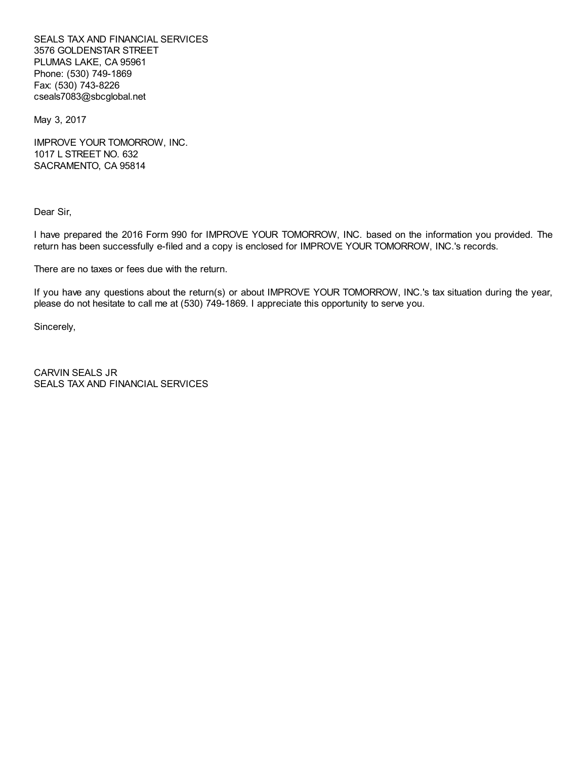SEALS TAX AND FINANCIAL SERVICES
3576 GOLDENSTAR STREET
PLUMAS LAKE, CA 95961
Phone: (530) 749-1869
Fax: (530) 743-8226
cseals7083@sbcglobal.net

May 3, 2017

IMPROVE YOUR TOMORROW, INC.
1017 L STREET NO. 632
SACRAMENTO, CA 95814

Dear Sir,

I have prepared the 2016 Form 990 for IMPROVE YOUR TOMORROW, INC. based on the information you provided. The return has been successfully e-filed and a copy is enclosed for IMPROVE YOUR TOMORROW, INC.'s records.

There are no taxes or fees due with the return.

If you have any questions about the return(s) or about IMPROVE YOUR TOMORROW, INC.'s tax situation during the year, please do not hesitate to call me at (530) 749-1869. I appreciate this opportunity to serve you.

Sincerely,

CARVIN SEALS JR
SEALS TAX AND FINANCIAL SERVICES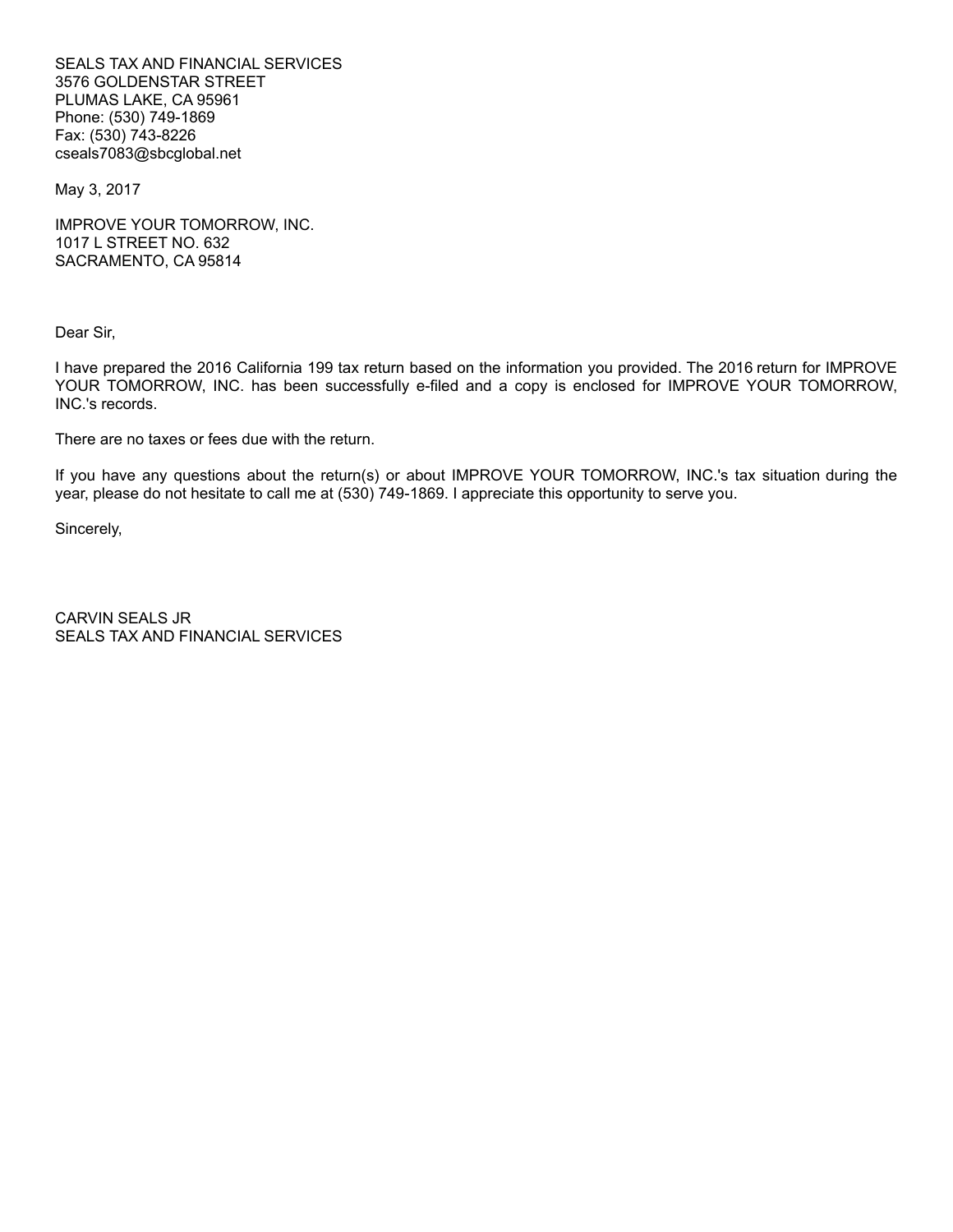SEALS TAX AND FINANCIAL SERVICES
3576 GOLDENSTAR STREET
PLUMAS LAKE, CA 95961
Phone: (530) 749-1869
Fax: (530) 743-8226
cseals7083@sbcglobal.net

May 3, 2017

IMPROVE YOUR TOMORROW, INC.
1017 L STREET NO. 632
SACRAMENTO, CA 95814

Dear Sir,

I have prepared the 2016 California 199 tax return based on the information you provided. The 2016 return for IMPROVE YOUR TOMORROW, INC. has been successfully e-filed and a copy is enclosed for IMPROVE YOUR TOMORROW, INC.'s records.

There are no taxes or fees due with the return.

If you have any questions about the return(s) or about IMPROVE YOUR TOMORROW, INC.'s tax situation during the year, please do not hesitate to call me at (530) 749-1869. I appreciate this opportunity to serve you.

Sincerely,

CARVIN SEALS JR
SEALS TAX AND FINANCIAL SERVICES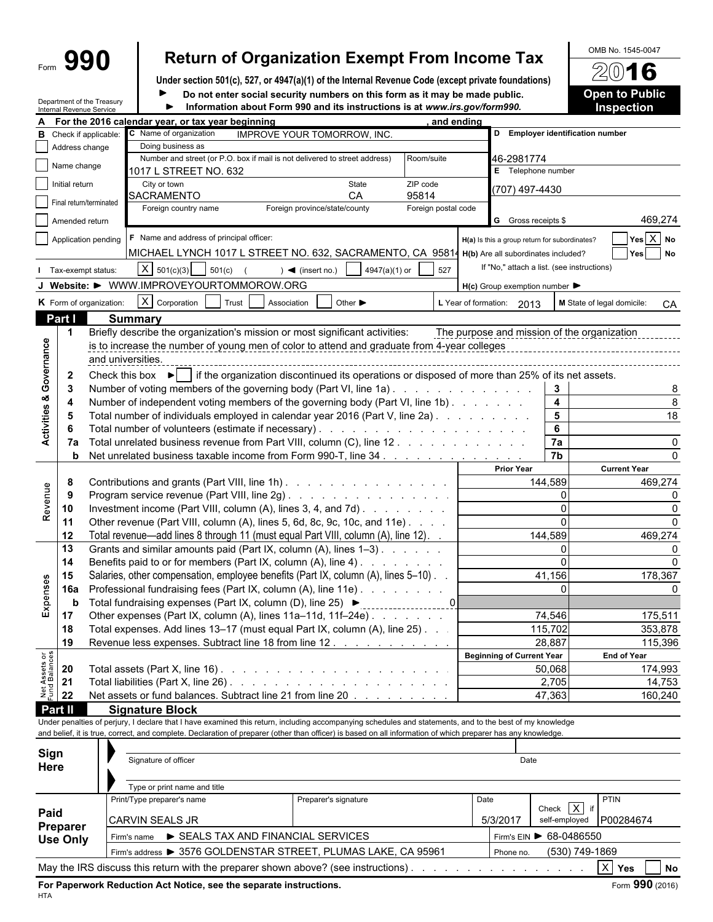Form **990**

# Return of Organization Exempt From Income Tax

OMB No. 1545-0047

**2016**

**Open to Public Inspection**

Under section 501(c), 527, or 4947(a)(1) of the Internal Revenue Code (except private foundations)

► Do not enter social security numbers on this form as it may be made public.

► Information about Form 990 and its instructions is at *www.irs.gov/form990.*

Department of the Treasury
Internal Revenue Service

**A** For the 2016 calendar year, or tax year beginning , and ending

**B** Check if applicable:
- [ ] Address change
- [ ] Name change
- [ ] Initial return
- [ ] Final return/terminated
- [ ] Amended return
- [ ] Application pending

**C** Name of organization: IMPROVE YOUR TOMORROW, INC.

Doing business as

Number and street (or P.O. box if mail is not delivered to street address): 1017 L STREET NO. 632 — Room/suite

City or town: SACRAMENTO — State: CA — ZIP code: 95814

Foreign country name — Foreign province/state/county — Foreign postal code

**D** Employer identification number: 46-2981774

**E** Telephone number: (707) 497-4430

**G** Gross receipts $ 469,274

**F** Name and address of principal officer: MICHAEL LYNCH 1017 L STREET NO. 632, SACRAMENTO, CA 95814

**H(a)** Is this a group return for subordinates? [ ] Yes [X] No

**H(b)** Are all subordinates included? [ ] Yes [ ] No

If "No," attach a list. (see instructions)

**I** Tax-exempt status: [X] 501(c)(3) [ ] 501(c) ( ) ◄ (insert no.) [ ] 4947(a)(1) or [ ] 527

**J** Website: ► WWW.IMPROVEYOURTOMMOROW.ORG

**H(c)** Group exemption number ►

**K** Form of organization: [X] Corporation [ ] Trust [ ] Association [ ] Other ►

**L** Year of formation: 2013

**M** State of legal domicile: CA

## Part I Summary

**Activities & Governance**

1 Briefly describe the organization's mission or most significant activities: The purpose and mission of the organization is to increase the number of young men of color to attend and graduate from 4-year colleges and universities.

2 Check this box ► [ ] if the organization discontinued its operations or disposed of more than 25% of its net assets.

| | | | |
|---|---|---|---|
| 3 | Number of voting members of the governing body (Part VI, line 1a) | 3 | 8 |
| 4 | Number of independent voting members of the governing body (Part VI, line 1b) | 4 | 8 |
| 5 | Total number of individuals employed in calendar year 2016 (Part V, line 2a) | 5 | 18 |
| 6 | Total number of volunteers (estimate if necessary) | 6 | |
| 7a | Total unrelated business revenue from Part VIII, column (C), line 12 | 7a | 0 |
| b | Net unrelated business taxable income from Form 990-T, line 34 | 7b | 0 |

| | | Prior Year | Current Year |
|---|---|---|---|
| **Revenue** | | | |
| 8 | Contributions and grants (Part VIII, line 1h) | 144,589 | 469,274 |
| 9 | Program service revenue (Part VIII, line 2g) | 0 | 0 |
| 10 | Investment income (Part VIII, column (A), lines 3, 4, and 7d) | 0 | 0 |
| 11 | Other revenue (Part VIII, column (A), lines 5, 6d, 8c, 9c, 10c, and 11e) | 0 | 0 |
| 12 | Total revenue—add lines 8 through 11 (must equal Part VIII, column (A), line 12) | 144,589 | 469,274 |
| **Expenses** | | | |
| 13 | Grants and similar amounts paid (Part IX, column (A), lines 1–3) | 0 | 0 |
| 14 | Benefits paid to or for members (Part IX, column (A), line 4) | 0 | 0 |
| 15 | Salaries, other compensation, employee benefits (Part IX, column (A), lines 5–10) | 41,156 | 178,367 |
| 16a | Professional fundraising fees (Part IX, column (A), line 11e) | 0 | 0 |
| b | Total fundraising expenses (Part IX, column (D), line 25) ► 0 | | |
| 17 | Other expenses (Part IX, column (A), lines 11a–11d, 11f–24e) | 74,546 | 175,511 |
| 18 | Total expenses. Add lines 13–17 (must equal Part IX, column (A), line 25) | 115,702 | 353,878 |
| 19 | Revenue less expenses. Subtract line 18 from line 12 | 28,887 | 115,396 |

| **Net Assets or Fund Balances** | | Beginning of Current Year | End of Year |
|---|---|---|---|
| 20 | Total assets (Part X, line 16) | 50,068 | 174,993 |
| 21 | Total liabilities (Part X, line 26) | 2,705 | 14,753 |
| 22 | Net assets or fund balances. Subtract line 21 from line 20 | 47,363 | 160,240 |

## Part II Signature Block

Under penalties of perjury, I declare that I have examined this return, including accompanying schedules and statements, and to the best of my knowledge and belief, it is true, correct, and complete. Declaration of preparer (other than officer) is based on all information of which preparer has any knowledge.

**Sign Here**

Signature of officer — Date

Type or print name and title

**Paid Preparer Use Only**

| Print/Type preparer's name | Preparer's signature | Date | Check [X] if self-employed | PTIN |
|---|---|---|---|---|
| CARVIN SEALS JR | | 5/3/2017 | | P00284674 |

Firm's name ► SEALS TAX AND FINANCIAL SERVICES — Firm's EIN ► 68-0486550

Firm's address ► 3576 GOLDENSTAR STREET, PLUMAS LAKE, CA 95961 — Phone no. (530) 749-1869

May the IRS discuss this return with the preparer shown above? (see instructions) [X] Yes [ ] No

**For Paperwork Reduction Act Notice, see the separate instructions.**

HTA

Form **990** (2016)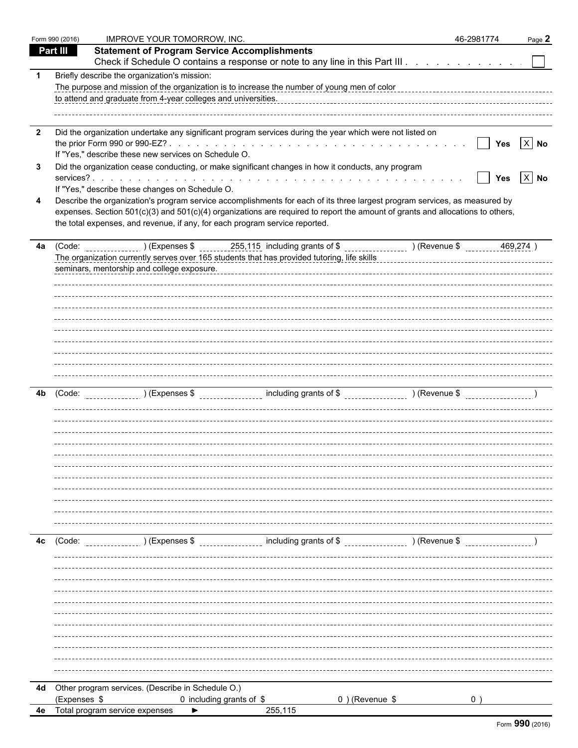Form 990 (2016) IMPROVE YOUR TOMORROW, INC. 46-2981774 Page **2**

## Part III Statement of Program Service Accomplishments

Check if Schedule O contains a response or note to any line in this Part III . . . . . . . . . . . . ☐

**1** Briefly describe the organization's mission:

The purpose and mission of the organization is to increase the number of young men of color to attend and graduate from 4-year colleges and universities.

**2** Did the organization undertake any significant program services during the year which were not listed on the prior Form 990 or 990-EZ? . . . . . . . . . . . . . . . . . . . . . . . . . . . . . ☐ **Yes** ☒ **No**

If "Yes," describe these new services on Schedule O.

**3** Did the organization cease conducting, or make significant changes in how it conducts, any program services? . . . . . . . . . . . . . . . . . . . . . . . . . . . . . . . . . . . . . ☐ **Yes** ☒ **No**

If "Yes," describe these changes on Schedule O.

**4** Describe the organization's program service accomplishments for each of its three largest program services, as measured by expenses. Section 501(c)(3) and 501(c)(4) organizations are required to report the amount of grants and allocations to others, the total expenses, and revenue, if any, for each program service reported.

**4a** (Code: ______ ) (Expenses $ 255,115 including grants of $ ______ ) (Revenue $ 469,274 )

The organization currently serves over 165 students that has provided tutoring, life skills seminars, mentorship and college exposure.

**4b** (Code: ______ ) (Expenses $ ______ including grants of $ ______ ) (Revenue $ ______ )

**4c** (Code: ______ ) (Expenses $ ______ including grants of $ ______ ) (Revenue $ ______ )

**4d** Other program services. (Describe in Schedule O.)

(Expenses $ 0 including grants of $ 0 ) (Revenue $ 0 )

**4e** Total program service expenses ► 255,115

Form **990** (2016)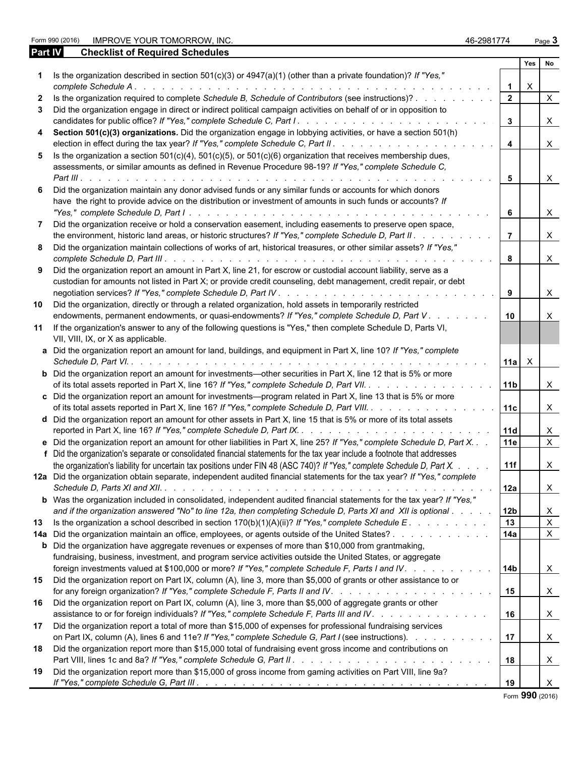Form 990 (2016) IMPROVE YOUR TOMORROW, INC. 46-2981774

**Part IV Checklist of Required Schedules**

| | | | Yes | No |
|---|---|---|---|---|
| 1 | Is the organization described in section 501(c)(3) or 4947(a)(1) (other than a private foundation)? *If "Yes," complete Schedule A* | 1 | X | |
| 2 | Is the organization required to complete *Schedule B, Schedule of Contributors* (see instructions)? | 2 | | X |
| 3 | Did the organization engage in direct or indirect political campaign activities on behalf of or in opposition to candidates for public office? *If "Yes," complete Schedule C, Part I* | 3 | | X |
| 4 | **Section 501(c)(3) organizations.** Did the organization engage in lobbying activities, or have a section 501(h) election in effect during the tax year? *If "Yes," complete Schedule C, Part II* | 4 | | X |
| 5 | Is the organization a section 501(c)(4), 501(c)(5), or 501(c)(6) organization that receives membership dues, assessments, or similar amounts as defined in Revenue Procedure 98-19? *If "Yes," complete Schedule C, Part III* | 5 | | X |
| 6 | Did the organization maintain any donor advised funds or any similar funds or accounts for which donors have the right to provide advice on the distribution or investment of amounts in such funds or accounts? *If "Yes," complete Schedule D, Part I* | 6 | | X |
| 7 | Did the organization receive or hold a conservation easement, including easements to preserve open space, the environment, historic land areas, or historic structures? *If "Yes," complete Schedule D, Part II* | 7 | | X |
| 8 | Did the organization maintain collections of works of art, historical treasures, or other similar assets? *If "Yes," complete Schedule D, Part III* | 8 | | X |
| 9 | Did the organization report an amount in Part X, line 21, for escrow or custodial account liability, serve as a custodian for amounts not listed in Part X; or provide credit counseling, debt management, credit repair, or debt negotiation services? *If "Yes," complete Schedule D, Part IV* | 9 | | X |
| 10 | Did the organization, directly or through a related organization, hold assets in temporarily restricted endowments, permanent endowments, or quasi-endowments? *If "Yes," complete Schedule D, Part V* | 10 | | X |
| 11 | If the organization's answer to any of the following questions is "Yes," then complete Schedule D, Parts VI, VII, VIII, IX, or X as applicable. | | | |
| a | Did the organization report an amount for land, buildings, and equipment in Part X, line 10? *If "Yes," complete Schedule D, Part VI.* | 11a | X | |
| b | Did the organization report an amount for investments—other securities in Part X, line 12 that is 5% or more of its total assets reported in Part X, line 16? *If "Yes," complete Schedule D, Part VII.* | 11b | | X |
| c | Did the organization report an amount for investments—program related in Part X, line 13 that is 5% or more of its total assets reported in Part X, line 16? *If "Yes," complete Schedule D, Part VIII.* | 11c | | X |
| d | Did the organization report an amount for other assets in Part X, line 15 that is 5% or more of its total assets reported in Part X, line 16? *If "Yes," complete Schedule D, Part IX.* | 11d | | X |
| e | Did the organization report an amount for other liabilities in Part X, line 25? *If "Yes," complete Schedule D, Part X.* | 11e | | X |
| f | Did the organization's separate or consolidated financial statements for the tax year include a footnote that addresses the organization's liability for uncertain tax positions under FIN 48 (ASC 740)? *If "Yes," complete Schedule D, Part X.* | 11f | | X |
| 12a | Did the organization obtain separate, independent audited financial statements for the tax year? *If "Yes," complete Schedule D, Parts XI and XII.* | 12a | | X |
| b | Was the organization included in consolidated, independent audited financial statements for the tax year? *If "Yes," and if the organization answered "No" to line 12a, then completing Schedule D, Parts XI and XII is optional* | 12b | | X |
| 13 | Is the organization a school described in section 170(b)(1)(A)(ii)? *If "Yes," complete Schedule E* | 13 | | X |
| 14a | Did the organization maintain an office, employees, or agents outside of the United States? | 14a | | X |
| b | Did the organization have aggregate revenues or expenses of more than $10,000 from grantmaking, fundraising, business, investment, and program service activities outside the United States, or aggregate foreign investments valued at $100,000 or more? *If "Yes," complete Schedule F, Parts I and IV.* | 14b | | X |
| 15 | Did the organization report on Part IX, column (A), line 3, more than $5,000 of grants or other assistance to or for any foreign organization? *If "Yes," complete Schedule F, Parts II and IV.* | 15 | | X |
| 16 | Did the organization report on Part IX, column (A), line 3, more than $5,000 of aggregate grants or other assistance to or for foreign individuals? *If "Yes," complete Schedule F, Parts III and IV.* | 16 | | X |
| 17 | Did the organization report a total of more than $15,000 of expenses for professional fundraising services on Part IX, column (A), lines 6 and 11e? *If "Yes," complete Schedule G, Part I* (see instructions). | 17 | | X |
| 18 | Did the organization report more than $15,000 total of fundraising event gross income and contributions on Part VIII, lines 1c and 8a? *If "Yes," complete Schedule G, Part II.* | 18 | | X |
| 19 | Did the organization report more than $15,000 of gross income from gaming activities on Part VIII, line 9a? *If "Yes," complete Schedule G, Part III.* | 19 | | X |

Form **990** (2016)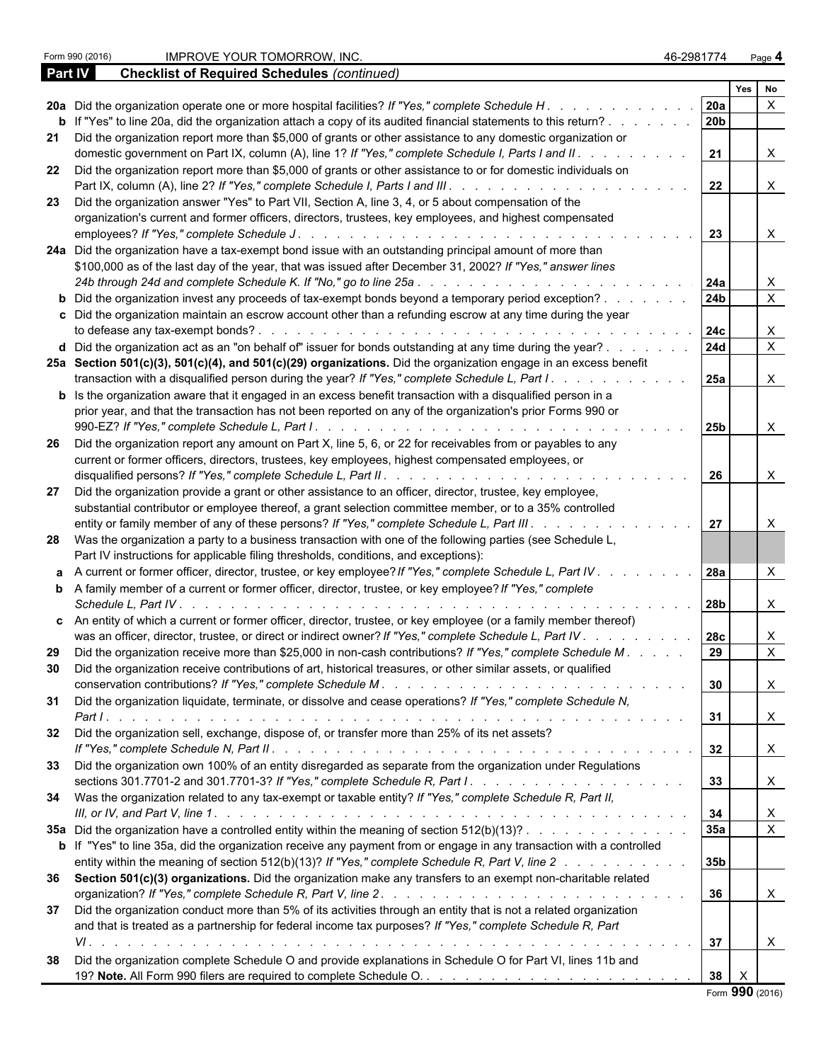Form 990 (2016) IMPROVE YOUR TOMORROW, INC. 46-2981774 Page **4**

## Part IV Checklist of Required Schedules *(continued)*

| | | | Yes | No |
|---|---|---|---|---|
| **20a** | Did the organization operate one or more hospital facilities? *If "Yes," complete Schedule H* | **20a** | | X |
| **b** | If "Yes" to line 20a, did the organization attach a copy of its audited financial statements to this return? | **20b** | | |
| **21** | Did the organization report more than $5,000 of grants or other assistance to any domestic organization or domestic government on Part IX, column (A), line 1? *If "Yes," complete Schedule I, Parts I and II* | **21** | | X |
| **22** | Did the organization report more than $5,000 of grants or other assistance to or for domestic individuals on Part IX, column (A), line 2? *If "Yes," complete Schedule I, Parts I and III* | **22** | | X |
| **23** | Did the organization answer "Yes" to Part VII, Section A, line 3, 4, or 5 about compensation of the organization's current and former officers, directors, trustees, key employees, and highest compensated employees? *If "Yes," complete Schedule J* | **23** | | X |
| **24a** | Did the organization have a tax-exempt bond issue with an outstanding principal amount of more than $100,000 as of the last day of the year, that was issued after December 31, 2002? *If "Yes," answer lines 24b through 24d and complete Schedule K. If "No," go to line 25a* | **24a** | | X |
| **b** | Did the organization invest any proceeds of tax-exempt bonds beyond a temporary period exception? | **24b** | | X |
| **c** | Did the organization maintain an escrow account other than a refunding escrow at any time during the year to defease any tax-exempt bonds? | **24c** | | X |
| **d** | Did the organization act as an "on behalf of" issuer for bonds outstanding at any time during the year? | **24d** | | X |
| **25a** | **Section 501(c)(3), 501(c)(4), and 501(c)(29) organizations.** Did the organization engage in an excess benefit transaction with a disqualified person during the year? *If "Yes," complete Schedule L, Part I* | **25a** | | X |
| **b** | Is the organization aware that it engaged in an excess benefit transaction with a disqualified person in a prior year, and that the transaction has not been reported on any of the organization's prior Forms 990 or 990-EZ? *If "Yes," complete Schedule L, Part I* | **25b** | | X |
| **26** | Did the organization report any amount on Part X, line 5, 6, or 22 for receivables from or payables to any current or former officers, directors, trustees, key employees, highest compensated employees, or disqualified persons? *If "Yes," complete Schedule L, Part II* | **26** | | X |
| **27** | Did the organization provide a grant or other assistance to an officer, director, trustee, key employee, substantial contributor or employee thereof, a grant selection committee member, or to a 35% controlled entity or family member of any of these persons? *If "Yes," complete Schedule L, Part III* | **27** | | X |
| **28** | Was the organization a party to a business transaction with one of the following parties (see Schedule L, Part IV instructions for applicable filing thresholds, conditions, and exceptions): | | | |
| **a** | A current or former officer, director, trustee, or key employee? *If "Yes," complete Schedule L, Part IV* | **28a** | | X |
| **b** | A family member of a current or former officer, director, trustee, or key employee? *If "Yes," complete Schedule L, Part IV* | **28b** | | X |
| **c** | An entity of which a current or former officer, director, trustee, or key employee (or a family member thereof) was an officer, director, trustee, or direct or indirect owner? *If "Yes," complete Schedule L, Part IV* | **28c** | | X |
| **29** | Did the organization receive more than $25,000 in non-cash contributions? *If "Yes," complete Schedule M* | **29** | | X |
| **30** | Did the organization receive contributions of art, historical treasures, or other similar assets, or qualified conservation contributions? *If "Yes," complete Schedule M* | **30** | | X |
| **31** | Did the organization liquidate, terminate, or dissolve and cease operations? *If "Yes," complete Schedule N, Part I* | **31** | | X |
| **32** | Did the organization sell, exchange, dispose of, or transfer more than 25% of its net assets? *If "Yes," complete Schedule N, Part II* | **32** | | X |
| **33** | Did the organization own 100% of an entity disregarded as separate from the organization under Regulations sections 301.7701-2 and 301.7701-3? *If "Yes," complete Schedule R, Part I* | **33** | | X |
| **34** | Was the organization related to any tax-exempt or taxable entity? *If "Yes," complete Schedule R, Part II, III, or IV, and Part V, line 1* | **34** | | X |
| **35a** | Did the organization have a controlled entity within the meaning of section 512(b)(13)? | **35a** | | X |
| **b** | If "Yes" to line 35a, did the organization receive any payment from or engage in any transaction with a controlled entity within the meaning of section 512(b)(13)? *If "Yes," complete Schedule R, Part V, line 2* | **35b** | | |
| **36** | **Section 501(c)(3) organizations.** Did the organization make any transfers to an exempt non-charitable related organization? *If "Yes," complete Schedule R, Part V, line 2* | **36** | | X |
| **37** | Did the organization conduct more than 5% of its activities through an entity that is not a related organization and that is treated as a partnership for federal income tax purposes? *If "Yes," complete Schedule R, Part VI* | **37** | | X |
| **38** | Did the organization complete Schedule O and provide explanations in Schedule O for Part VI, lines 11b and 19? **Note.** All Form 990 filers are required to complete Schedule O. | **38** | X | |

Form **990** (2016)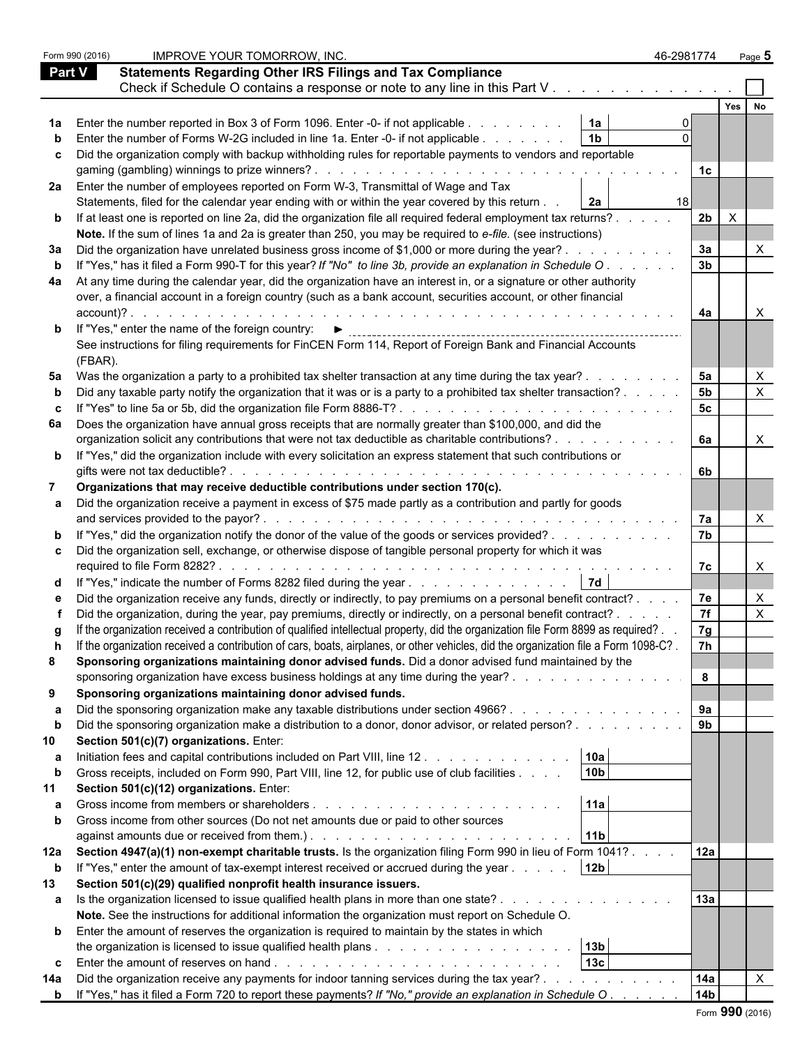Form 990 (2016) IMPROVE YOUR TOMORROW, INC. 46-2981774 Page 5

## Part V Statements Regarding Other IRS Filings and Tax Compliance

Check if Schedule O contains a response or note to any line in this Part V . . . . . . . . . . . . . ☐

| | | | | | Yes | No |
|---|---|---|---|---|---|---|
| **1a** | Enter the number reported in Box 3 of Form 1096. Enter -0- if not applicable . . . . . . . . | **1a** | 0 | | | |
| **b** | Enter the number of Forms W-2G included in line 1a. Enter -0- if not applicable . . . . . . . | **1b** | 0 | | | |
| **c** | Did the organization comply with backup withholding rules for reportable payments to vendors and reportable gaming (gambling) winnings to prize winners? . . . . . . . . . . . . . . . . . . . . . . . . . . . . . . . . | | | **1c** | | |
| **2a** | Enter the number of employees reported on Form W-3, Transmittal of Wage and Tax Statements, filed for the calendar year ending with or within the year covered by this return . . | **2a** | 18 | | | |
| **b** | If at least one is reported on line 2a, did the organization file all required federal employment tax returns? . . . . . | | | **2b** | X | |
| | **Note.** If the sum of lines 1a and 2a is greater than 250, you may be required to *e-file.* (see instructions) | | | | | |
| **3a** | Did the organization have unrelated business gross income of $1,000 or more during the year? . . . . . . . . . | | | **3a** | | X |
| **b** | If "Yes," has it filed a Form 990-T for this year? *If "No" to line 3b, provide an explanation in Schedule O* . . . . . . | | | **3b** | | |
| **4a** | At any time during the calendar year, did the organization have an interest in, or a signature or other authority over, a financial account in a foreign country (such as a bank account, securities account, or other financial account)? . . . . . . . . . . . . . . . . . . . . . . . . . . . . . . . . . . . . . . . | | | **4a** | | X |
| **b** | If "Yes," enter the name of the foreign country: ► | | | | | |
| | See instructions for filing requirements for FinCEN Form 114, Report of Foreign Bank and Financial Accounts (FBAR). | | | | | |
| **5a** | Was the organization a party to a prohibited tax shelter transaction at any time during the tax year? . . . . . . . . | | | **5a** | | X |
| **b** | Did any taxable party notify the organization that it was or is a party to a prohibited tax shelter transaction? . . . . . | | | **5b** | | X |
| **c** | If "Yes" to line 5a or 5b, did the organization file Form 8886-T? . . . . . . . . . . . . . . . . . . . . . . | | | **5c** | | |
| **6a** | Does the organization have annual gross receipts that are normally greater than $100,000, and did the organization solicit any contributions that were not tax deductible as charitable contributions? . . . . . . . . . . | | | **6a** | | X |
| **b** | If "Yes," did the organization include with every solicitation an express statement that such contributions or gifts were not tax deductible? . . . . . . . . . . . . . . . . . . . . . . . . . . . . . . . . . . . | | | **6b** | | |
| **7** | **Organizations that may receive deductible contributions under section 170(c).** | | | | | |
| **a** | Did the organization receive a payment in excess of $75 made partly as a contribution and partly for goods and services provided to the payor? . . . . . . . . . . . . . . . . . . . . . . . . . . . . . . . . | | | **7a** | | X |
| **b** | If "Yes," did the organization notify the donor of the value of the goods or services provided? . . . . . . . . . . | | | **7b** | | |
| **c** | Did the organization sell, exchange, or otherwise dispose of tangible personal property for which it was required to file Form 8282? . . . . . . . . . . . . . . . . . . . . . . . . . . . . . . . . . . . . . | | | **7c** | | X |
| **d** | If "Yes," indicate the number of Forms 8282 filed during the year . . . . . . . . . . . . . . | **7d** | | | | |
| **e** | Did the organization receive any funds, directly or indirectly, to pay premiums on a personal benefit contract? . . . . | | | **7e** | | X |
| **f** | Did the organization, during the year, pay premiums, directly or indirectly, on a personal benefit contract? . . . . . | | | **7f** | | X |
| **g** | If the organization received a contribution of qualified intellectual property, did the organization file Form 8899 as required? . . | | | **7g** | | |
| **h** | If the organization received a contribution of cars, boats, airplanes, or other vehicles, did the organization file a Form 1098-C? . | | | **7h** | | |
| **8** | **Sponsoring organizations maintaining donor advised funds.** Did a donor advised fund maintained by the sponsoring organization have excess business holdings at any time during the year? . . . . . . . . . . . . . . . | | | **8** | | |
| **9** | **Sponsoring organizations maintaining donor advised funds.** | | | | | |
| **a** | Did the sponsoring organization make any taxable distributions under section 4966? . . . . . . . . . . . . . . | | | **9a** | | |
| **b** | Did the sponsoring organization make a distribution to a donor, donor advisor, or related person? . . . . . . . . . | | | **9b** | | |
| **10** | **Section 501(c)(7) organizations.** Enter: | | | | | |
| **a** | Initiation fees and capital contributions included on Part VIII, line 12 . . . . . . . . . . . . . | **10a** | | | | |
| **b** | Gross receipts, included on Form 990, Part VIII, line 12, for public use of club facilities . . . . | **10b** | | | | |
| **11** | **Section 501(c)(12) organizations.** Enter: | | | | | |
| **a** | Gross income from members or shareholders . . . . . . . . . . . . . . . . . . . . . | **11a** | | | | |
| **b** | Gross income from other sources (Do not net amounts due or paid to other sources against amounts due or received from them.) . . . . . . . . . . . . . . . . . . . . . . . | **11b** | | | | |
| **12a** | **Section 4947(a)(1) non-exempt charitable trusts.** Is the organization filing Form 990 in lieu of Form 1041? . . . . | | | **12a** | | |
| **b** | If "Yes," enter the amount of tax-exempt interest received or accrued during the year . . . . . | **12b** | | | | |
| **13** | **Section 501(c)(29) qualified nonprofit health insurance issuers.** | | | | | |
| **a** | Is the organization licensed to issue qualified health plans in more than one state? . . . . . . . . . . . . . . . | | | **13a** | | |
| | **Note.** See the instructions for additional information the organization must report on Schedule O. | | | | | |
| **b** | Enter the amount of reserves the organization is required to maintain by the states in which the organization is licensed to issue qualified health plans . . . . . . . . . . . . . . . . . | **13b** | | | | |
| **c** | Enter the amount of reserves on hand . . . . . . . . . . . . . . . . . . . . . . . . . | **13c** | | | | |
| **14a** | Did the organization receive any payments for indoor tanning services during the tax year? . . . . . . . . . . . | | | **14a** | | X |
| **b** | If "Yes," has it filed a Form 720 to report these payments? *If "No," provide an explanation in Schedule O* . . . . . . | | | **14b** | | |

Form **990** (2016)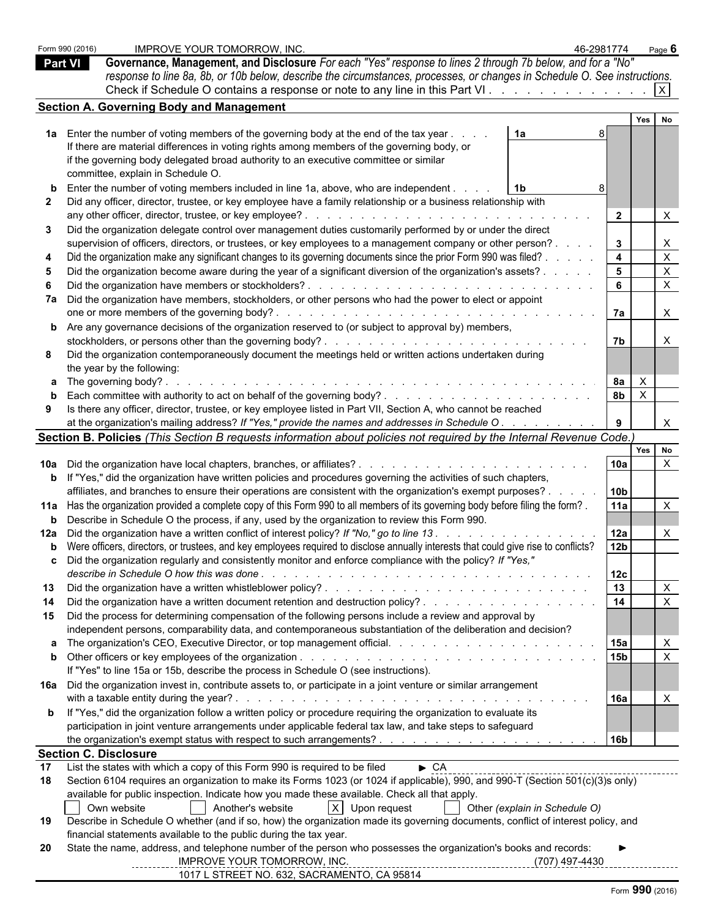Form 990 (2016) IMPROVE YOUR TOMORROW, INC. 46-2981774 Page **6**

## Part VI Governance, Management, and Disclosure

*For each "Yes" response to lines 2 through 7b below, and for a "No" response to line 8a, 8b, or 10b below, describe the circumstances, processes, or changes in Schedule O. See instructions.*

Check if Schedule O contains a response or note to any line in this Part VI . . . . . . . . . . . . . [X]

### Section A. Governing Body and Management

| | | | | Yes | No |
|---|---|---|---|---|---|
| **1a** | Enter the number of voting members of the governing body at the end of the tax year . . . . If there are material differences in voting rights among members of the governing body, or if the governing body delegated broad authority to an executive committee or similar committee, explain in Schedule O. | 1a 8 | | | |
| **b** | Enter the number of voting members included in line 1a, above, who are independent . . . . | 1b 8 | | | |
| **2** | Did any officer, director, trustee, or key employee have a family relationship or a business relationship with any other officer, director, trustee, or key employee? . . . . . . . . . . . . . . . . . . . . . . . . . . | | 2 | | X |
| **3** | Did the organization delegate control over management duties customarily performed by or under the direct supervision of officers, directors, or trustees, or key employees to a management company or other person? . . . . | | 3 | | X |
| **4** | Did the organization make any significant changes to its governing documents since the prior Form 990 was filed? . . . . . | | 4 | | X |
| **5** | Did the organization become aware during the year of a significant diversion of the organization's assets? . . . . . | | 5 | | X |
| **6** | Did the organization have members or stockholders? . . . . . . . . . . . . . . . . . . . . . . . . . . | | 6 | | X |
| **7a** | Did the organization have members, stockholders, or other persons who had the power to elect or appoint one or more members of the governing body? . . . . . . . . . . . . . . . . . . . . . . . . . . | | 7a | | X |
| **b** | Are any governance decisions of the organization reserved to (or subject to approval by) members, stockholders, or persons other than the governing body? . . . . . . . . . . . . . . . . . . . . . . . . . . | | 7b | | X |
| **8** | Did the organization contemporaneously document the meetings held or written actions undertaken during the year by the following: | | | | |
| **a** | The governing body? . . . . . . . . . . . . . . . . . . . . . . . . . . | | 8a | X | |
| **b** | Each committee with authority to act on behalf of the governing body? . . . . . . . . . . . . . . . . . . . . | | 8b | X | |
| **9** | Is there any officer, director, trustee, or key employee listed in Part VII, Section A, who cannot be reached at the organization's mailing address? *If "Yes," provide the names and addresses in Schedule O* . . . . . . . . . | | 9 | | X |

### Section B. Policies *(This Section B requests information about policies not required by the Internal Revenue Code.)*

| | | | Yes | No |
|---|---|---|---|---|
| **10a** | Did the organization have local chapters, branches, or affiliates? . . . . . . . . . . . . . . . . . . . . . | 10a | | X |
| **b** | If "Yes," did the organization have written policies and procedures governing the activities of such chapters, affiliates, and branches to ensure their operations are consistent with the organization's exempt purposes? . . . . . | 10b | | |
| **11a** | Has the organization provided a complete copy of this Form 990 to all members of its governing body before filing the form? . | 11a | | X |
| **b** | Describe in Schedule O the process, if any, used by the organization to review this Form 990. | | | |
| **12a** | Did the organization have a written conflict of interest policy? *If "No," go to line 13* . . . . . . . . . . . . . . . | 12a | | X |
| **b** | Were officers, directors, or trustees, and key employees required to disclose annually interests that could give rise to conflicts? | 12b | | |
| **c** | Did the organization regularly and consistently monitor and enforce compliance with the policy? *If "Yes," describe in Schedule O how this was done* . . . . . . . . . . . . . . . . . . . . . . . . . . | 12c | | |
| **13** | Did the organization have a written whistleblower policy? . . . . . . . . . . . . . . . . . . . . . . . . . . | 13 | | X |
| **14** | Did the organization have a written document retention and destruction policy? . . . . . . . . . . . . . . . . | 14 | | X |
| **15** | Did the process for determining compensation of the following persons include a review and approval by independent persons, comparability data, and contemporaneous substantiation of the deliberation and decision? | | | |
| **a** | The organization's CEO, Executive Director, or top management official. . . . . . . . . . . . . . . . . . . | 15a | | X |
| **b** | Other officers or key employees of the organization . . . . . . . . . . . . . . . . . . . . . . . . . . If "Yes" to line 15a or 15b, describe the process in Schedule O (see instructions). | 15b | | X |
| **16a** | Did the organization invest in, contribute assets to, or participate in a joint venture or similar arrangement with a taxable entity during the year? . . . . . . . . . . . . . . . . . . . . . . . . . . | 16a | | X |
| **b** | If "Yes," did the organization follow a written policy or procedure requiring the organization to evaluate its participation in joint venture arrangements under applicable federal tax law, and take steps to safeguard the organization's exempt status with respect to such arrangements? . . . . . . . . . . . . . . . . . . . . | 16b | | |

### Section C. Disclosure

**17** List the states with which a copy of this Form 990 is required to be filed ► CA

**18** Section 6104 requires an organization to make its Forms 1023 (or 1024 if applicable), 990, and 990-T (Section 501(c)(3)s only) available for public inspection. Indicate how you made these available. Check all that apply.

[ ] Own website [ ] Another's website [X] Upon request [ ] Other *(explain in Schedule O)*

**19** Describe in Schedule O whether (and if so, how) the organization made its governing documents, conflict of interest policy, and financial statements available to the public during the tax year.

**20** State the name, address, and telephone number of the person who possesses the organization's books and records: ►

IMPROVE YOUR TOMORROW, INC. (707) 497-4430
1017 L STREET NO. 632, SACRAMENTO, CA 95814

Form **990** (2016)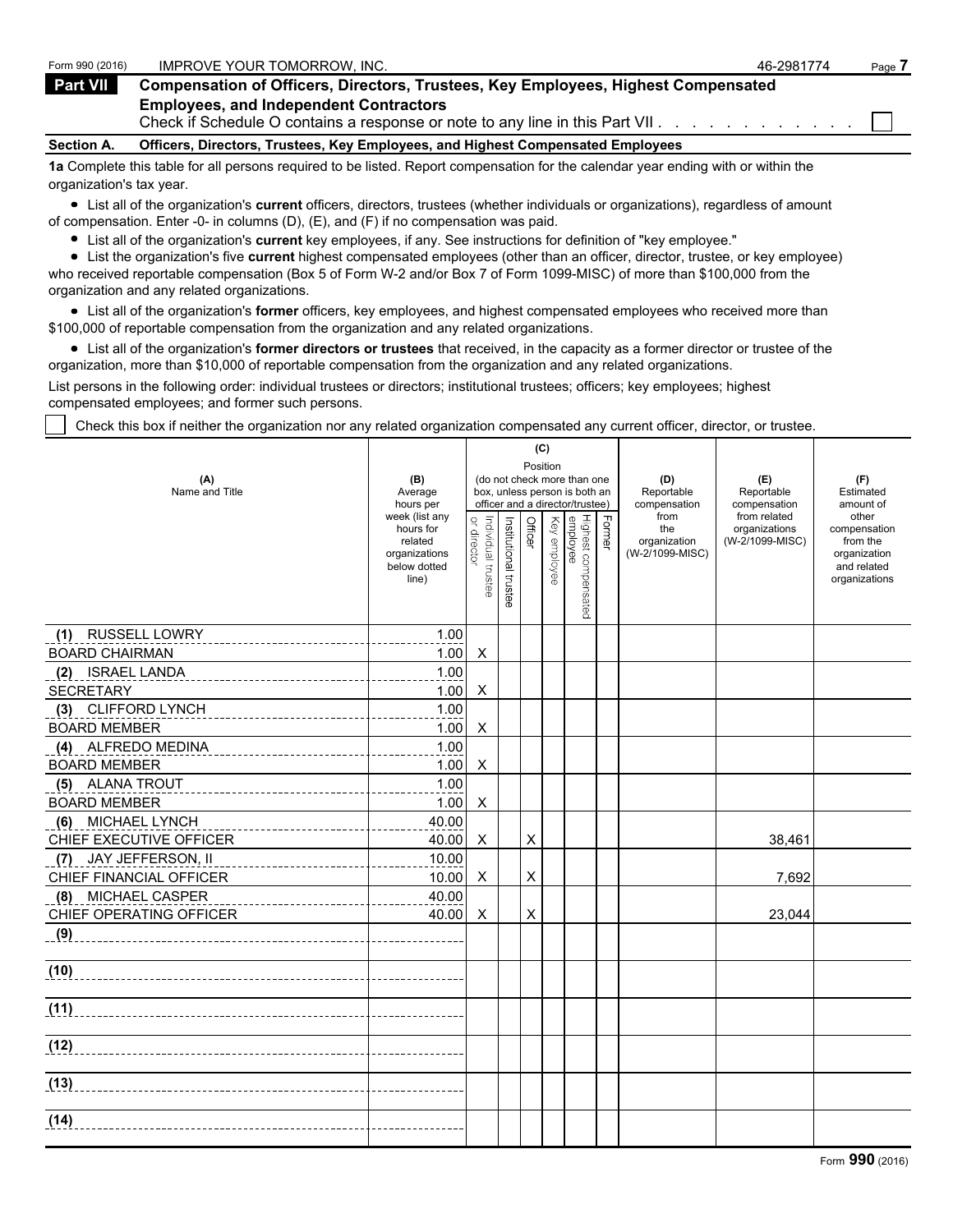Form 990 (2016) IMPROVE YOUR TOMORROW, INC. 46-2981774 Page 7

## Part VII Compensation of Officers, Directors, Trustees, Key Employees, Highest Compensated Employees, and Independent Contractors

Check if Schedule O contains a response or note to any line in this Part VII . . . . . . . . . . . . ☐

### Section A. Officers, Directors, Trustees, Key Employees, and Highest Compensated Employees

**1a** Complete this table for all persons required to be listed. Report compensation for the calendar year ending with or within the organization's tax year.

- List all of the organization's **current** officers, directors, trustees (whether individuals or organizations), regardless of amount of compensation. Enter -0- in columns (D), (E), and (F) if no compensation was paid.
- List all of the organization's **current** key employees, if any. See instructions for definition of "key employee."
- List the organization's five **current** highest compensated employees (other than an officer, director, trustee, or key employee) who received reportable compensation (Box 5 of Form W-2 and/or Box 7 of Form 1099-MISC) of more than $100,000 from the organization and any related organizations.
- List all of the organization's **former** officers, key employees, and highest compensated employees who received more than $100,000 of reportable compensation from the organization and any related organizations.
- List all of the organization's **former directors or trustees** that received, in the capacity as a former director or trustee of the organization, more than $10,000 of reportable compensation from the organization and any related organizations.

List persons in the following order: individual trustees or directors; institutional trustees; officers; key employees; highest compensated employees; and former such persons.

☐ Check this box if neither the organization nor any related organization compensated any current officer, director, or trustee.

| (A) Name and Title | (B) Average hours per week (list any hours for related organizations below dotted line) | (C) Position (do not check more than one box, unless person is both an officer and a director/trustee) | | | | | | (D) Reportable compensation from the organization (W-2/1099-MISC) | (E) Reportable compensation from related organizations (W-2/1099-MISC) | (F) Estimated amount of other compensation from the organization and related organizations |
|---|---|---|---|---|---|---|---|---|---|---|
| | | Individual trustee or director | Institutional trustee | Officer | Key employee | Highest compensated employee | Former | | | |
| (1) RUSSELL LOWRY | 1.00 | | | | | | | | | |
| BOARD CHAIRMAN | 1.00 | X | | | | | | | | |
| (2) ISRAEL LANDA | 1.00 | | | | | | | | | |
| SECRETARY | 1.00 | X | | | | | | | | |
| (3) CLIFFORD LYNCH | 1.00 | | | | | | | | | |
| BOARD MEMBER | 1.00 | X | | | | | | | | |
| (4) ALFREDO MEDINA | 1.00 | | | | | | | | | |
| BOARD MEMBER | 1.00 | X | | | | | | | | |
| (5) ALANA TROUT | 1.00 | | | | | | | | | |
| BOARD MEMBER | 1.00 | X | | | | | | | | |
| (6) MICHAEL LYNCH | 40.00 | | | | | | | | | |
| CHIEF EXECUTIVE OFFICER | 40.00 | X | | X | | | | | 38,461 | |
| (7) JAY JEFFERSON, II | 10.00 | | | | | | | | | |
| CHIEF FINANCIAL OFFICER | 10.00 | X | | X | | | | | 7,692 | |
| (8) MICHAEL CASPER | 40.00 | | | | | | | | | |
| CHIEF OPERATING OFFICER | 40.00 | X | | X | | | | | 23,044 | |
| (9) | | | | | | | | | | |
| (10) | | | | | | | | | | |
| (11) | | | | | | | | | | |
| (12) | | | | | | | | | | |
| (13) | | | | | | | | | | |
| (14) | | | | | | | | | | |

Form **990** (2016)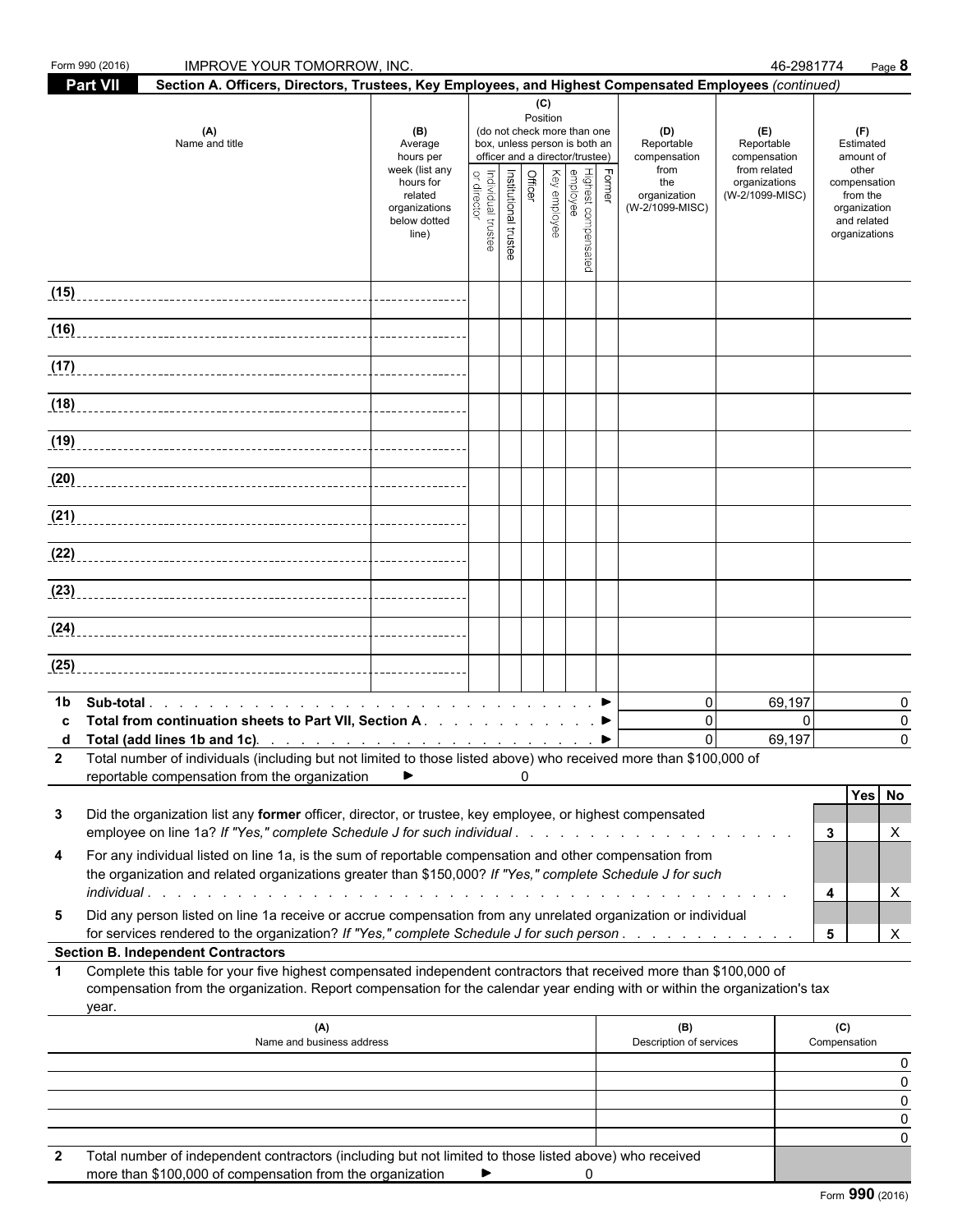Form 990 (2016) IMPROVE YOUR TOMORROW, INC. 46-2981774 Page **8**

**Part VII** **Section A. Officers, Directors, Trustees, Key Employees, and Highest Compensated Employees** *(continued)*

| (A) Name and title | (B) Average hours per week (list any hours for related organizations below dotted line) | (C) Position: Individual trustee or director | Institutional trustee | Officer | Key employee | Highest compensated employee | Former | (D) Reportable compensation from the organization (W-2/1099-MISC) | (E) Reportable compensation from related organizations (W-2/1099-MISC) | (F) Estimated amount of other compensation from the organization and related organizations |
|---|---|---|---|---|---|---|---|---|---|---|
| (15) | | | | | | | | | | |
| (16) | | | | | | | | | | |
| (17) | | | | | | | | | | |
| (18) | | | | | | | | | | |
| (19) | | | | | | | | | | |
| (20) | | | | | | | | | | |
| (21) | | | | | | | | | | |
| (22) | | | | | | | | | | |
| (23) | | | | | | | | | | |
| (24) | | | | | | | | | | |
| (25) | | | | | | | | | | |
| **1b Sub-total** ► | | | | | | | | 0 | 69,197 | 0 |
| **c Total from continuation sheets to Part VII, Section A** ► | | | | | | | | 0 | 0 | 0 |
| **d Total (add lines 1b and 1c)** ► | | | | | | | | 0 | 69,197 | 0 |

**2** Total number of individuals (including but not limited to those listed above) who received more than $100,000 of reportable compensation from the organization ► 0

| | | Yes | No |
|---|---|---|---|
| **3** Did the organization list any **former** officer, director, or trustee, key employee, or highest compensated employee on line 1a? *If "Yes," complete Schedule J for such individual* | 3 | | X |
| **4** For any individual listed on line 1a, is the sum of reportable compensation and other compensation from the organization and related organizations greater than $150,000? *If "Yes," complete Schedule J for such individual* | 4 | | X |
| **5** Did any person listed on line 1a receive or accrue compensation from any unrelated organization or individual for services rendered to the organization? *If "Yes," complete Schedule J for such person* | 5 | | X |

**Section B. Independent Contractors**

**1** Complete this table for your five highest compensated independent contractors that received more than $100,000 of compensation from the organization. Report compensation for the calendar year ending with or within the organization's tax year.

| (A) Name and business address | (B) Description of services | (C) Compensation |
|---|---|---|
| | | 0 |
| | | 0 |
| | | 0 |
| | | 0 |
| | | 0 |

**2** Total number of independent contractors (including but not limited to those listed above) who received more than $100,000 of compensation from the organization ► 0

Form **990** (2016)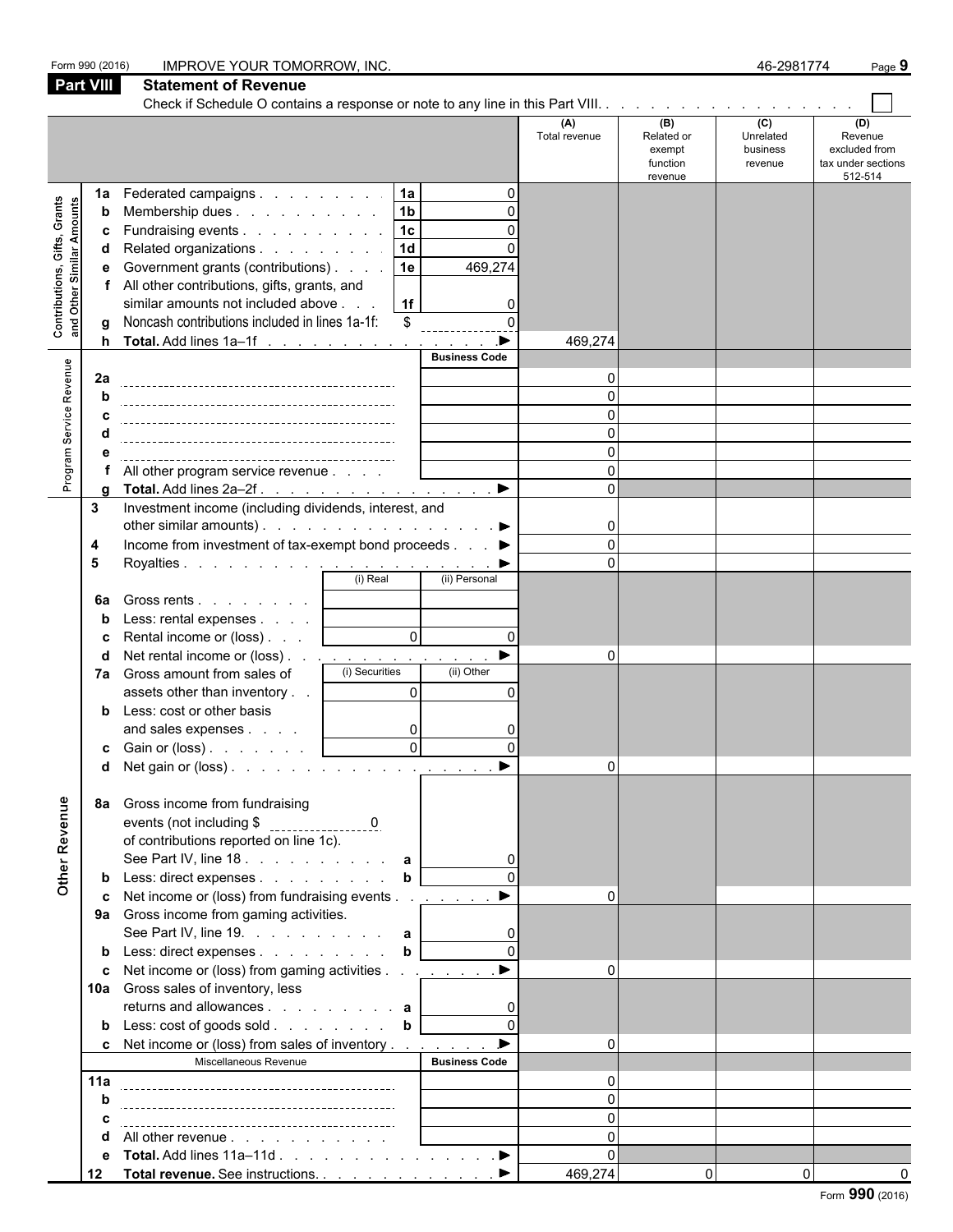Form 990 (2016) IMPROVE YOUR TOMORROW, INC. 46-2981774

## Part VIII Statement of Revenue

Check if Schedule O contains a response or note to any line in this Part VIII. . . . . . . . . . . . . . . . . . . ☐

| | | | | (A) Total revenue | (B) Related or exempt function revenue | (C) Unrelated business revenue | (D) Revenue excluded from tax under sections 512-514 |
|---|---|---|---|---|---|---|---|
| **Contributions, Gifts, Grants and Other Similar Amounts** | 1a Federated campaigns | 1a | 0 | | | | |
| | b Membership dues | 1b | 0 | | | | |
| | c Fundraising events | 1c | 0 | | | | |
| | d Related organizations | 1d | 0 | | | | |
| | e Government grants (contributions) | 1e | 469,274 | | | | |
| | f All other contributions, gifts, grants, and similar amounts not included above | 1f | 0 | | | | |
| | g Noncash contributions included in lines 1a-1f: $ 0 | | | | | | |
| | h **Total.** Add lines 1a–1f ▶ | | | 469,274 | | | |
| **Program Service Revenue** | | | Business Code | | | | |
| | 2a | | | 0 | | | |
| | b | | | 0 | | | |
| | c | | | 0 | | | |
| | d | | | 0 | | | |
| | e | | | 0 | | | |
| | f All other program service revenue | | | 0 | | | |
| | g **Total.** Add lines 2a–2f ▶ | | | 0 | | | |
| | 3 Investment income (including dividends, interest, and other similar amounts) ▶ | | | 0 | | | |
| | 4 Income from investment of tax-exempt bond proceeds ▶ | | | 0 | | | |
| | 5 Royalties ▶ | | | 0 | | | |
| | | (i) Real | (ii) Personal | | | | |
| | 6a Gross rents | | | | | | |
| | b Less: rental expenses | | | | | | |
| | c Rental income or (loss) | 0 | 0 | | | | |
| | d Net rental income or (loss) ▶ | | | 0 | | | |
| | 7a Gross amount from sales of assets other than inventory | (i) Securities 0 | (ii) Other 0 | | | | |
| | b Less: cost or other basis and sales expenses | 0 | 0 | | | | |
| | c Gain or (loss) | 0 | 0 | | | | |
| | d Net gain or (loss) ▶ | | | 0 | | | |
| **Other Revenue** | 8a Gross income from fundraising events (not including $ 0 of contributions reported on line 1c). See Part IV, line 18 | a | 0 | | | | |
| | b Less: direct expenses | b | 0 | | | | |
| | c Net income or (loss) from fundraising events ▶ | | | 0 | | | |
| | 9a Gross income from gaming activities. See Part IV, line 19. | a | 0 | | | | |
| | b Less: direct expenses | b | 0 | | | | |
| | c Net income or (loss) from gaming activities ▶ | | | 0 | | | |
| | 10a Gross sales of inventory, less returns and allowances | a | 0 | | | | |
| | b Less: cost of goods sold | b | 0 | | | | |
| | c Net income or (loss) from sales of inventory ▶ | | | 0 | | | |
| | Miscellaneous Revenue | | Business Code | | | | |
| | 11a | | | 0 | | | |
| | b | | | 0 | | | |
| | c | | | 0 | | | |
| | d All other revenue | | | 0 | | | |
| | e **Total.** Add lines 11a–11d ▶ | | | 0 | | | |
| | 12 **Total revenue.** See instructions. ▶ | | | 469,274 | 0 | 0 | 0 |

Form **990** (2016)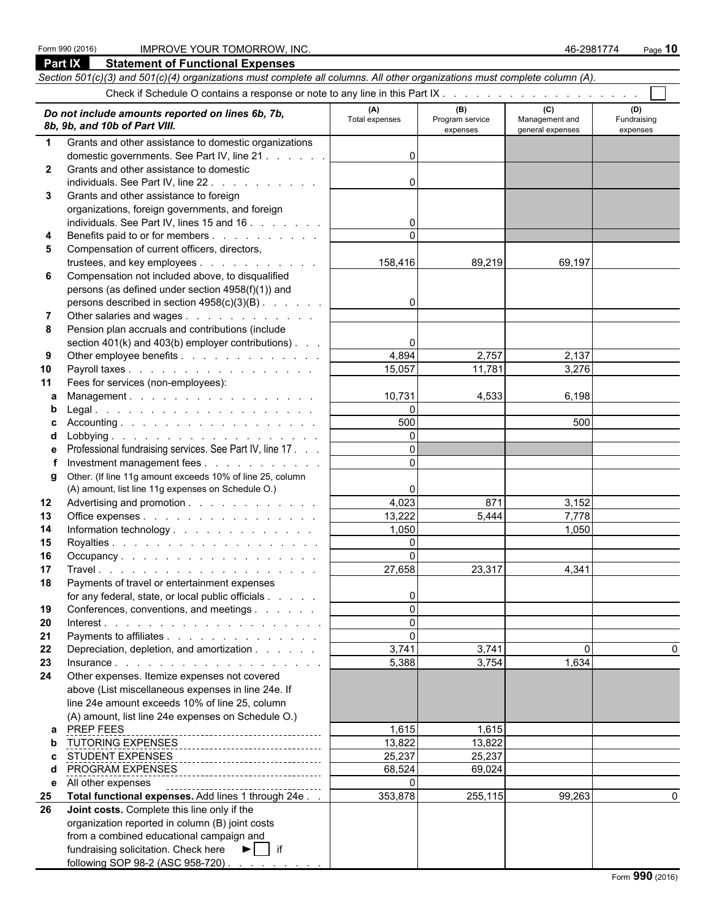Form 990 (2016) IMPROVE YOUR TOMORROW, INC. 46-2981774

## Part IX Statement of Functional Expenses

*Section 501(c)(3) and 501(c)(4) organizations must complete all columns. All other organizations must complete column (A).*

Check if Schedule O contains a response or note to any line in this Part IX . . . . . . . . . . . . . . . . . . . ☐

| | *Do not include amounts reported on lines 6b, 7b, 8b, 9b, and 10b of Part VIII.* | (A) Total expenses | (B) Program service expenses | (C) Management and general expenses | (D) Fundraising expenses |
|---|---|---|---|---|---|
| 1 | Grants and other assistance to domestic organizations domestic governments. See Part IV, line 21 | 0 | | | |
| 2 | Grants and other assistance to domestic individuals. See Part IV, line 22 | 0 | | | |
| 3 | Grants and other assistance to foreign organizations, foreign governments, and foreign individuals. See Part IV, lines 15 and 16 | 0 | | | |
| 4 | Benefits paid to or for members | 0 | | | |
| 5 | Compensation of current officers, directors, trustees, and key employees | 158,416 | 89,219 | 69,197 | |
| 6 | Compensation not included above, to disqualified persons (as defined under section 4958(f)(1)) and persons described in section 4958(c)(3)(B) | 0 | | | |
| 7 | Other salaries and wages | | | | |
| 8 | Pension plan accruals and contributions (include section 401(k) and 403(b) employer contributions) | 0 | | | |
| 9 | Other employee benefits | 4,894 | 2,757 | 2,137 | |
| 10 | Payroll taxes | 15,057 | 11,781 | 3,276 | |
| 11 | Fees for services (non-employees): | | | | |
| a | Management | 10,731 | 4,533 | 6,198 | |
| b | Legal | 0 | | | |
| c | Accounting | 500 | | 500 | |
| d | Lobbying | 0 | | | |
| e | Professional fundraising services. See Part IV, line 17 | 0 | | | |
| f | Investment management fees | 0 | | | |
| g | Other. (If line 11g amount exceeds 10% of line 25, column (A) amount, list line 11g expenses on Schedule O.) | 0 | | | |
| 12 | Advertising and promotion | 4,023 | 871 | 3,152 | |
| 13 | Office expenses | 13,222 | 5,444 | 7,778 | |
| 14 | Information technology | 1,050 | | 1,050 | |
| 15 | Royalties | 0 | | | |
| 16 | Occupancy | 0 | | | |
| 17 | Travel | 27,658 | 23,317 | 4,341 | |
| 18 | Payments of travel or entertainment expenses for any federal, state, or local public officials | 0 | | | |
| 19 | Conferences, conventions, and meetings | 0 | | | |
| 20 | Interest | 0 | | | |
| 21 | Payments to affiliates | 0 | | | |
| 22 | Depreciation, depletion, and amortization | 3,741 | 3,741 | 0 | 0 |
| 23 | Insurance | 5,388 | 3,754 | 1,634 | |
| 24 | Other expenses. Itemize expenses not covered above (List miscellaneous expenses in line 24e. If line 24e amount exceeds 10% of line 25, column (A) amount, list line 24e expenses on Schedule O.) | | | | |
| a | PREP FEES | 1,615 | 1,615 | | |
| b | TUTORING EXPENSES | 13,822 | 13,822 | | |
| c | STUDENT EXPENSES | 25,237 | 25,237 | | |
| d | PROGRAM EXPENSES | 68,524 | 69,024 | | |
| e | All other expenses | 0 | | | |
| 25 | **Total functional expenses.** Add lines 1 through 24e | 353,878 | 255,115 | 99,263 | 0 |
| 26 | **Joint costs.** Complete this line only if the organization reported in column (B) joint costs from a combined educational campaign and fundraising solicitation. Check here ► ☐ if following SOP 98-2 (ASC 958-720) | | | | |

Form **990** (2016)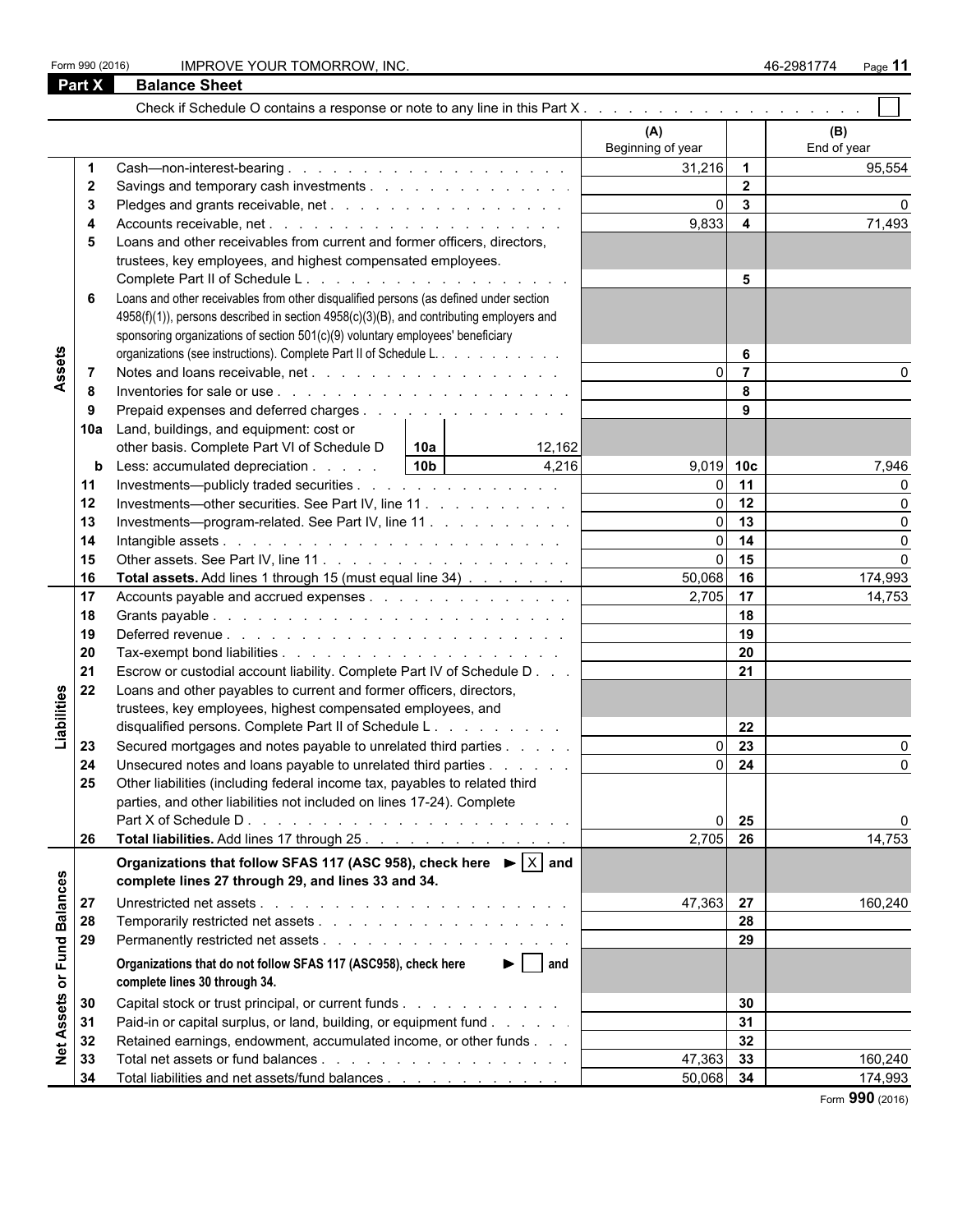## Part X Balance Sheet

Check if Schedule O contains a response or note to any line in this Part X . . . . . . . . . . . . . . . . . . . . ☐

| | | | (A) Beginning of year | | (B) End of year |
|---|---|---|---|---|---|
| **Assets** | 1 | Cash—non-interest-bearing | 31,216 | 1 | 95,554 |
| | 2 | Savings and temporary cash investments | | 2 | |
| | 3 | Pledges and grants receivable, net | 0 | 3 | 0 |
| | 4 | Accounts receivable, net | 9,833 | 4 | 71,493 |
| | 5 | Loans and other receivables from current and former officers, directors, trustees, key employees, and highest compensated employees. Complete Part II of Schedule L | | 5 | |
| | 6 | Loans and other receivables from other disqualified persons (as defined under section 4958(f)(1)), persons described in section 4958(c)(3)(B), and contributing employers and sponsoring organizations of section 501(c)(9) voluntary employees' beneficiary organizations (see instructions). Complete Part II of Schedule L | | 6 | |
| | 7 | Notes and loans receivable, net | 0 | 7 | 0 |
| | 8 | Inventories for sale or use | | 8 | |
| | 9 | Prepaid expenses and deferred charges | | 9 | |
| | 10a | Land, buildings, and equipment: cost or other basis. Complete Part VI of Schedule D — 10a: 12,162 | | | |
| | b | Less: accumulated depreciation — 10b: 4,216 | 9,019 | 10c | 7,946 |
| | 11 | Investments—publicly traded securities | 0 | 11 | 0 |
| | 12 | Investments—other securities. See Part IV, line 11 | 0 | 12 | 0 |
| | 13 | Investments—program-related. See Part IV, line 11 | 0 | 13 | 0 |
| | 14 | Intangible assets | 0 | 14 | 0 |
| | 15 | Other assets. See Part IV, line 11 | 0 | 15 | 0 |
| | 16 | **Total assets.** Add lines 1 through 15 (must equal line 34) | 50,068 | 16 | 174,993 |
| **Liabilities** | 17 | Accounts payable and accrued expenses | 2,705 | 17 | 14,753 |
| | 18 | Grants payable | | 18 | |
| | 19 | Deferred revenue | | 19 | |
| | 20 | Tax-exempt bond liabilities | | 20 | |
| | 21 | Escrow or custodial account liability. Complete Part IV of Schedule D | | 21 | |
| | 22 | Loans and other payables to current and former officers, directors, trustees, key employees, highest compensated employees, and disqualified persons. Complete Part II of Schedule L | | 22 | |
| | 23 | Secured mortgages and notes payable to unrelated third parties | 0 | 23 | 0 |
| | 24 | Unsecured notes and loans payable to unrelated third parties | 0 | 24 | 0 |
| | 25 | Other liabilities (including federal income tax, payables to related third parties, and other liabilities not included on lines 17-24). Complete Part X of Schedule D | 0 | 25 | 0 |
| | 26 | **Total liabilities.** Add lines 17 through 25 | 2,705 | 26 | 14,753 |
| **Net Assets or Fund Balances** | | **Organizations that follow SFAS 117 (ASC 958), check here ► ☒ and complete lines 27 through 29, and lines 33 and 34.** | | | |
| | 27 | Unrestricted net assets | 47,363 | 27 | 160,240 |
| | 28 | Temporarily restricted net assets | | 28 | |
| | 29 | Permanently restricted net assets | | 29 | |
| | | **Organizations that do not follow SFAS 117 (ASC958), check here ► ☐ and complete lines 30 through 34.** | | | |
| | 30 | Capital stock or trust principal, or current funds | | 30 | |
| | 31 | Paid-in or capital surplus, or land, building, or equipment fund | | 31 | |
| | 32 | Retained earnings, endowment, accumulated income, or other funds | | 32 | |
| | 33 | Total net assets or fund balances | 47,363 | 33 | 160,240 |
| | 34 | Total liabilities and net assets/fund balances | 50,068 | 34 | 174,993 |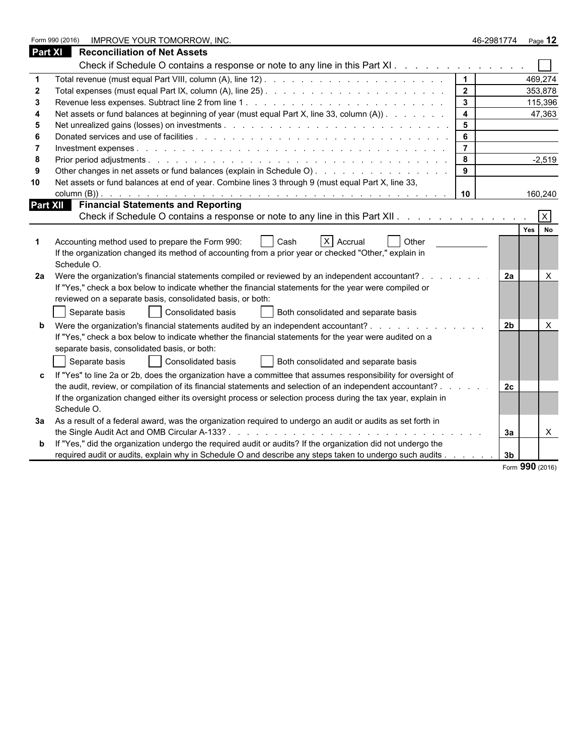Form 990 (2016) IMPROVE YOUR TOMORROW, INC. 46-2981774

## Part XI Reconciliation of Net Assets

Check if Schedule O contains a response or note to any line in this Part XI . . . . . . . . . . . . . ☐

| | | | |
|---|---|---|---|
| 1 | Total revenue (must equal Part VIII, column (A), line 12) | 1 | 469,274 |
| 2 | Total expenses (must equal Part IX, column (A), line 25) | 2 | 353,878 |
| 3 | Revenue less expenses. Subtract line 2 from line 1 | 3 | 115,396 |
| 4 | Net assets or fund balances at beginning of year (must equal Part X, line 33, column (A)) | 4 | 47,363 |
| 5 | Net unrealized gains (losses) on investments | 5 | |
| 6 | Donated services and use of facilities | 6 | |
| 7 | Investment expenses | 7 | |
| 8 | Prior period adjustments | 8 | -2,519 |
| 9 | Other changes in net assets or fund balances (explain in Schedule O) | 9 | |
| 10 | Net assets or fund balances at end of year. Combine lines 3 through 9 (must equal Part X, line 33, column (B)) | 10 | 160,240 |

## Part XII Financial Statements and Reporting

Check if Schedule O contains a response or note to any line in this Part XII . . . . . . . . . . . . . ☒

| | | | Yes | No |
|---|---|---|---|---|
| 1 | Accounting method used to prepare the Form 990: ☐ Cash ☒ Accrual ☐ Other ________<br>If the organization changed its method of accounting from a prior year or checked "Other," explain in Schedule O. | | | |
| 2a | Were the organization's financial statements compiled or reviewed by an independent accountant?<br>If "Yes," check a box below to indicate whether the financial statements for the year were compiled or reviewed on a separate basis, consolidated basis, or both:<br>☐ Separate basis ☐ Consolidated basis ☐ Both consolidated and separate basis | 2a | | X |
| b | Were the organization's financial statements audited by an independent accountant?<br>If "Yes," check a box below to indicate whether the financial statements for the year were audited on a separate basis, consolidated basis, or both:<br>☐ Separate basis ☐ Consolidated basis ☐ Both consolidated and separate basis | 2b | | X |
| c | If "Yes" to line 2a or 2b, does the organization have a committee that assumes responsibility for oversight of the audit, review, or compilation of its financial statements and selection of an independent accountant?<br>If the organization changed either its oversight process or selection process during the tax year, explain in Schedule O. | 2c | | |
| 3a | As a result of a federal award, was the organization required to undergo an audit or audits as set forth in the Single Audit Act and OMB Circular A-133? | 3a | | X |
| b | If "Yes," did the organization undergo the required audit or audits? If the organization did not undergo the required audit or audits, explain why in Schedule O and describe any steps taken to undergo such audits | 3b | | |

Form 990 (2016)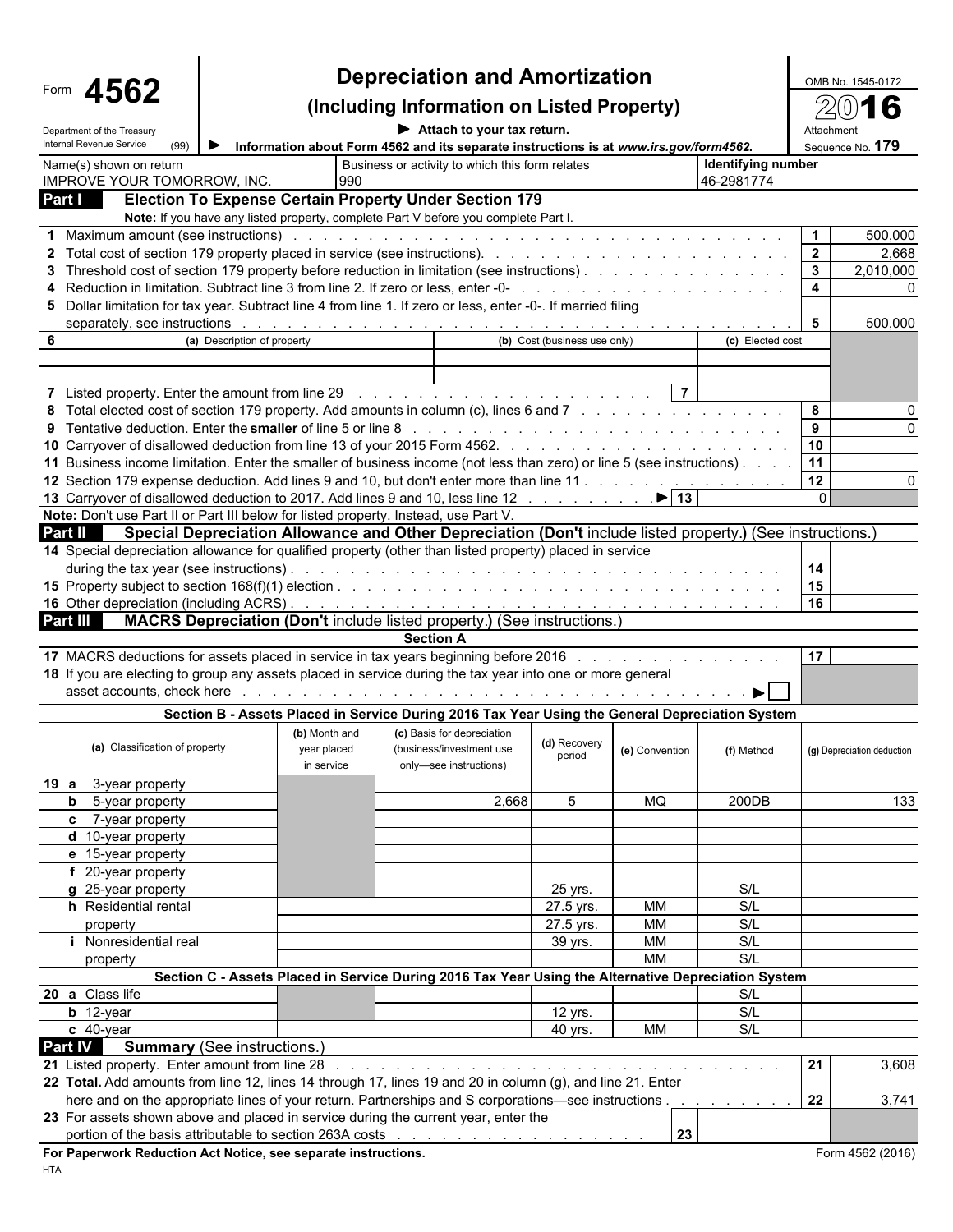Form **4562**

# Depreciation and Amortization

## (Including Information on Listed Property)

Department of the Treasury
Internal Revenue Service (99)

► Attach to your tax return.

► Information about Form 4562 and its separate instructions is at *www.irs.gov/form4562*.

OMB No. 1545-0172

2016

Attachment Sequence No. 179

| Name(s) shown on return | Business or activity to which this form relates | Identifying number |
|---|---|---|
| IMPROVE YOUR TOMORROW, INC. | 990 | 46-2981774 |

## Part I Election To Expense Certain Property Under Section 179

**Note:** If you have any listed property, complete Part V before you complete Part I.

| | | | |
|---|---|---|---|
| 1 | Maximum amount (see instructions) | 1 | 500,000 |
| 2 | Total cost of section 179 property placed in service (see instructions) | 2 | 2,668 |
| 3 | Threshold cost of section 179 property before reduction in limitation (see instructions) | 3 | 2,010,000 |
| 4 | Reduction in limitation. Subtract line 3 from line 2. If zero or less, enter -0- | 4 | 0 |
| 5 | Dollar limitation for tax year. Subtract line 4 from line 1. If zero or less, enter -0-. If married filing separately, see instructions | 5 | 500,000 |

| 6 | (a) Description of property | (b) Cost (business use only) | (c) Elected cost |
|---|---|---|---|
| | | | |
| | | | |

| | | | |
|---|---|---|---|
| 7 | Listed property. Enter the amount from line 29 | 7 | |
| 8 | Total elected cost of section 179 property. Add amounts in column (c), lines 6 and 7 | 8 | 0 |
| 9 | Tentative deduction. Enter the **smaller** of line 5 or line 8 | 9 | 0 |
| 10 | Carryover of disallowed deduction from line 13 of your 2015 Form 4562 | 10 | |
| 11 | Business income limitation. Enter the smaller of business income (not less than zero) or line 5 (see instructions) | 11 | |
| 12 | Section 179 expense deduction. Add lines 9 and 10, but don't enter more than line 11 | 12 | 0 |
| 13 | Carryover of disallowed deduction to 2017. Add lines 9 and 10, less line 12 ► | 13 | 0 |

**Note:** Don't use Part II or Part III below for listed property. Instead, use Part V.

## Part II Special Depreciation Allowance and Other Depreciation (Don't include listed property.) (See instructions.)

| | | | |
|---|---|---|---|
| 14 | Special depreciation allowance for qualified property (other than listed property) placed in service during the tax year (see instructions) | 14 | |
| 15 | Property subject to section 168(f)(1) election | 15 | |
| 16 | Other depreciation (including ACRS) | 16 | |

## Part III MACRS Depreciation (Don't include listed property.) (See instructions.)

### Section A

| | | | |
|---|---|---|---|
| 17 | MACRS deductions for assets placed in service in tax years beginning before 2016 | 17 | |
| 18 | If you are electing to group any assets placed in service during the tax year into one or more general asset accounts, check here ► ☐ | | |

### Section B - Assets Placed in Service During 2016 Tax Year Using the General Depreciation System

| (a) Classification of property | (b) Month and year placed in service | (c) Basis for depreciation (business/investment use only—see instructions) | (d) Recovery period | (e) Convention | (f) Method | (g) Depreciation deduction |
|---|---|---|---|---|---|---|
| 19 a 3-year property | | | | | | |
| b 5-year property | | 2,668 | 5 | MQ | 200DB | 133 |
| c 7-year property | | | | | | |
| d 10-year property | | | | | | |
| e 15-year property | | | | | | |
| f 20-year property | | | | | | |
| g 25-year property | | | 25 yrs. | | S/L | |
| h Residential rental property | | | 27.5 yrs. | MM | S/L | |
| | | | 27.5 yrs. | MM | S/L | |
| i Nonresidential real property | | | 39 yrs. | MM | S/L | |
| | | | | MM | S/L | |

### Section C - Assets Placed in Service During 2016 Tax Year Using the Alternative Depreciation System

| (a) Classification of property | (b) Month and year placed in service | (c) Basis for depreciation | (d) Recovery period | (e) Convention | (f) Method | (g) Depreciation deduction |
|---|---|---|---|---|---|---|
| 20 a Class life | | | | | S/L | |
| b 12-year | | | 12 yrs. | | S/L | |
| c 40-year | | | 40 yrs. | MM | S/L | |

## Part IV Summary (See instructions.)

| | | | |
|---|---|---|---|
| 21 | Listed property. Enter amount from line 28 | 21 | 3,608 |
| 22 | **Total.** Add amounts from line 12, lines 14 through 17, lines 19 and 20 in column (g), and line 21. Enter here and on the appropriate lines of your return. Partnerships and S corporations—see instructions | 22 | 3,741 |
| 23 | For assets shown above and placed in service during the current year, enter the portion of the basis attributable to section 263A costs | 23 | |

**For Paperwork Reduction Act Notice, see separate instructions.** Form 4562 (2016)

HTA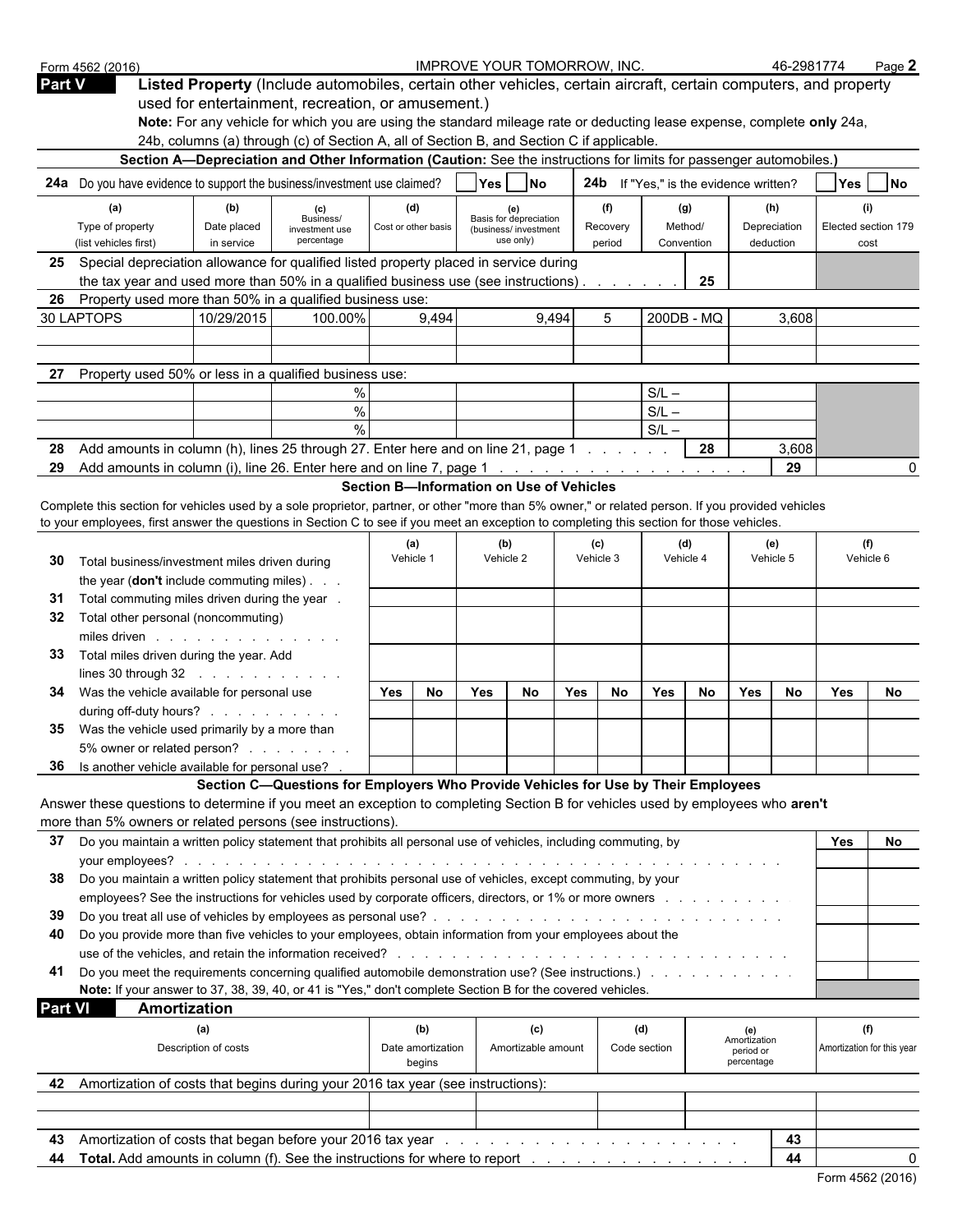Form 4562 (2016) IMPROVE YOUR TOMORROW, INC. 46-2981774 Page **2**

## Part V Listed Property (Include automobiles, certain other vehicles, certain aircraft, certain computers, and property used for entertainment, recreation, or amusement.)

**Note:** For any vehicle for which you are using the standard mileage rate or deducting lease expense, complete **only** 24a, 24b, columns (a) through (c) of Section A, all of Section B, and Section C if applicable.

### Section A—Depreciation and Other Information (Caution: See the instructions for limits for passenger automobiles.)

**24a** Do you have evidence to support the business/investment use claimed? ☐ Yes ☐ No **24b** If "Yes," is the evidence written? ☐ Yes ☐ No

| (a) Type of property (list vehicles first) | (b) Date placed in service | (c) Business/ investment use percentage | (d) Cost or other basis | (e) Basis for depreciation (business/ investment use only) | (f) Recovery period | (g) Method/ Convention | (h) Depreciation deduction | (i) Elected section 179 cost |
|---|---|---|---|---|---|---|---|---|
| **25** Special depreciation allowance for qualified listed property placed in service during the tax year and used more than 50% in a qualified business use (see instructions) | | | | | | 25 | | |
| **26** Property used more than 50% in a qualified business use: | | | | | | | | |
| 30 LAPTOPS | 10/29/2015 | 100.00% | 9,494 | 9,494 | 5 | 200DB - MQ | 3,608 | |
| | | | | | | | | |
| | | | | | | | | |
| **27** Property used 50% or less in a qualified business use: | | | | | | | | |
| | | % | | | | S/L – | | |
| | | % | | | | S/L – | | |
| | | % | | | | S/L – | | |
| **28** Add amounts in column (h), lines 25 through 27. Enter here and on line 21, page 1 | | | | | | 28 | 3,608 | |
| **29** Add amounts in column (i), line 26. Enter here and on line 7, page 1 | | | | | | | 29 | 0 |

### Section B—Information on Use of Vehicles

Complete this section for vehicles used by a sole proprietor, partner, or other "more than 5% owner," or related person. If you provided vehicles to your employees, first answer the questions in Section C to see if you meet an exception to completing this section for those vehicles.

| | (a) Vehicle 1 | | (b) Vehicle 2 | | (c) Vehicle 3 | | (d) Vehicle 4 | | (e) Vehicle 5 | | (f) Vehicle 6 | |
|---|---|---|---|---|---|---|---|---|---|---|---|---|
| **30** Total business/investment miles driven during the year (**don't** include commuting miles) | | | | | | | | | | | | |
| **31** Total commuting miles driven during the year | | | | | | | | | | | | |
| **32** Total other personal (noncommuting) miles driven | | | | | | | | | | | | |
| **33** Total miles driven during the year. Add lines 30 through 32 | | | | | | | | | | | | |
| | Yes | No | Yes | No | Yes | No | Yes | No | Yes | No | Yes | No |
| **34** Was the vehicle available for personal use during off-duty hours? | | | | | | | | | | | | |
| **35** Was the vehicle used primarily by a more than 5% owner or related person? | | | | | | | | | | | | |
| **36** Is another vehicle available for personal use? | | | | | | | | | | | | |

### Section C—Questions for Employers Who Provide Vehicles for Use by Their Employees

Answer these questions to determine if you meet an exception to completing Section B for vehicles used by employees who **aren't** more than 5% owners or related persons (see instructions).

| | Yes | No |
|---|---|---|
| **37** Do you maintain a written policy statement that prohibits all personal use of vehicles, including commuting, by your employees? | | |
| **38** Do you maintain a written policy statement that prohibits personal use of vehicles, except commuting, by your employees? See the instructions for vehicles used by corporate officers, directors, or 1% or more owners | | |
| **39** Do you treat all use of vehicles by employees as personal use? | | |
| **40** Do you provide more than five vehicles to your employees, obtain information from your employees about the use of the vehicles, and retain the information received? | | |
| **41** Do you meet the requirements concerning qualified automobile demonstration use? (See instructions.) | | |

**Note:** If your answer to 37, 38, 39, 40, or 41 is "Yes," don't complete Section B for the covered vehicles.

## Part VI Amortization

| (a) Description of costs | (b) Date amortization begins | (c) Amortizable amount | (d) Code section | (e) Amortization period or percentage | (f) Amortization for this year |
|---|---|---|---|---|---|
| **42** Amortization of costs that begins during your 2016 tax year (see instructions): | | | | | |
| | | | | | |
| | | | | | |
| **43** Amortization of costs that began before your 2016 tax year | | | | 43 | |
| **44** **Total.** Add amounts in column (f). See the instructions for where to report | | | | 44 | 0 |

Form 4562 (2016)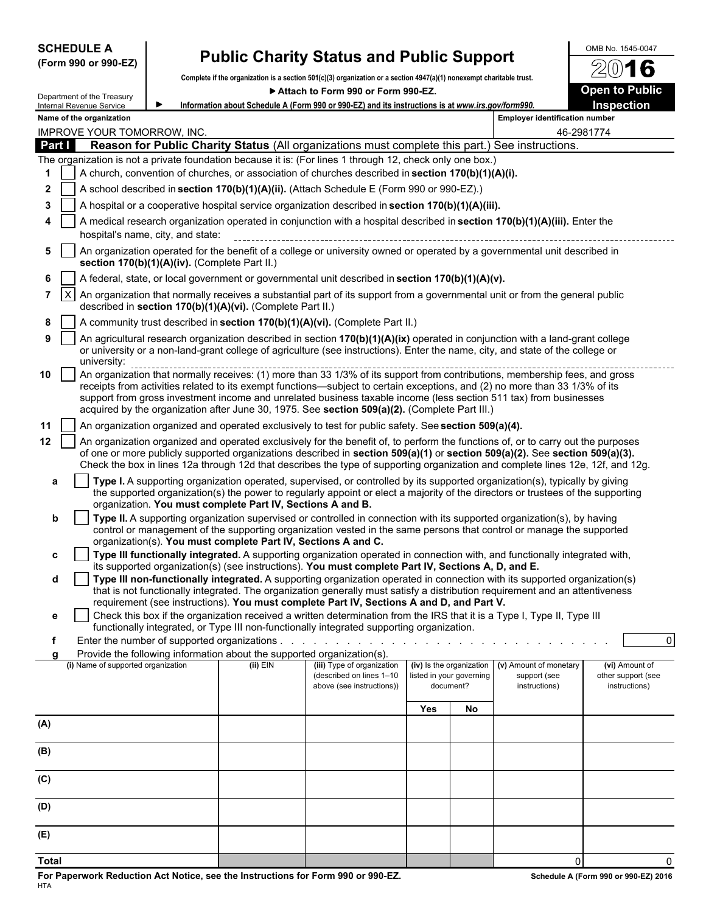**SCHEDULE A**
**(Form 990 or 990-EZ)**

Department of the Treasury
Internal Revenue Service

# Public Charity Status and Public Support

**Complete if the organization is a section 501(c)(3) organization or a section 4947(a)(1) nonexempt charitable trust.**

**▶ Attach to Form 990 or Form 990-EZ.**

**▶ Information about Schedule A (Form 990 or 990-EZ) and its instructions is at *www.irs.gov/form990*.**

OMB No. 1545-0047

**2016**

**Open to Public Inspection**

| Name of the organization | Employer identification number |
|---|---|
| IMPROVE YOUR TOMORROW, INC. | 46-2981774 |

## Part I Reason for Public Charity Status (All organizations must complete this part.) See instructions.

The organization is not a private foundation because it is: (For lines 1 through 12, check only one box.)

1. [ ] A church, convention of churches, or association of churches described in **section 170(b)(1)(A)(i).**
2. [ ] A school described in **section 170(b)(1)(A)(ii).** (Attach Schedule E (Form 990 or 990-EZ).)
3. [ ] A hospital or a cooperative hospital service organization described in **section 170(b)(1)(A)(iii).**
4. [ ] A medical research organization operated in conjunction with a hospital described in **section 170(b)(1)(A)(iii).** Enter the hospital's name, city, and state:
5. [ ] An organization operated for the benefit of a college or university owned or operated by a governmental unit described in **section 170(b)(1)(A)(iv).** (Complete Part II.)
6. [ ] A federal, state, or local government or governmental unit described in **section 170(b)(1)(A)(v).**
7. [X] An organization that normally receives a substantial part of its support from a governmental unit or from the general public described in **section 170(b)(1)(A)(vi).** (Complete Part II.)
8. [ ] A community trust described in **section 170(b)(1)(A)(vi).** (Complete Part II.)
9. [ ] An agricultural research organization described in section **170(b)(1)(A)(ix)** operated in conjunction with a land-grant college or university or a non-land-grant college of agriculture (see instructions). Enter the name, city, and state of the college or university:
10. [ ] An organization that normally receives: (1) more than 33 1/3% of its support from contributions, membership fees, and gross receipts from activities related to its exempt functions—subject to certain exceptions, and (2) no more than 33 1/3% of its support from gross investment income and unrelated business taxable income (less section 511 tax) from businesses acquired by the organization after June 30, 1975. See **section 509(a)(2).** (Complete Part III.)
11. [ ] An organization organized and operated exclusively to test for public safety. See **section 509(a)(4).**
12. [ ] An organization organized and operated exclusively for the benefit of, to perform the functions of, or to carry out the purposes of one or more publicly supported organizations described in **section 509(a)(1)** or **section 509(a)(2).** See **section 509(a)(3).** Check the box in lines 12a through 12d that describes the type of supporting organization and complete lines 12e, 12f, and 12g.

   a. [ ] **Type I.** A supporting organization operated, supervised, or controlled by its supported organization(s), typically by giving the supported organization(s) the power to regularly appoint or elect a majority of the directors or trustees of the supporting organization. **You must complete Part IV, Sections A and B.**

   b. [ ] **Type II.** A supporting organization supervised or controlled in connection with its supported organization(s), by having control or management of the supporting organization vested in the same persons that control or manage the supported organization(s). **You must complete Part IV, Sections A and C.**

   c. [ ] **Type III functionally integrated.** A supporting organization operated in connection with, and functionally integrated with, its supported organization(s) (see instructions). **You must complete Part IV, Sections A, D, and E.**

   d. [ ] **Type III non-functionally integrated.** A supporting organization operated in connection with its supported organization(s) that is not functionally integrated. The organization generally must satisfy a distribution requirement and an attentiveness requirement (see instructions). **You must complete Part IV, Sections A and D, and Part V.**

   e. [ ] Check this box if the organization received a written determination from the IRS that it is a Type I, Type II, Type III functionally integrated, or Type III non-functionally integrated supporting organization.

   f. Enter the number of supported organizations . . . . . . . . . . 0

   g. Provide the following information about the supported organization(s).

| (i) Name of supported organization | (ii) EIN | (iii) Type of organization (described on lines 1–10 above (see instructions)) | (iv) Is the organization listed in your governing document? Yes | No | (v) Amount of monetary support (see instructions) | (vi) Amount of other support (see instructions) |
|---|---|---|---|---|---|---|
| (A) | | | | | | |
| (B) | | | | | | |
| (C) | | | | | | |
| (D) | | | | | | |
| (E) | | | | | | |
| **Total** | | | | | 0 | 0 |

**For Paperwork Reduction Act Notice, see the Instructions for Form 990 or 990-EZ.**
HTA

**Schedule A (Form 990 or 990-EZ) 2016**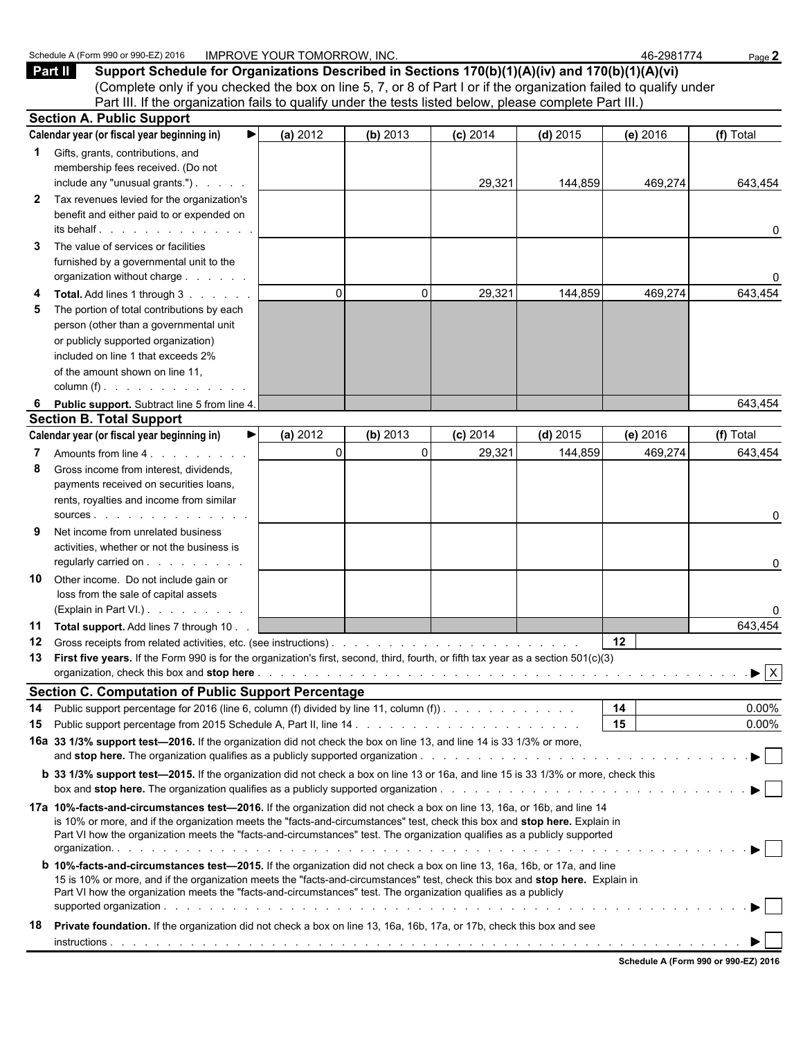Schedule A (Form 990 or 990-EZ) 2016 IMPROVE YOUR TOMORROW, INC. 46-2981774

## Part II Support Schedule for Organizations Described in Sections 170(b)(1)(A)(iv) and 170(b)(1)(A)(vi)

(Complete only if you checked the box on line 5, 7, or 8 of Part I or if the organization failed to qualify under Part III. If the organization fails to qualify under the tests listed below, please complete Part III.)

### Section A. Public Support

| | Calendar year (or fiscal year beginning in) ► | (a) 2012 | (b) 2013 | (c) 2014 | (d) 2015 | (e) 2016 | (f) Total |
|---|---|---|---|---|---|---|---|
| 1 | Gifts, grants, contributions, and membership fees received. (Do not include any "unusual grants.") | | | 29,321 | 144,859 | 469,274 | 643,454 |
| 2 | Tax revenues levied for the organization's benefit and either paid to or expended on its behalf | | | | | | 0 |
| 3 | The value of services or facilities furnished by a governmental unit to the organization without charge | | | | | | 0 |
| 4 | **Total.** Add lines 1 through 3 | 0 | 0 | 29,321 | 144,859 | 469,274 | 643,454 |
| 5 | The portion of total contributions by each person (other than a governmental unit or publicly supported organization) included on line 1 that exceeds 2% of the amount shown on line 11, column (f) | | | | | | |
| 6 | **Public support.** Subtract line 5 from line 4. | | | | | | 643,454 |

### Section B. Total Support

| | Calendar year (or fiscal year beginning in) ► | (a) 2012 | (b) 2013 | (c) 2014 | (d) 2015 | (e) 2016 | (f) Total |
|---|---|---|---|---|---|---|---|
| 7 | Amounts from line 4 | 0 | 0 | 29,321 | 144,859 | 469,274 | 643,454 |
| 8 | Gross income from interest, dividends, payments received on securities loans, rents, royalties and income from similar sources | | | | | | 0 |
| 9 | Net income from unrelated business activities, whether or not the business is regularly carried on | | | | | | 0 |
| 10 | Other income. Do not include gain or loss from the sale of capital assets (Explain in Part VI.) | | | | | | 0 |
| 11 | **Total support.** Add lines 7 through 10 | | | | | | 643,454 |

**12** Gross receipts from related activities, etc. (see instructions) — 12

**13** **First five years.** If the Form 990 is for the organization's first, second, third, fourth, or fifth tax year as a section 501(c)(3) organization, check this box and **stop here** ► [X]

### Section C. Computation of Public Support Percentage

**14** Public support percentage for 2016 (line 6, column (f) divided by line 11, column (f)) — 14 — 0.00%

**15** Public support percentage from 2015 Schedule A, Part II, line 14 — 15 — 0.00%

**16a** **33 1/3% support test—2016.** If the organization did not check the box on line 13, and line 14 is 33 1/3% or more, and **stop here.** The organization qualifies as a publicly supported organization ► [ ]

**b** **33 1/3% support test—2015.** If the organization did not check a box on line 13 or 16a, and line 15 is 33 1/3% or more, check this box and **stop here.** The organization qualifies as a publicly supported organization ► [ ]

**17a** **10%-facts-and-circumstances test—2016.** If the organization did not check a box on line 13, 16a, or 16b, and line 14 is 10% or more, and if the organization meets the "facts-and-circumstances" test, check this box and **stop here.** Explain in Part VI how the organization meets the "facts-and-circumstances" test. The organization qualifies as a publicly supported organization. ► [ ]

**b** **10%-facts-and-circumstances test—2015.** If the organization did not check a box on line 13, 16a, 16b, or 17a, and line 15 is 10% or more, and if the organization meets the "facts-and-circumstances" test, check this box and **stop here.** Explain in Part VI how the organization meets the "facts-and-circumstances" test. The organization qualifies as a publicly supported organization ► [ ]

**18** **Private foundation.** If the organization did not check a box on line 13, 16a, 16b, 17a, or 17b, check this box and see instructions ► [ ]

Schedule A (Form 990 or 990-EZ) 2016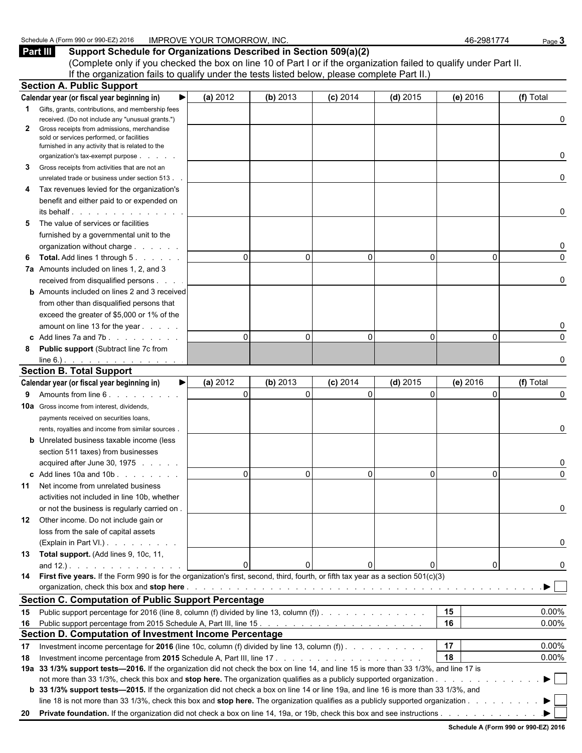Schedule A (Form 990 or 990-EZ) 2016 IMPROVE YOUR TOMORROW, INC. 46-2981774

**Part III Support Schedule for Organizations Described in Section 509(a)(2)**

(Complete only if you checked the box on line 10 of Part I or if the organization failed to qualify under Part II. If the organization fails to qualify under the tests listed below, please complete Part II.)

### Section A. Public Support

| Calendar year (or fiscal year beginning in) ▶ | (a) 2012 | (b) 2013 | (c) 2014 | (d) 2015 | (e) 2016 | (f) Total |
|---|---|---|---|---|---|---|
| **1** Gifts, grants, contributions, and membership fees received. (Do not include any "unusual grants.") | | | | | | 0 |
| **2** Gross receipts from admissions, merchandise sold or services performed, or facilities furnished in any activity that is related to the organization's tax-exempt purpose | | | | | | 0 |
| **3** Gross receipts from activities that are not an unrelated trade or business under section 513 | | | | | | 0 |
| **4** Tax revenues levied for the organization's benefit and either paid to or expended on its behalf | | | | | | 0 |
| **5** The value of services or facilities furnished by a governmental unit to the organization without charge | | | | | | 0 |
| **6 Total.** Add lines 1 through 5 | 0 | 0 | 0 | 0 | 0 | 0 |
| **7a** Amounts included on lines 1, 2, and 3 received from disqualified persons | | | | | | 0 |
| **b** Amounts included on lines 2 and 3 received from other than disqualified persons that exceed the greater of $5,000 or 1% of the amount on line 13 for the year | | | | | | 0 |
| **c** Add lines 7a and 7b | 0 | 0 | 0 | 0 | 0 | 0 |
| **8 Public support** (Subtract line 7c from line 6.) | | | | | | 0 |

### Section B. Total Support

| Calendar year (or fiscal year beginning in) ▶ | (a) 2012 | (b) 2013 | (c) 2014 | (d) 2015 | (e) 2016 | (f) Total |
|---|---|---|---|---|---|---|
| **9** Amounts from line 6 | 0 | 0 | 0 | 0 | 0 | 0 |
| **10a** Gross income from interest, dividends, payments received on securities loans, rents, royalties and income from similar sources | | | | | | 0 |
| **b** Unrelated business taxable income (less section 511 taxes) from businesses acquired after June 30, 1975 | | | | | | 0 |
| **c** Add lines 10a and 10b | 0 | 0 | 0 | 0 | 0 | 0 |
| **11** Net income from unrelated business activities not included in line 10b, whether or not the business is regularly carried on | | | | | | 0 |
| **12** Other income. Do not include gain or loss from the sale of capital assets (Explain in Part VI.) | | | | | | 0 |
| **13 Total support.** (Add lines 9, 10c, 11, and 12.) | 0 | 0 | 0 | 0 | 0 | 0 |

**14 First five years.** If the Form 990 is for the organization's first, second, third, fourth, or fifth tax year as a section 501(c)(3) organization, check this box and **stop here** ▶ ☐

### Section C. Computation of Public Support Percentage

| | | | |
|---|---|---|---|
| **15** | Public support percentage for 2016 (line 8, column (f) divided by line 13, column (f)) | 15 | 0.00% |
| **16** | Public support percentage from 2015 Schedule A, Part III, line 15 | 16 | 0.00% |

### Section D. Computation of Investment Income Percentage

| | | | |
|---|---|---|---|
| **17** | Investment income percentage for **2016** (line 10c, column (f) divided by line 13, column (f)) | 17 | 0.00% |
| **18** | Investment income percentage from **2015** Schedule A, Part III, line 17 | 18 | 0.00% |

**19a 33 1/3% support tests—2016.** If the organization did not check the box on line 14, and line 15 is more than 33 1/3%, and line 17 is not more than 33 1/3%, check this box and **stop here.** The organization qualifies as a publicly supported organization ▶ ☐

**b 33 1/3% support tests—2015.** If the organization did not check a box on line 14 or line 19a, and line 16 is more than 33 1/3%, and line 18 is not more than 33 1/3%, check this box and **stop here.** The organization qualifies as a publicly supported organization ▶ ☐

**20 Private foundation.** If the organization did not check a box on line 14, 19a, or 19b, check this box and see instructions ▶ ☐

**Schedule A (Form 990 or 990-EZ) 2016**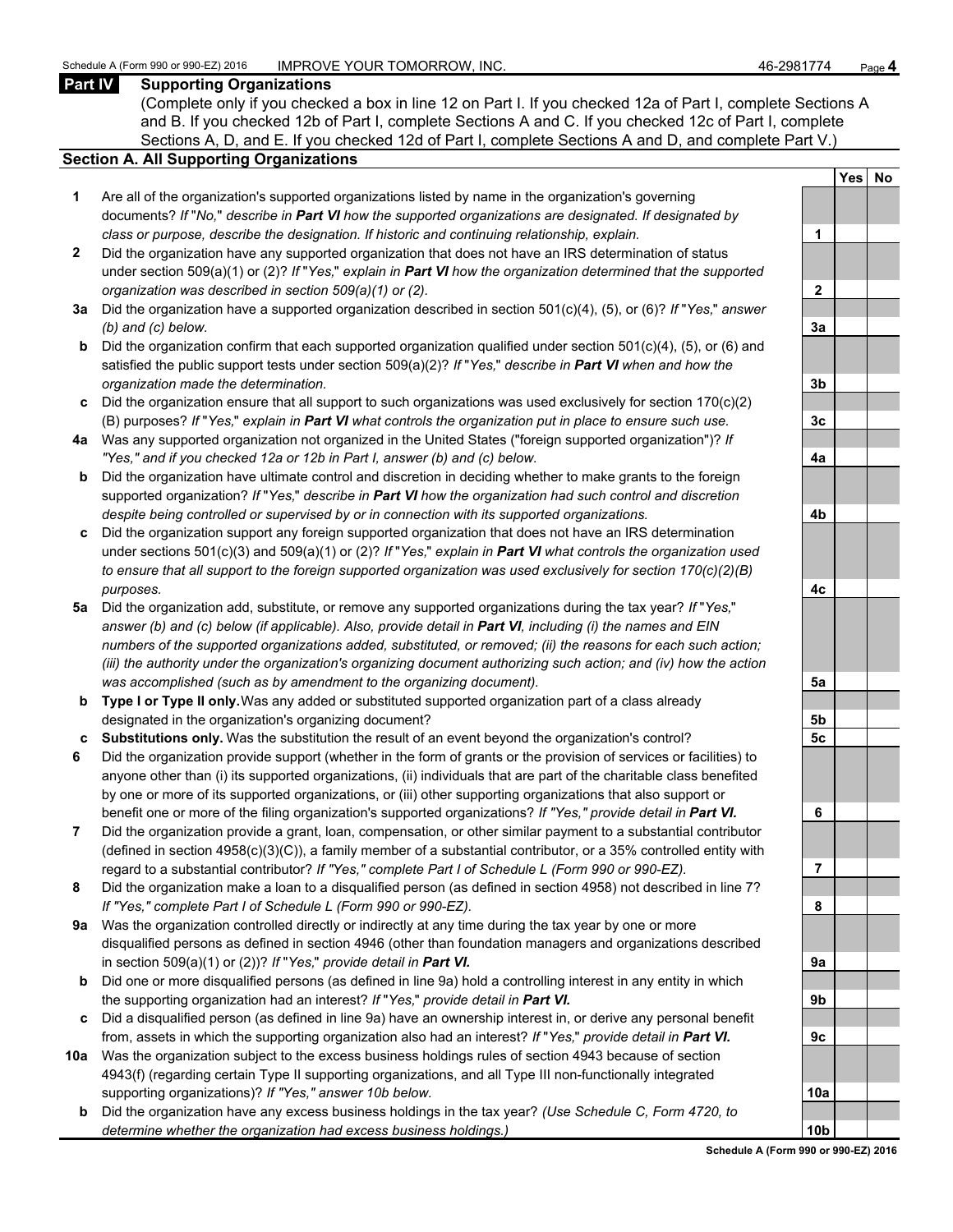## Part IV Supporting Organizations

(Complete only if you checked a box in line 12 on Part I. If you checked 12a of Part I, complete Sections A and B. If you checked 12b of Part I, complete Sections A and C. If you checked 12c of Part I, complete Sections A, D, and E. If you checked 12d of Part I, complete Sections A and D, and complete Part V.)

### Section A. All Supporting Organizations

| | | Line | Yes | No |
|---|---|---|---|---|
| **1** | Are all of the organization's supported organizations listed by name in the organization's governing documents? *If "No," describe in **Part VI** how the supported organizations are designated. If designated by class or purpose, describe the designation. If historic and continuing relationship, explain.* | 1 | | |
| **2** | Did the organization have any supported organization that does not have an IRS determination of status under section 509(a)(1) or (2)? *If "Yes," explain in **Part VI** how the organization determined that the supported organization was described in section 509(a)(1) or (2).* | 2 | | |
| **3a** | Did the organization have a supported organization described in section 501(c)(4), (5), or (6)? *If "Yes," answer (b) and (c) below.* | 3a | | |
| **b** | Did the organization confirm that each supported organization qualified under section 501(c)(4), (5), or (6) and satisfied the public support tests under section 509(a)(2)? *If "Yes," describe in **Part VI** when and how the organization made the determination.* | 3b | | |
| **c** | Did the organization ensure that all support to such organizations was used exclusively for section 170(c)(2)(B) purposes? *If "Yes," explain in **Part VI** what controls the organization put in place to ensure such use.* | 3c | | |
| **4a** | Was any supported organization not organized in the United States ("foreign supported organization")? *If "Yes," and if you checked 12a or 12b in Part I, answer (b) and (c) below.* | 4a | | |
| **b** | Did the organization have ultimate control and discretion in deciding whether to make grants to the foreign supported organization? *If "Yes," describe in **Part VI** how the organization had such control and discretion despite being controlled or supervised by or in connection with its supported organizations.* | 4b | | |
| **c** | Did the organization support any foreign supported organization that does not have an IRS determination under sections 501(c)(3) and 509(a)(1) or (2)? *If "Yes," explain in **Part VI** what controls the organization used to ensure that all support to the foreign supported organization was used exclusively for section 170(c)(2)(B) purposes.* | 4c | | |
| **5a** | Did the organization add, substitute, or remove any supported organizations during the tax year? *If "Yes," answer (b) and (c) below (if applicable). Also, provide detail in **Part VI**, including (i) the names and EIN numbers of the supported organizations added, substituted, or removed; (ii) the reasons for each such action; (iii) the authority under the organization's organizing document authorizing such action; and (iv) how the action was accomplished (such as by amendment to the organizing document).* | 5a | | |
| **b** | **Type I or Type II only.** Was any added or substituted supported organization part of a class already designated in the organization's organizing document? | 5b | | |
| **c** | **Substitutions only.** Was the substitution the result of an event beyond the organization's control? | 5c | | |
| **6** | Did the organization provide support (whether in the form of grants or the provision of services or facilities) to anyone other than (i) its supported organizations, (ii) individuals that are part of the charitable class benefited by one or more of its supported organizations, or (iii) other supporting organizations that also support or benefit one or more of the filing organization's supported organizations? *If "Yes," provide detail in **Part VI.*** | 6 | | |
| **7** | Did the organization provide a grant, loan, compensation, or other similar payment to a substantial contributor (defined in section 4958(c)(3)(C)), a family member of a substantial contributor, or a 35% controlled entity with regard to a substantial contributor? *If "Yes," complete Part I of Schedule L (Form 990 or 990-EZ).* | 7 | | |
| **8** | Did the organization make a loan to a disqualified person (as defined in section 4958) not described in line 7? *If "Yes," complete Part I of Schedule L (Form 990 or 990-EZ).* | 8 | | |
| **9a** | Was the organization controlled directly or indirectly at any time during the tax year by one or more disqualified persons as defined in section 4946 (other than foundation managers and organizations described in section 509(a)(1) or (2))? *If "Yes," provide detail in **Part VI.*** | 9a | | |
| **b** | Did one or more disqualified persons (as defined in line 9a) hold a controlling interest in any entity in which the supporting organization had an interest? *If "Yes," provide detail in **Part VI.*** | 9b | | |
| **c** | Did a disqualified person (as defined in line 9a) have an ownership interest in, or derive any personal benefit from, assets in which the supporting organization also had an interest? *If "Yes," provide detail in **Part VI.*** | 9c | | |
| **10a** | Was the organization subject to the excess business holdings rules of section 4943 because of section 4943(f) (regarding certain Type II supporting organizations, and all Type III non-functionally integrated supporting organizations)? *If "Yes," answer 10b below.* | 10a | | |
| **b** | Did the organization have any excess business holdings in the tax year? *(Use Schedule C, Form 4720, to determine whether the organization had excess business holdings.)* | 10b | | |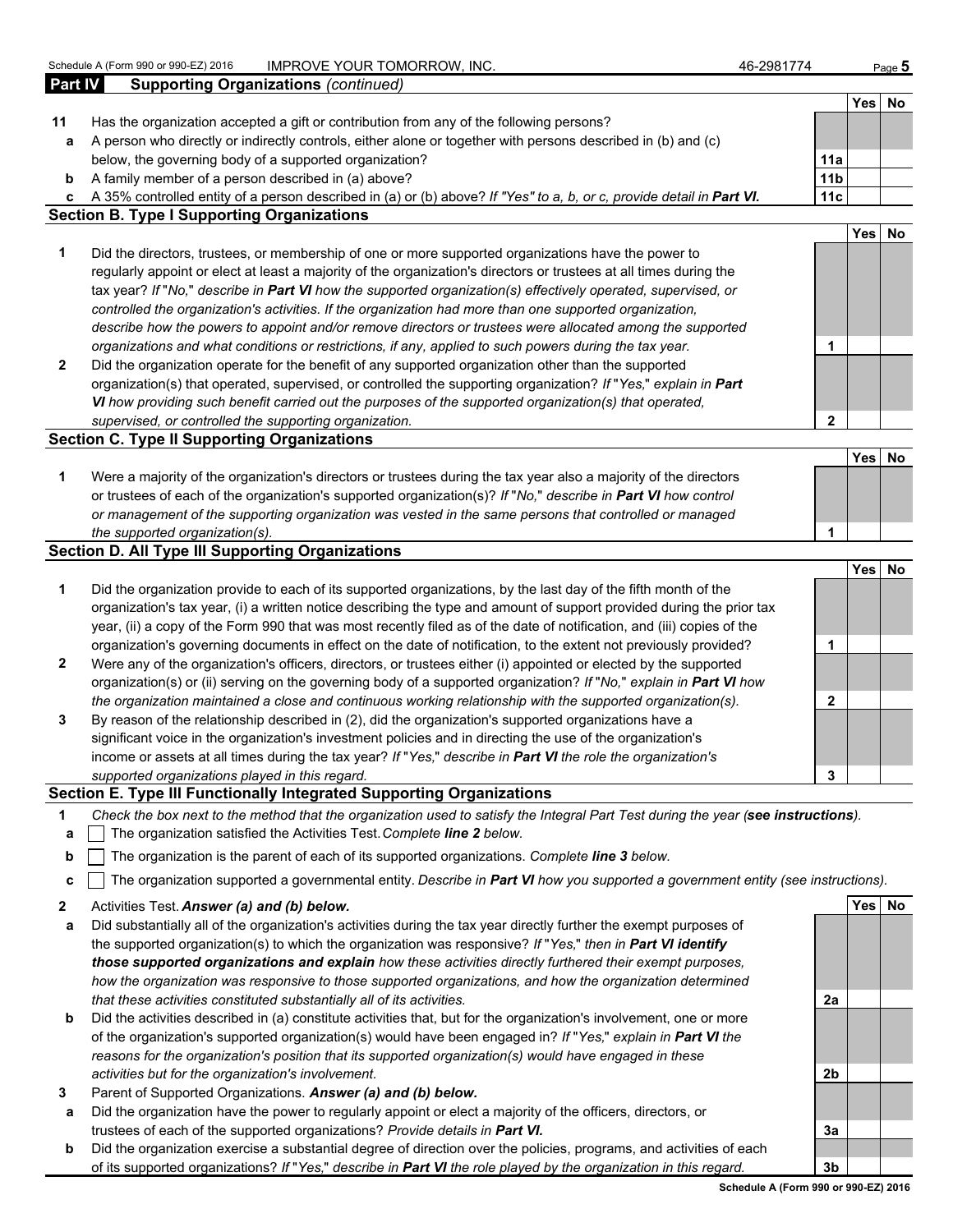Schedule A (Form 990 or 990-EZ) 2016 IMPROVE YOUR TOMORROW, INC. 46-2981774

## Part IV Supporting Organizations *(continued)*

| | | | Yes | No |
|---|---|---|---|---|
| **11** | Has the organization accepted a gift or contribution from any of the following persons? | | | |
| **a** | A person who directly or indirectly controls, either alone or together with persons described in (b) and (c) below, the governing body of a supported organization? | **11a** | | |
| **b** | A family member of a person described in (a) above? | **11b** | | |
| **c** | A 35% controlled entity of a person described in (a) or (b) above? *If "Yes" to a, b, or c, provide detail in **Part VI.*** | **11c** | | |

### Section B. Type I Supporting Organizations

| | | | Yes | No |
|---|---|---|---|---|
| **1** | Did the directors, trustees, or membership of one or more supported organizations have the power to regularly appoint or elect at least a majority of the organization's directors or trustees at all times during the tax year? *If "No," describe in **Part VI** how the supported organization(s) effectively operated, supervised, or controlled the organization's activities. If the organization had more than one supported organization, describe how the powers to appoint and/or remove directors or trustees were allocated among the supported organizations and what conditions or restrictions, if any, applied to such powers during the tax year.* | **1** | | |
| **2** | Did the organization operate for the benefit of any supported organization other than the supported organization(s) that operated, supervised, or controlled the supporting organization? *If "Yes," explain in **Part VI** how providing such benefit carried out the purposes of the supported organization(s) that operated, supervised, or controlled the supporting organization.* | **2** | | |

### Section C. Type II Supporting Organizations

| | | | Yes | No |
|---|---|---|---|---|
| **1** | Were a majority of the organization's directors or trustees during the tax year also a majority of the directors or trustees of each of the organization's supported organization(s)? *If "No," describe in **Part VI** how control or management of the supporting organization was vested in the same persons that controlled or managed the supported organization(s).* | **1** | | |

### Section D. All Type III Supporting Organizations

| | | | Yes | No |
|---|---|---|---|---|
| **1** | Did the organization provide to each of its supported organizations, by the last day of the fifth month of the organization's tax year, (i) a written notice describing the type and amount of support provided during the prior tax year, (ii) a copy of the Form 990 that was most recently filed as of the date of notification, and (iii) copies of the organization's governing documents in effect on the date of notification, to the extent not previously provided? | **1** | | |
| **2** | Were any of the organization's officers, directors, or trustees either (i) appointed or elected by the supported organization(s) or (ii) serving on the governing body of a supported organization? *If "No," explain in **Part VI** how the organization maintained a close and continuous working relationship with the supported organization(s).* | **2** | | |
| **3** | By reason of the relationship described in (2), did the organization's supported organizations have a significant voice in the organization's investment policies and in directing the use of the organization's income or assets at all times during the tax year? *If "Yes," describe in **Part VI** the role the organization's supported organizations played in this regard.* | **3** | | |

### Section E. Type III Functionally Integrated Supporting Organizations

**1** *Check the box next to the method that the organization used to satisfy the Integral Part Test during the year (**see instructions**).*

- **a** ☐ The organization satisfied the Activities Test. *Complete **line 2** below.*
- **b** ☐ The organization is the parent of each of its supported organizations. *Complete **line 3** below.*
- **c** ☐ The organization supported a governmental entity. *Describe in **Part VI** how you supported a government entity (see instructions).*

| | | | Yes | No |
|---|---|---|---|---|
| **2** | Activities Test. ***Answer (a) and (b) below.*** | | | |
| **a** | Did substantially all of the organization's activities during the tax year directly further the exempt purposes of the supported organization(s) to which the organization was responsive? *If "Yes," then in **Part VI identify those supported organizations and explain** how these activities directly furthered their exempt purposes, how the organization was responsive to those supported organizations, and how the organization determined that these activities constituted substantially all of its activities.* | **2a** | | |
| **b** | Did the activities described in (a) constitute activities that, but for the organization's involvement, one or more of the organization's supported organization(s) would have been engaged in? *If "Yes," explain in **Part VI** the reasons for the organization's position that its supported organization(s) would have engaged in these activities but for the organization's involvement.* | **2b** | | |
| **3** | Parent of Supported Organizations. ***Answer (a) and (b) below.*** | | | |
| **a** | Did the organization have the power to regularly appoint or elect a majority of the officers, directors, or trustees of each of the supported organizations? *Provide details in **Part VI.*** | **3a** | | |
| **b** | Did the organization exercise a substantial degree of direction over the policies, programs, and activities of each of its supported organizations? *If "Yes," describe in **Part VI** the role played by the organization in this regard.* | **3b** | | |

**Schedule A (Form 990 or 990-EZ) 2016**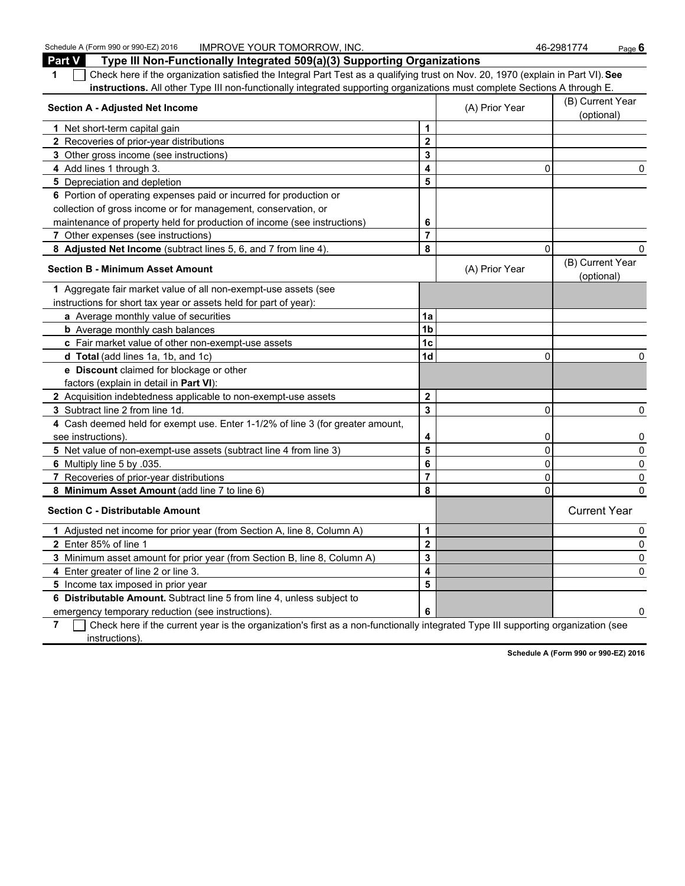## Part V Type III Non-Functionally Integrated 509(a)(3) Supporting Organizations

**1** ☐ Check here if the organization satisfied the Integral Part Test as a qualifying trust on Nov. 20, 1970 (explain in Part VI). **See instructions.** All other Type III non-functionally integrated supporting organizations must complete Sections A through E.

| **Section A - Adjusted Net Income** | | (A) Prior Year | (B) Current Year (optional) |
|---|---|---|---|
| **1** Net short-term capital gain | **1** | | |
| **2** Recoveries of prior-year distributions | **2** | | |
| **3** Other gross income (see instructions) | **3** | | |
| **4** Add lines 1 through 3. | **4** | 0 | 0 |
| **5** Depreciation and depletion | **5** | | |
| **6** Portion of operating expenses paid or incurred for production or collection of gross income or for management, conservation, or maintenance of property held for production of income (see instructions) | **6** | | |
| **7** Other expenses (see instructions) | **7** | | |
| **8 Adjusted Net Income** (subtract lines 5, 6, and 7 from line 4). | **8** | 0 | 0 |

| **Section B - Minimum Asset Amount** | | (A) Prior Year | (B) Current Year (optional) |
|---|---|---|---|
| **1** Aggregate fair market value of all non-exempt-use assets (see instructions for short tax year or assets held for part of year): | | | |
| **a** Average monthly value of securities | **1a** | | |
| **b** Average monthly cash balances | **1b** | | |
| **c** Fair market value of other non-exempt-use assets | **1c** | | |
| **d Total** (add lines 1a, 1b, and 1c) | **1d** | 0 | 0 |
| **e Discount** claimed for blockage or other factors (explain in detail in **Part VI**): | | | |
| **2** Acquisition indebtedness applicable to non-exempt-use assets | **2** | | |
| **3** Subtract line 2 from line 1d. | **3** | 0 | 0 |
| **4** Cash deemed held for exempt use. Enter 1-1/2% of line 3 (for greater amount, see instructions). | **4** | 0 | 0 |
| **5** Net value of non-exempt-use assets (subtract line 4 from line 3) | **5** | 0 | 0 |
| **6** Multiply line 5 by .035. | **6** | 0 | 0 |
| **7** Recoveries of prior-year distributions | **7** | 0 | 0 |
| **8 Minimum Asset Amount** (add line 7 to line 6) | **8** | 0 | 0 |

| **Section C - Distributable Amount** | | | Current Year |
|---|---|---|---|
| **1** Adjusted net income for prior year (from Section A, line 8, Column A) | **1** | | 0 |
| **2** Enter 85% of line 1 | **2** | | 0 |
| **3** Minimum asset amount for prior year (from Section B, line 8, Column A) | **3** | | 0 |
| **4** Enter greater of line 2 or line 3. | **4** | | 0 |
| **5** Income tax imposed in prior year | **5** | | |
| **6 Distributable Amount.** Subtract line 5 from line 4, unless subject to emergency temporary reduction (see instructions). | **6** | | 0 |

**7** ☐ Check here if the current year is the organization's first as a non-functionally integrated Type III supporting organization (see instructions).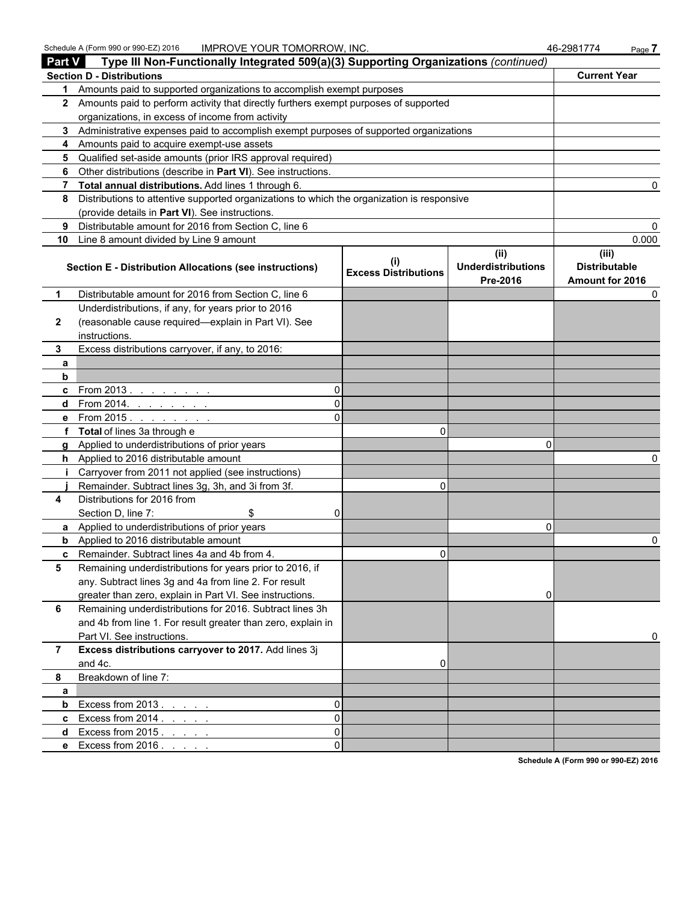## Part V Type III Non-Functionally Integrated 509(a)(3) Supporting Organizations *(continued)*

| Section D - Distributions | | Current Year |
|---|---|---|
| 1 | Amounts paid to supported organizations to accomplish exempt purposes | |
| 2 | Amounts paid to perform activity that directly furthers exempt purposes of supported organizations, in excess of income from activity | |
| 3 | Administrative expenses paid to accomplish exempt purposes of supported organizations | |
| 4 | Amounts paid to acquire exempt-use assets | |
| 5 | Qualified set-aside amounts (prior IRS approval required) | |
| 6 | Other distributions (describe in **Part VI**). See instructions. | |
| 7 | **Total annual distributions.** Add lines 1 through 6. | 0 |
| 8 | Distributions to attentive supported organizations to which the organization is responsive (provide details in **Part VI**). See instructions. | |
| 9 | Distributable amount for 2016 from Section C, line 6 | 0 |
| 10 | Line 8 amount divided by Line 9 amount | 0.000 |

| | Section E - Distribution Allocations (see instructions) | | (i) Excess Distributions | (ii) Underdistributions Pre-2016 | (iii) Distributable Amount for 2016 |
|---|---|---|---|---|---|
| 1 | Distributable amount for 2016 from Section C, line 6 | | | | 0 |
| 2 | Underdistributions, if any, for years prior to 2016 (reasonable cause required—explain in Part VI). See instructions. | | | | |
| 3 | Excess distributions carryover, if any, to 2016: | | | | |
| a | | | | | |
| b | | | | | |
| c | From 2013 . . . . . . . . | 0 | | | |
| d | From 2014. . . . . . . . | 0 | | | |
| e | From 2015 . . . . . . . . | 0 | | | |
| f | **Total** of lines 3a through e | | 0 | | |
| g | Applied to underdistributions of prior years | | | 0 | |
| h | Applied to 2016 distributable amount | | | | 0 |
| i | Carryover from 2011 not applied (see instructions) | | | | |
| j | Remainder. Subtract lines 3g, 3h, and 3i from 3f. | | 0 | | |
| 4 | Distributions for 2016 from Section D, line 7: $ | 0 | | | |
| a | Applied to underdistributions of prior years | | | 0 | |
| b | Applied to 2016 distributable amount | | | | 0 |
| c | Remainder. Subtract lines 4a and 4b from 4. | | 0 | | |
| 5 | Remaining underdistributions for years prior to 2016, if any. Subtract lines 3g and 4a from line 2. For result greater than zero, explain in Part VI. See instructions. | | | 0 | |
| 6 | Remaining underdistributions for 2016. Subtract lines 3h and 4b from line 1. For result greater than zero, explain in Part VI. See instructions. | | | | 0 |
| 7 | **Excess distributions carryover to 2017.** Add lines 3j and 4c. | | 0 | | |
| 8 | Breakdown of line 7: | | | | |
| a | | | | | |
| b | Excess from 2013 . . . . . | 0 | | | |
| c | Excess from 2014 . . . . . | 0 | | | |
| d | Excess from 2015 . . . . . | 0 | | | |
| e | Excess from 2016 . . . . . | 0 | | | |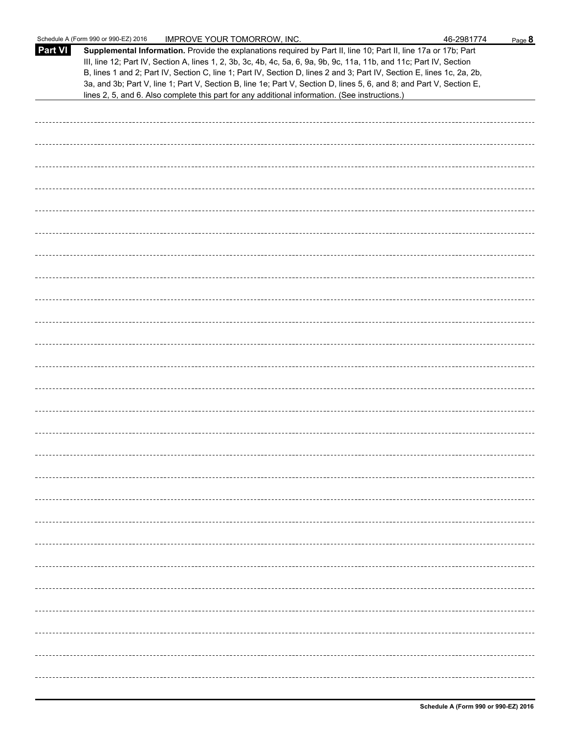**Part VI** **Supplemental Information.** Provide the explanations required by Part II, line 10; Part II, line 17a or 17b; Part III, line 12; Part IV, Section A, lines 1, 2, 3b, 3c, 4b, 4c, 5a, 6, 9a, 9b, 9c, 11a, 11b, and 11c; Part IV, Section B, lines 1 and 2; Part IV, Section C, line 1; Part IV, Section D, lines 2 and 3; Part IV, Section E, lines 1c, 2a, 2b, 3a, and 3b; Part V, line 1; Part V, Section B, line 1e; Part V, Section D, lines 5, 6, and 8; and Part V, Section E, lines 2, 5, and 6. Also complete this part for any additional information. (See instructions.)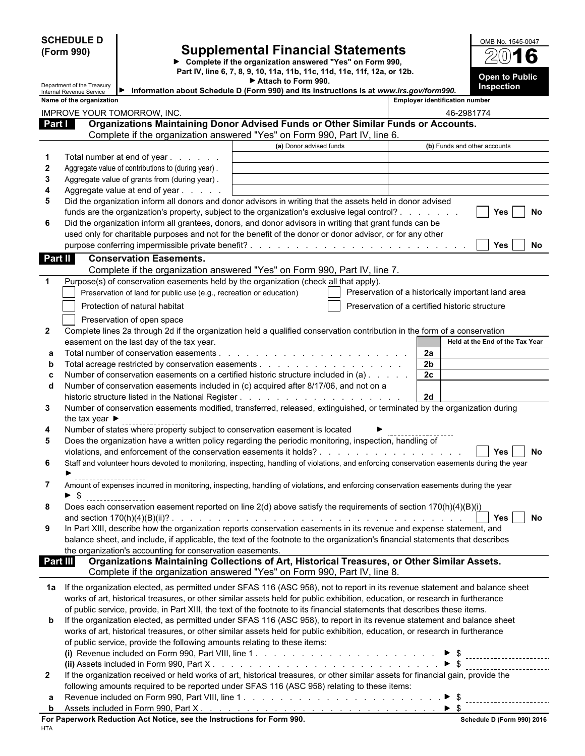**SCHEDULE D (Form 990)**

Department of the Treasury
Internal Revenue Service

# Supplemental Financial Statements

▶ Complete if the organization answered "Yes" on Form 990, Part IV, line 6, 7, 8, 9, 10, 11a, 11b, 11c, 11d, 11e, 11f, 12a, or 12b.
▶ Attach to Form 990.
▶ Information about Schedule D (Form 990) and its instructions is at *www.irs.gov/form990.*

OMB No. 1545-0047
**2016**
**Open to Public Inspection**

| Name of the organization | Employer identification number |
|---|---|
| IMPROVE YOUR TOMORROW, INC. | 46-2981774 |

## Part I Organizations Maintaining Donor Advised Funds or Other Similar Funds or Accounts.

Complete if the organization answered "Yes" on Form 990, Part IV, line 6.

| | | (a) Donor advised funds | (b) Funds and other accounts |
|---|---|---|---|
| 1 | Total number at end of year | | |
| 2 | Aggregate value of contributions to (during year) | | |
| 3 | Aggregate value of grants from (during year) | | |
| 4 | Aggregate value at end of year | | |

5 Did the organization inform all donors and donor advisors in writing that the assets held in donor advised funds are the organization's property, subject to the organization's exclusive legal control? ☐ Yes ☐ No

6 Did the organization inform all grantees, donors, and donor advisors in writing that grant funds can be used only for charitable purposes and not for the benefit of the donor or donor advisor, or for any other purpose conferring impermissible private benefit? ☐ Yes ☐ No

## Part II Conservation Easements.

Complete if the organization answered "Yes" on Form 990, Part IV, line 7.

1 Purpose(s) of conservation easements held by the organization (check all that apply).

- ☐ Preservation of land for public use (e.g., recreation or education)
- ☐ Preservation of a historically important land area
- ☐ Protection of natural habitat
- ☐ Preservation of a certified historic structure
- ☐ Preservation of open space

2 Complete lines 2a through 2d if the organization held a qualified conservation contribution in the form of a conservation easement on the last day of the tax year.

| | | | Held at the End of the Tax Year |
|---|---|---|---|
| a | Total number of conservation easements | 2a | |
| b | Total acreage restricted by conservation easements | 2b | |
| c | Number of conservation easements on a certified historic structure included in (a) | 2c | |
| d | Number of conservation easements included in (c) acquired after 8/17/06, and not on a historic structure listed in the National Register | 2d | |

3 Number of conservation easements modified, transferred, released, extinguished, or terminated by the organization during the tax year ▶

4 Number of states where property subject to conservation easement is located ▶

5 Does the organization have a written policy regarding the periodic monitoring, inspection, handling of violations, and enforcement of the conservation easements it holds? ☐ Yes ☐ No

6 Staff and volunteer hours devoted to monitoring, inspecting, handling of violations, and enforcing conservation easements during the year ▶

7 Amount of expenses incurred in monitoring, inspecting, handling of violations, and enforcing conservation easements during the year ▶ $

8 Does each conservation easement reported on line 2(d) above satisfy the requirements of section 170(h)(4)(B)(i) and section 170(h)(4)(B)(ii)? ☐ Yes ☐ No

9 In Part XIII, describe how the organization reports conservation easements in its revenue and expense statement, and balance sheet, and include, if applicable, the text of the footnote to the organization's financial statements that describes the organization's accounting for conservation easements.

## Part III Organizations Maintaining Collections of Art, Historical Treasures, or Other Similar Assets.

Complete if the organization answered "Yes" on Form 990, Part IV, line 8.

1a If the organization elected, as permitted under SFAS 116 (ASC 958), not to report in its revenue statement and balance sheet works of art, historical treasures, or other similar assets held for public exhibition, education, or research in furtherance of public service, provide, in Part XIII, the text of the footnote to its financial statements that describes these items.

b If the organization elected, as permitted under SFAS 116 (ASC 958), to report in its revenue statement and balance sheet works of art, historical treasures, or other similar assets held for public exhibition, education, or research in furtherance of public service, provide the following amounts relating to these items:

(i) Revenue included on Form 990, Part VIII, line 1 ▶ $

(ii) Assets included in Form 990, Part X ▶ $

2 If the organization received or held works of art, historical treasures, or other similar assets for financial gain, provide the following amounts required to be reported under SFAS 116 (ASC 958) relating to these items:

a Revenue included on Form 990, Part VIII, line 1 ▶ $

b Assets included in Form 990, Part X ▶ $

**For Paperwork Reduction Act Notice, see the Instructions for Form 990.**
HTA

Schedule D (Form 990) 2016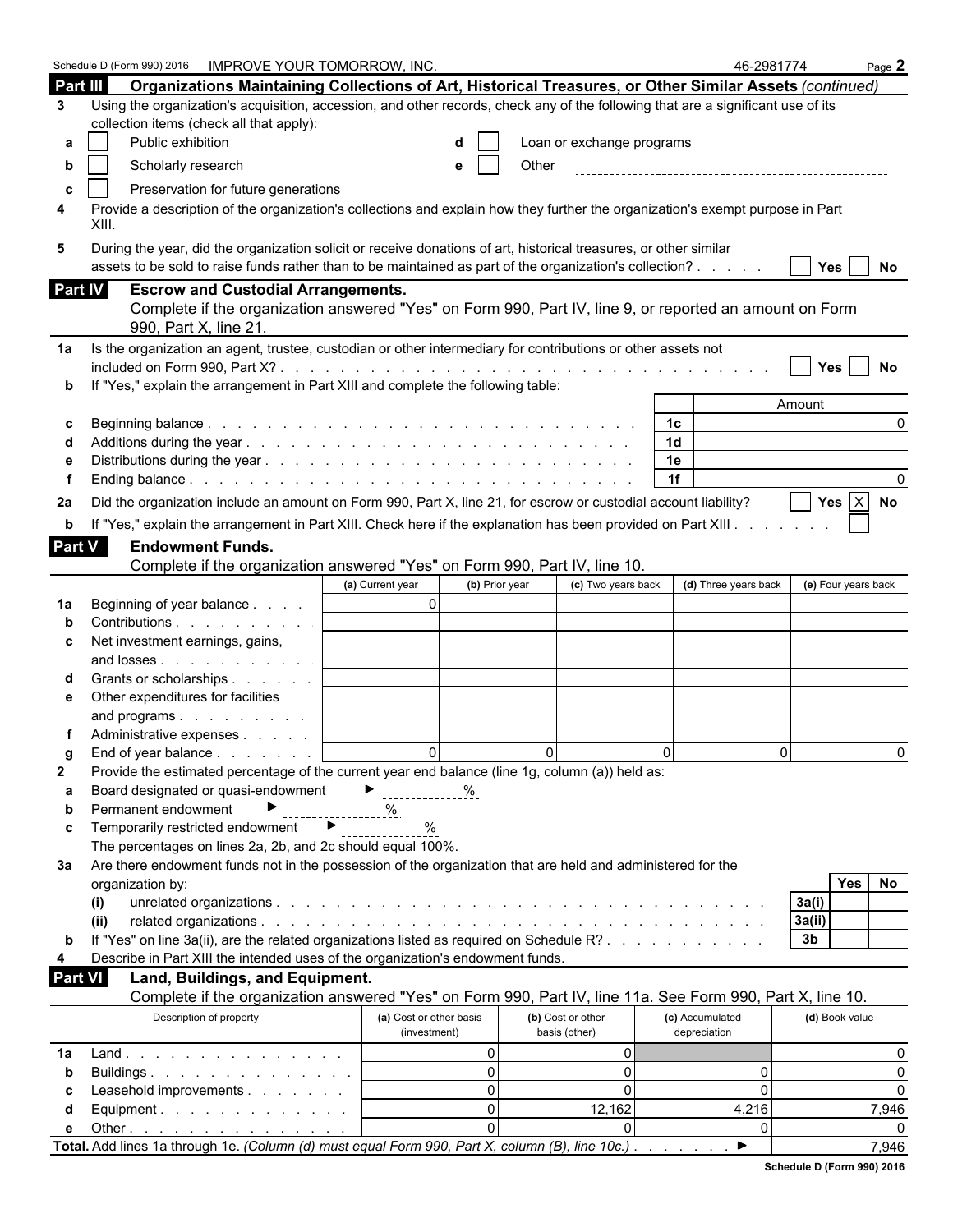Schedule D (Form 990) 2016 IMPROVE YOUR TOMORROW, INC. 46-2981774

## Part III Organizations Maintaining Collections of Art, Historical Treasures, or Other Similar Assets *(continued)*

**3** Using the organization's acquisition, accession, and other records, check any of the following that are a significant use of its collection items (check all that apply):

- **a** ☐ Public exhibition
- **b** ☐ Scholarly research
- **c** ☐ Preservation for future generations
- **d** ☐ Loan or exchange programs
- **e** ☐ Other

**4** Provide a description of the organization's collections and explain how they further the organization's exempt purpose in Part XIII.

**5** During the year, did the organization solicit or receive donations of art, historical treasures, or other similar assets to be sold to raise funds rather than to be maintained as part of the organization's collection? ☐ Yes ☐ No

## Part IV Escrow and Custodial Arrangements.

Complete if the organization answered "Yes" on Form 990, Part IV, line 9, or reported an amount on Form 990, Part X, line 21.

**1a** Is the organization an agent, trustee, custodian or other intermediary for contributions or other assets not included on Form 990, Part X? ☐ Yes ☐ No

**b** If "Yes," explain the arrangement in Part XIII and complete the following table:

| | | | Amount |
|---|---|---|---|
| c | Beginning balance | 1c | 0 |
| d | Additions during the year | 1d | |
| e | Distributions during the year | 1e | |
| f | Ending balance | 1f | 0 |

**2a** Did the organization include an amount on Form 990, Part X, line 21, for escrow or custodial account liability? ☐ Yes ☒ No

**b** If "Yes," explain the arrangement in Part XIII. Check here if the explanation has been provided on Part XIII ☐

## Part V Endowment Funds.

Complete if the organization answered "Yes" on Form 990, Part IV, line 10.

| | | (a) Current year | (b) Prior year | (c) Two years back | (d) Three years back | (e) Four years back |
|---|---|---|---|---|---|---|
| 1a | Beginning of year balance | 0 | | | | |
| b | Contributions | | | | | |
| c | Net investment earnings, gains, and losses | | | | | |
| d | Grants or scholarships | | | | | |
| e | Other expenditures for facilities and programs | | | | | |
| f | Administrative expenses | | | | | |
| g | End of year balance | 0 | 0 | 0 | 0 | 0 |

**2** Provide the estimated percentage of the current year end balance (line 1g, column (a)) held as:

- **a** Board designated or quasi-endowment ► %
- **b** Permanent endowment ► %
- **c** Temporarily restricted endowment ► %

The percentages on lines 2a, 2b, and 2c should equal 100%.

**3a** Are there endowment funds not in the possession of the organization that are held and administered for the organization by:

| | | | Yes | No |
|---|---|---|---|---|
| (i) | unrelated organizations | 3a(i) | | |
| (ii) | related organizations | 3a(ii) | | |
| b | If "Yes" on line 3a(ii), are the related organizations listed as required on Schedule R? | 3b | | |

**4** Describe in Part XIII the intended uses of the organization's endowment funds.

## Part VI Land, Buildings, and Equipment.

Complete if the organization answered "Yes" on Form 990, Part IV, line 11a. See Form 990, Part X, line 10.

| Description of property | (a) Cost or other basis (investment) | (b) Cost or other basis (other) | (c) Accumulated depreciation | (d) Book value |
|---|---|---|---|---|
| 1a Land | 0 | 0 | | 0 |
| b Buildings | 0 | 0 | 0 | 0 |
| c Leasehold improvements | 0 | 0 | 0 | 0 |
| d Equipment | 0 | 12,162 | 4,216 | 7,946 |
| e Other | 0 | 0 | 0 | 0 |

**Total.** Add lines 1a through 1e. *(Column (d) must equal Form 990, Part X, column (B), line 10c.)* ► 7,946

Schedule D (Form 990) 2016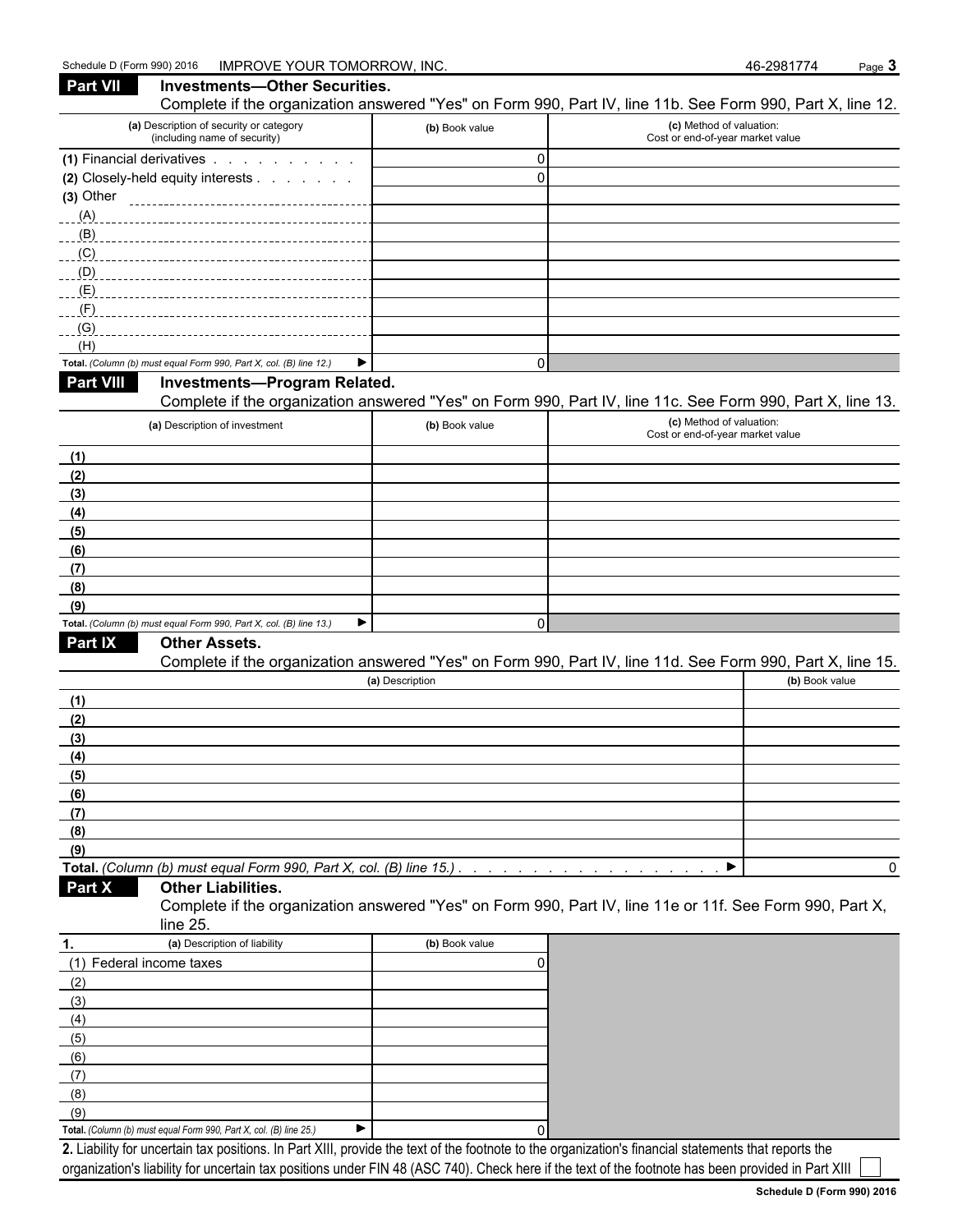Schedule D (Form 990) 2016 IMPROVE YOUR TOMORROW, INC. 46-2981774

## Part VII Investments—Other Securities.

Complete if the organization answered "Yes" on Form 990, Part IV, line 11b. See Form 990, Part X, line 12.

| (a) Description of security or category (including name of security) | (b) Book value | (c) Method of valuation: Cost or end-of-year market value |
|---|---|---|
| (1) Financial derivatives | 0 | |
| (2) Closely-held equity interests | 0 | |
| (3) Other | | |
| (A) | | |
| (B) | | |
| (C) | | |
| (D) | | |
| (E) | | |
| (F) | | |
| (G) | | |
| (H) | | |
| **Total.** *(Column (b) must equal Form 990, Part X, col. (B) line 12.)* ▶ | 0 | |

## Part VIII Investments—Program Related.

Complete if the organization answered "Yes" on Form 990, Part IV, line 11c. See Form 990, Part X, line 13.

| (a) Description of investment | (b) Book value | (c) Method of valuation: Cost or end-of-year market value |
|---|---|---|
| (1) | | |
| (2) | | |
| (3) | | |
| (4) | | |
| (5) | | |
| (6) | | |
| (7) | | |
| (8) | | |
| (9) | | |
| **Total.** *(Column (b) must equal Form 990, Part X, col. (B) line 13.)* ▶ | 0 | |

## Part IX Other Assets.

Complete if the organization answered "Yes" on Form 990, Part IV, line 11d. See Form 990, Part X, line 15.

| (a) Description | (b) Book value |
|---|---|
| (1) | |
| (2) | |
| (3) | |
| (4) | |
| (5) | |
| (6) | |
| (7) | |
| (8) | |
| (9) | |
| **Total.** *(Column (b) must equal Form 990, Part X, col. (B) line 15.)* ▶ | 0 |

## Part X Other Liabilities.

Complete if the organization answered "Yes" on Form 990, Part IV, line 11e or 11f. See Form 990, Part X, line 25.

| 1. (a) Description of liability | (b) Book value |
|---|---|
| (1) Federal income taxes | 0 |
| (2) | |
| (3) | |
| (4) | |
| (5) | |
| (6) | |
| (7) | |
| (8) | |
| (9) | |
| **Total.** *(Column (b) must equal Form 990, Part X, col. (B) line 25.)* ▶ | 0 |

**2.** Liability for uncertain tax positions. In Part XIII, provide the text of the footnote to the organization's financial statements that reports the organization's liability for uncertain tax positions under FIN 48 (ASC 740). Check here if the text of the footnote has been provided in Part XIII ☐

**Schedule D (Form 990) 2016**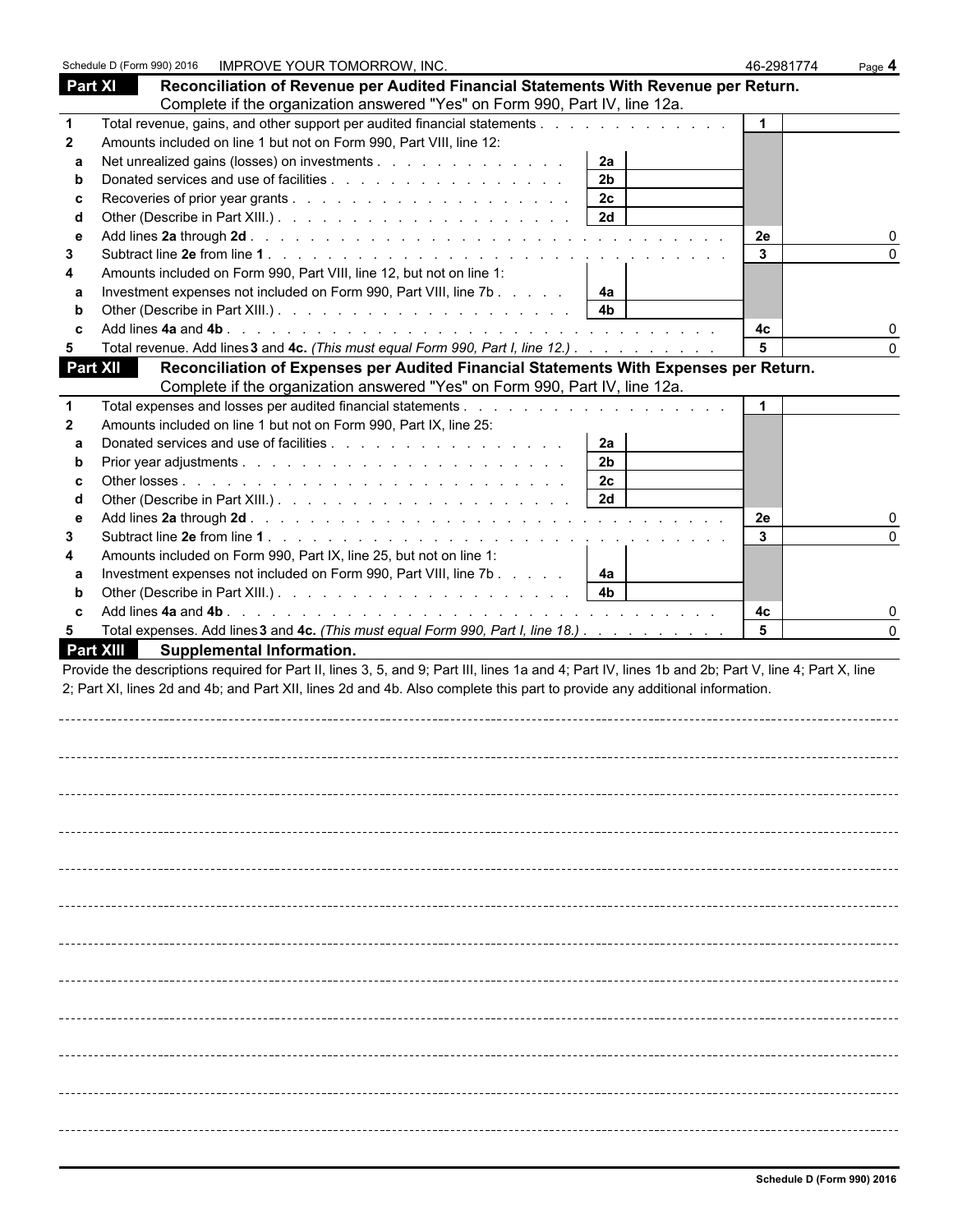Schedule D (Form 990) 2016 IMPROVE YOUR TOMORROW, INC. 46-2981774 Page **4**

## Part XI Reconciliation of Revenue per Audited Financial Statements With Revenue per Return.

Complete if the organization answered "Yes" on Form 990, Part IV, line 12a.

| | | | | | |
|---|---|---|---|---|---|
| **1** | Total revenue, gains, and other support per audited financial statements | | | 1 | |
| **2** | Amounts included on line 1 but not on Form 990, Part VIII, line 12: | | | | |
| **a** | Net unrealized gains (losses) on investments | 2a | | | |
| **b** | Donated services and use of facilities | 2b | | | |
| **c** | Recoveries of prior year grants | 2c | | | |
| **d** | Other (Describe in Part XIII.) | 2d | | | |
| **e** | Add lines **2a** through **2d** | | | 2e | 0 |
| **3** | Subtract line **2e** from line **1** | | | 3 | 0 |
| **4** | Amounts included on Form 990, Part VIII, line 12, but not on line 1: | | | | |
| **a** | Investment expenses not included on Form 990, Part VIII, line 7b | 4a | | | |
| **b** | Other (Describe in Part XIII.) | 4b | | | |
| **c** | Add lines **4a** and **4b** | | | 4c | 0 |
| **5** | Total revenue. Add lines **3** and **4c.** *(This must equal Form 990, Part I, line 12.)* | | | 5 | 0 |

## Part XII Reconciliation of Expenses per Audited Financial Statements With Expenses per Return.

Complete if the organization answered "Yes" on Form 990, Part IV, line 12a.

| | | | | | |
|---|---|---|---|---|---|
| **1** | Total expenses and losses per audited financial statements | | | 1 | |
| **2** | Amounts included on line 1 but not on Form 990, Part IX, line 25: | | | | |
| **a** | Donated services and use of facilities | 2a | | | |
| **b** | Prior year adjustments | 2b | | | |
| **c** | Other losses | 2c | | | |
| **d** | Other (Describe in Part XIII.) | 2d | | | |
| **e** | Add lines **2a** through **2d** | | | 2e | 0 |
| **3** | Subtract line **2e** from line **1** | | | 3 | 0 |
| **4** | Amounts included on Form 990, Part IX, line 25, but not on line 1: | | | | |
| **a** | Investment expenses not included on Form 990, Part VIII, line 7b | 4a | | | |
| **b** | Other (Describe in Part XIII.) | 4b | | | |
| **c** | Add lines **4a** and **4b** | | | 4c | 0 |
| **5** | Total expenses. Add lines **3** and **4c.** *(This must equal Form 990, Part I, line 18.)* | | | 5 | 0 |

## Part XIII Supplemental Information.

Provide the descriptions required for Part II, lines 3, 5, and 9; Part III, lines 1a and 4; Part IV, lines 1b and 2b; Part V, line 4; Part X, line 2; Part XI, lines 2d and 4b; and Part XII, lines 2d and 4b. Also complete this part to provide any additional information.

**Schedule D (Form 990) 2016**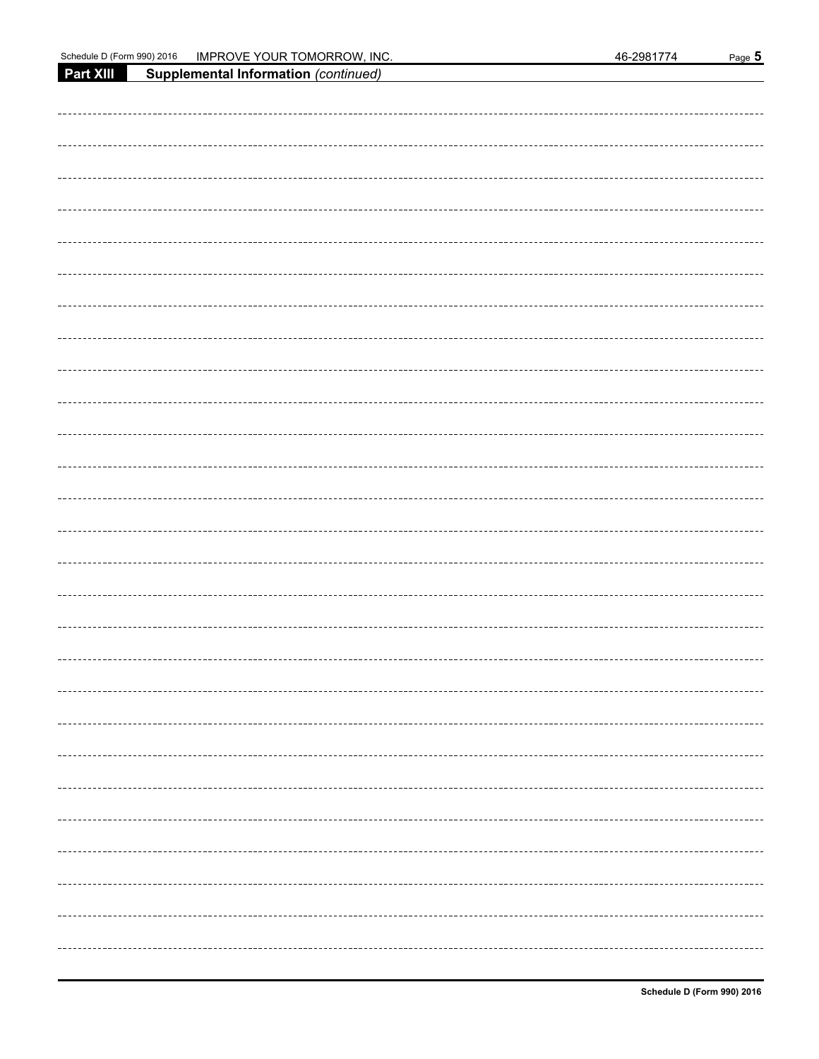**Part XIII** **Supplemental Information** *(continued)*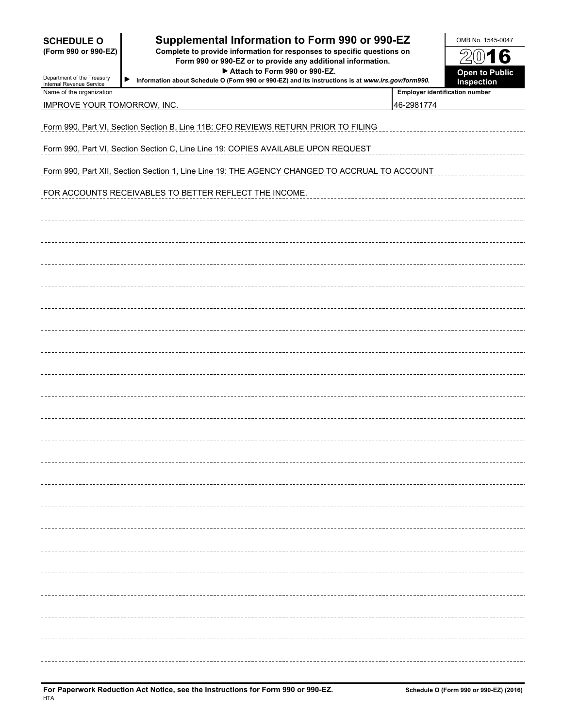**SCHEDULE O**
**(Form 990 or 990-EZ)**

Department of the Treasury
Internal Revenue Service

# Supplemental Information to Form 990 or 990-EZ

**Complete to provide information for responses to specific questions on Form 990 or 990-EZ or to provide any additional information.**

**▶ Attach to Form 990 or 990-EZ.**

**▶ Information about Schedule O (Form 990 or 990-EZ) and its instructions is at *www.irs.gov/form990.***

OMB No. 1545-0047

**2016**

**Open to Public Inspection**

| Name of the organization | Employer identification number |
|---|---|
| IMPROVE YOUR TOMORROW, INC. | 46-2981774 |

Form 990, Part VI, Section Section B, Line 11B: CFO REVIEWS RETURN PRIOR TO FILING

Form 990, Part VI, Section Section C, Line Line 19: COPIES AVAILABLE UPON REQUEST

Form 990, Part XII, Section Section 1, Line Line 19: THE AGENCY CHANGED TO ACCRUAL TO ACCOUNT FOR ACCOUNTS RECEIVABLES TO BETTER REFLECT THE INCOME.

**For Paperwork Reduction Act Notice, see the Instructions for Form 990 or 990-EZ.**

HTA

**Schedule O (Form 990 or 990-EZ) (2016)**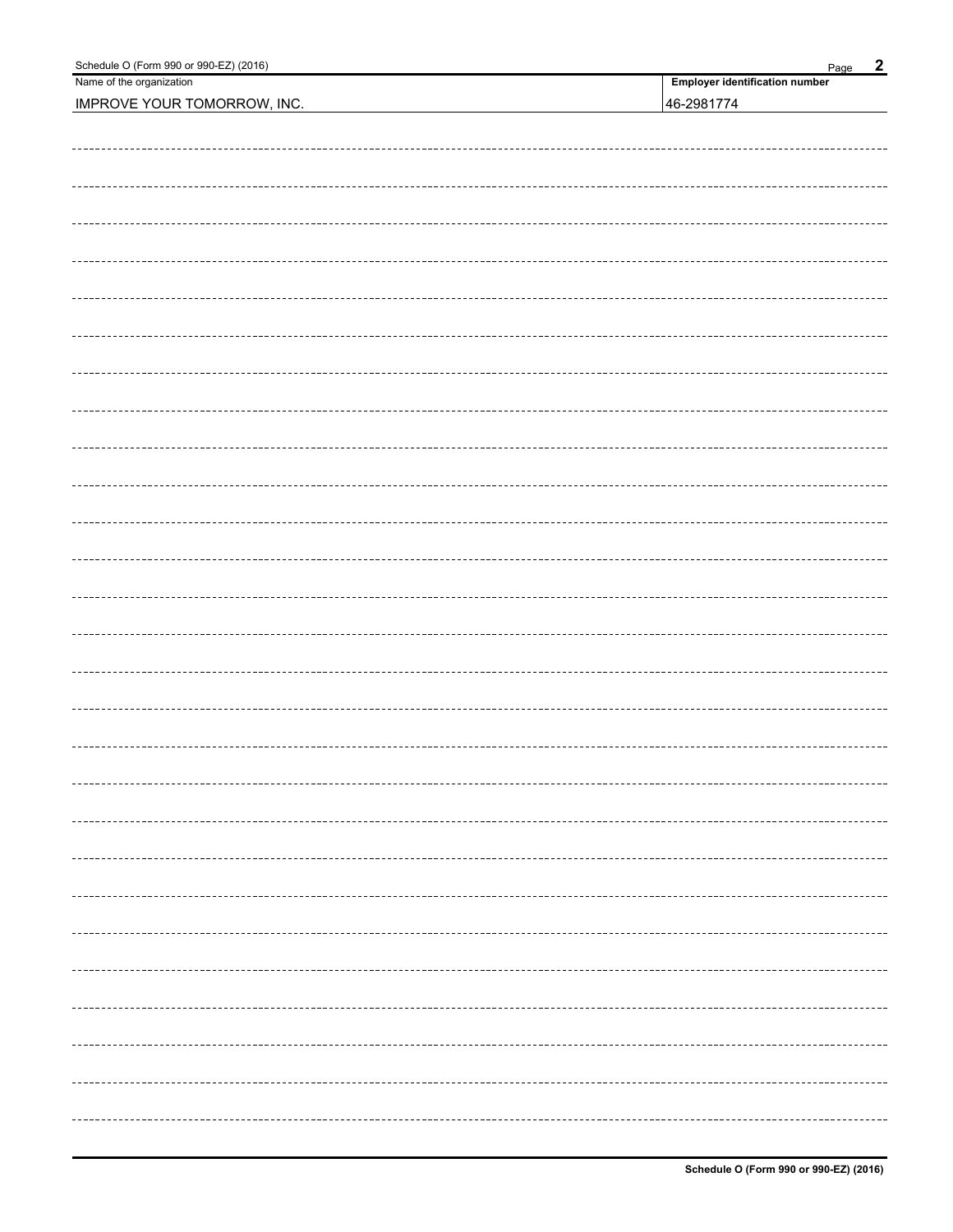| Name of the organization | Employer identification number |
| --- | --- |
| IMPROVE YOUR TOMORROW, INC. | 46-2981774 |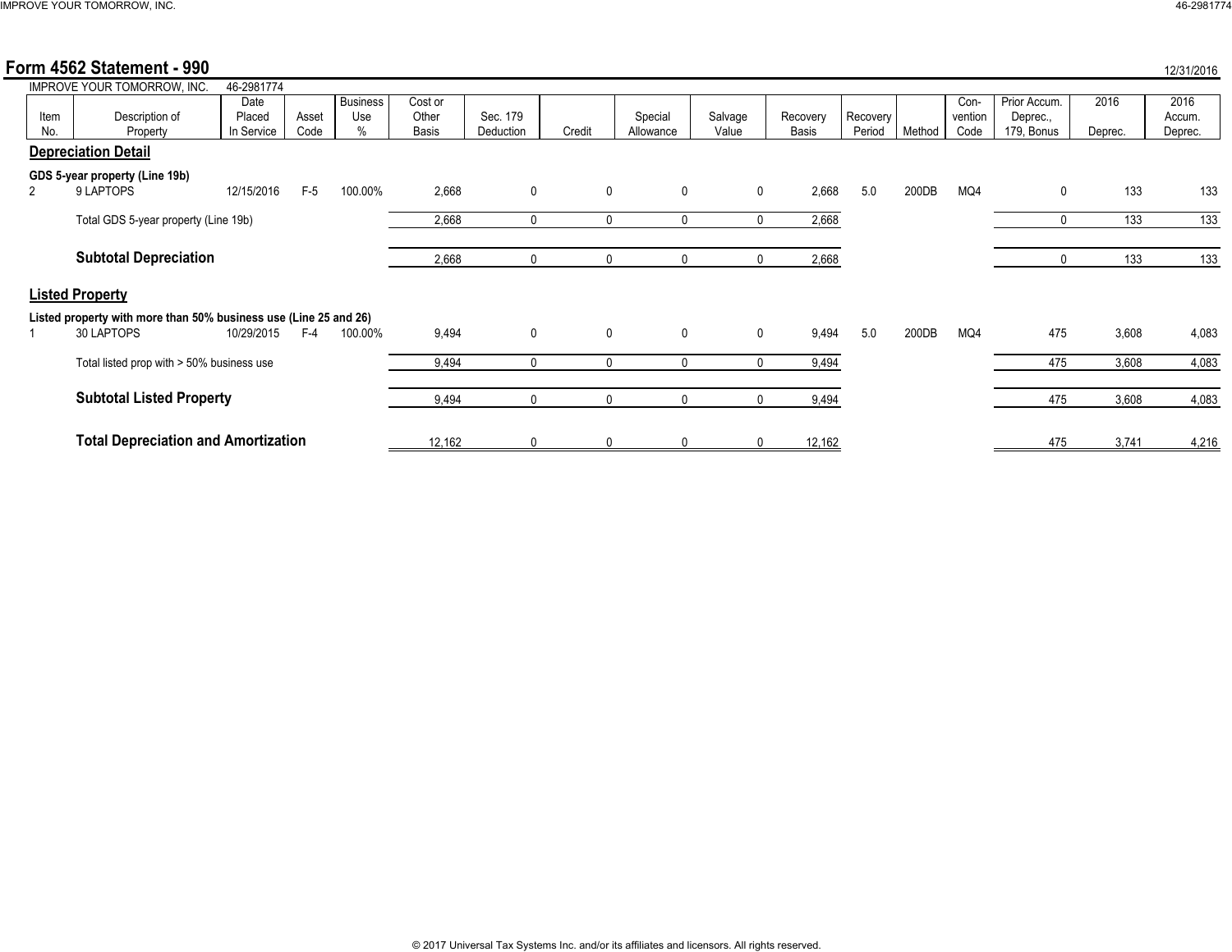## Form 4562 Statement - 990

12/31/2016

IMPROVE YOUR TOMORROW, INC. 46-2981774

| Item No. | Description of Property | Date Placed In Service | Asset Code | Business Use % | Cost or Other Basis | Sec. 179 Deduction | Credit | Special Allowance | Salvage Value | Recovery Basis | Recovery Period | Method | Convention Code | Prior Accum. Deprec., 179, Bonus | 2016 Deprec. | 2016 Accum. Deprec. |
|---|---|---|---|---|---|---|---|---|---|---|---|---|---|---|---|---|
| **Depreciation Detail** | | | | | | | | | | | | | | | | |
| **GDS 5-year property (Line 19b)** | | | | | | | | | | | | | | | | |
| 2 | 9 LAPTOPS | 12/15/2016 | F-5 | 100.00% | 2,668 | 0 | 0 | 0 | 0 | 2,668 | 5.0 | 200DB | MQ4 | 0 | 133 | 133 |
| | Total GDS 5-year property (Line 19b) | | | | 2,668 | 0 | 0 | 0 | 0 | 2,668 | | | | 0 | 133 | 133 |
| | **Subtotal Depreciation** | | | | 2,668 | 0 | 0 | 0 | 0 | 2,668 | | | | 0 | 133 | 133 |
| **Listed Property** | | | | | | | | | | | | | | | | |
| **Listed property with more than 50% business use (Line 25 and 26)** | | | | | | | | | | | | | | | | |
| 1 | 30 LAPTOPS | 10/29/2015 | F-4 | 100.00% | 9,494 | 0 | 0 | 0 | 0 | 9,494 | 5.0 | 200DB | MQ4 | 475 | 3,608 | 4,083 |
| | Total listed prop with > 50% business use | | | | 9,494 | 0 | 0 | 0 | 0 | 9,494 | | | | 475 | 3,608 | 4,083 |
| | **Subtotal Listed Property** | | | | 9,494 | 0 | 0 | 0 | 0 | 9,494 | | | | 475 | 3,608 | 4,083 |
| | **Total Depreciation and Amortization** | | | | 12,162 | 0 | 0 | 0 | 0 | 12,162 | | | | 475 | 3,741 | 4,216 |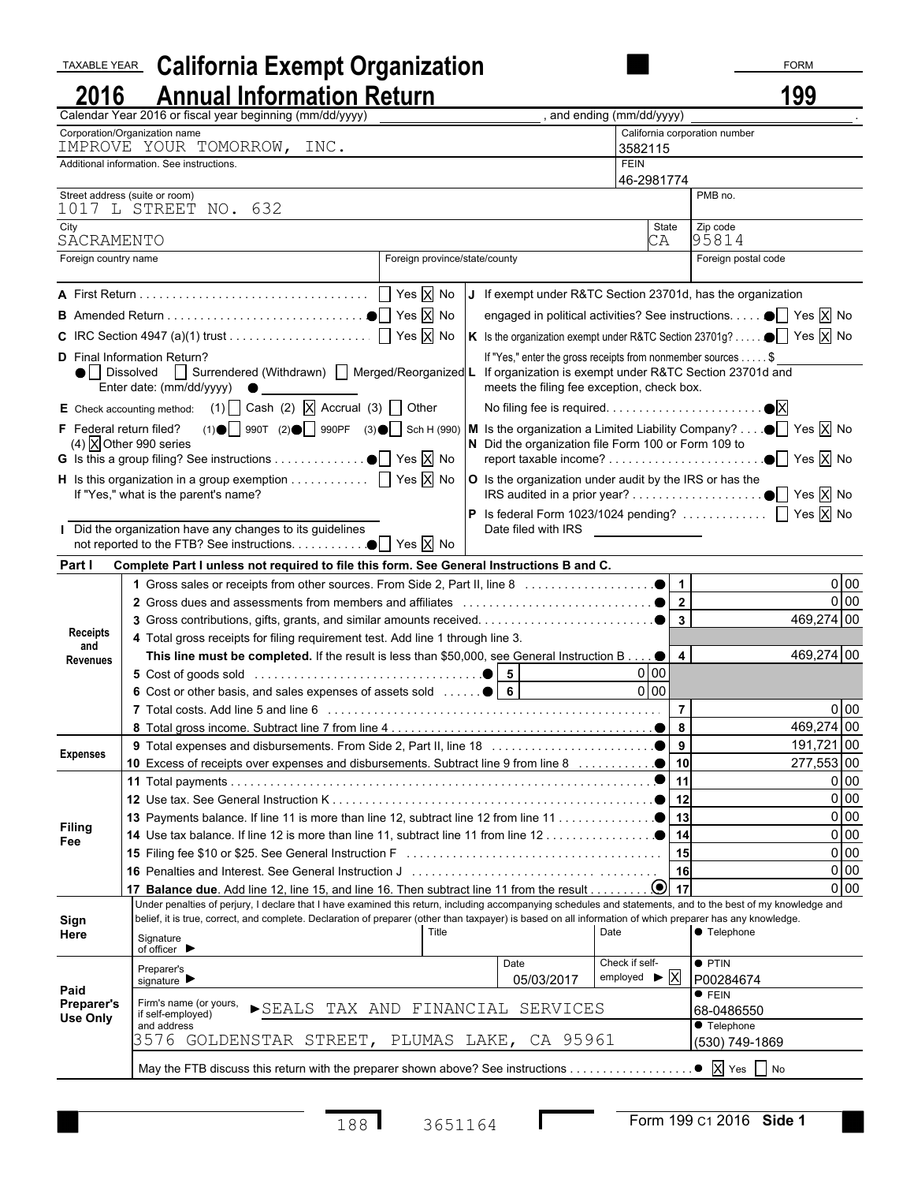TAXABLE YEAR **2016**

# California Exempt Organization Annual Information Return

FORM **199**

Calendar Year 2016 or fiscal year beginning (mm/dd/yyyy) ______________, and ending (mm/dd/yyyy) ______________.

| | |
|---|---|
| Corporation/Organization name: IMPROVE YOUR TOMORROW, INC. | California corporation number: 3582115 |
| Additional information. See instructions. | FEIN: 46-2981774 |
| Street address (suite or room): 1017 L STREET NO. 632 | PMB no. |
| City: SACRAMENTO | State: CA — Zip code: 95814 |
| Foreign country name | Foreign province/state/county — Foreign postal code |

**A** First Return .......... ☐ Yes ☒ No

**B** Amended Return .......... ● ☐ Yes ☒ No

**C** IRC Section 4947 (a)(1) trust .......... ☐ Yes ☒ No

**D** Final Information Return?
● ☐ Dissolved ☐ Surrendered (Withdrawn) ☐ Merged/Reorganized
Enter date: (mm/dd/yyyy) ● ______

**E** Check accounting method: (1) ☐ Cash (2) ☒ Accrual (3) ☐ Other

**F** Federal return filed? (1) ● ☐ 990T (2) ● ☐ 990PF (3) ● ☐ Sch H (990) (4) ☒ Other 990 series

**G** Is this a group filing? See instructions .......... ● ☐ Yes ☒ No

**H** Is this organization in a group exemption .......... ☐ Yes ☒ No
If "Yes," what is the parent's name?

**I** Did the organization have any changes to its guidelines not reported to the FTB? See instructions. .......... ● ☐ Yes ☒ No

**J** If exempt under R&TC Section 23701d, has the organization engaged in political activities? See instructions. .......... ● ☐ Yes ☒ No

**K** Is the organization exempt under R&TC Section 23701g? .......... ● ☐ Yes ☒ No
If "Yes," enter the gross receipts from nonmember sources .......... $

**L** If organization is exempt under R&TC Section 23701d and meets the filing fee exception, check box.
No filing fee is required. .......... ● ☒

**M** Is the organization a Limited Liability Company? .......... ● ☐ Yes ☒ No

**N** Did the organization file Form 100 or Form 109 to report taxable income? .......... ● ☐ Yes ☒ No

**O** Is the organization under audit by the IRS or has the IRS audited in a prior year? .......... ● ☐ Yes ☒ No

**P** Is federal Form 1023/1024 pending? .......... ☐ Yes ☒ No
Date filed with IRS ______

## Part I Complete Part I unless not required to file this form. See General Instructions B and C.

| Section | Line | Description | | Amount |
|---|---|---|---|---|
| Receipts and Revenues | 1 | Gross sales or receipts from other sources. From Side 2, Part II, line 8 | | 0 00 |
| | 2 | Gross dues and assessments from members and affiliates | | 0 00 |
| | 3 | Gross contributions, gifts, grants, and similar amounts received | | 469,274 00 |
| | 4 | Total gross receipts for filing requirement test. Add line 1 through line 3. **This line must be completed.** If the result is less than $50,000, see General Instruction B | | 469,274 00 |
| | 5 | Cost of goods sold | 0 00 | |
| | 6 | Cost or other basis, and sales expenses of assets sold | 0 00 | |
| | 7 | Total costs. Add line 5 and line 6 | | 0 00 |
| | 8 | Total gross income. Subtract line 7 from line 4 | | 469,274 00 |
| Expenses | 9 | Total expenses and disbursements. From Side 2, Part II, line 18 | | 191,721 00 |
| | 10 | Excess of receipts over expenses and disbursements. Subtract line 9 from line 8 | | 277,553 00 |
| Filing Fee | 11 | Total payments | | 0 00 |
| | 12 | Use tax. See General Instruction K | | 0 00 |
| | 13 | Payments balance. If line 11 is more than line 12, subtract line 12 from line 11 | | 0 00 |
| | 14 | Use tax balance. If line 12 is more than line 11, subtract line 11 from line 12 | | 0 00 |
| | 15 | Filing fee $10 or $25. See General Instruction F | | 0 00 |
| | 16 | Penalties and Interest. See General Instruction J | | 0 00 |
| | 17 | **Balance due.** Add line 12, line 15, and line 16. Then subtract line 11 from the result | | 0 00 |

**Sign Here**

Under penalties of perjury, I declare that I have examined this return, including accompanying schedules and statements, and to the best of my knowledge and belief, it is true, correct, and complete. Declaration of preparer (other than taxpayer) is based on all information of which preparer has any knowledge.

Signature of officer ▶ ______ Title ______ Date ______ ● Telephone ______

**Paid Preparer's Use Only**

| | |
|---|---|
| Preparer's signature ▶ — Date: 05/03/2017 — Check if self-employed ▶ ☒ | ● PTIN: P00284674 |
| Firm's name (or yours, if self-employed) and address: ▶SEALS TAX AND FINANCIAL SERVICES, 3576 GOLDENSTAR STREET, PLUMAS LAKE, CA 95961 | ● FEIN: 68-0486550 |
| | ● Telephone: (530) 749-1869 |

May the FTB discuss this return with the preparer shown above? See instructions .......... ● ☒ Yes ☐ No

188 3651164 Form 199 C1 2016 Side 1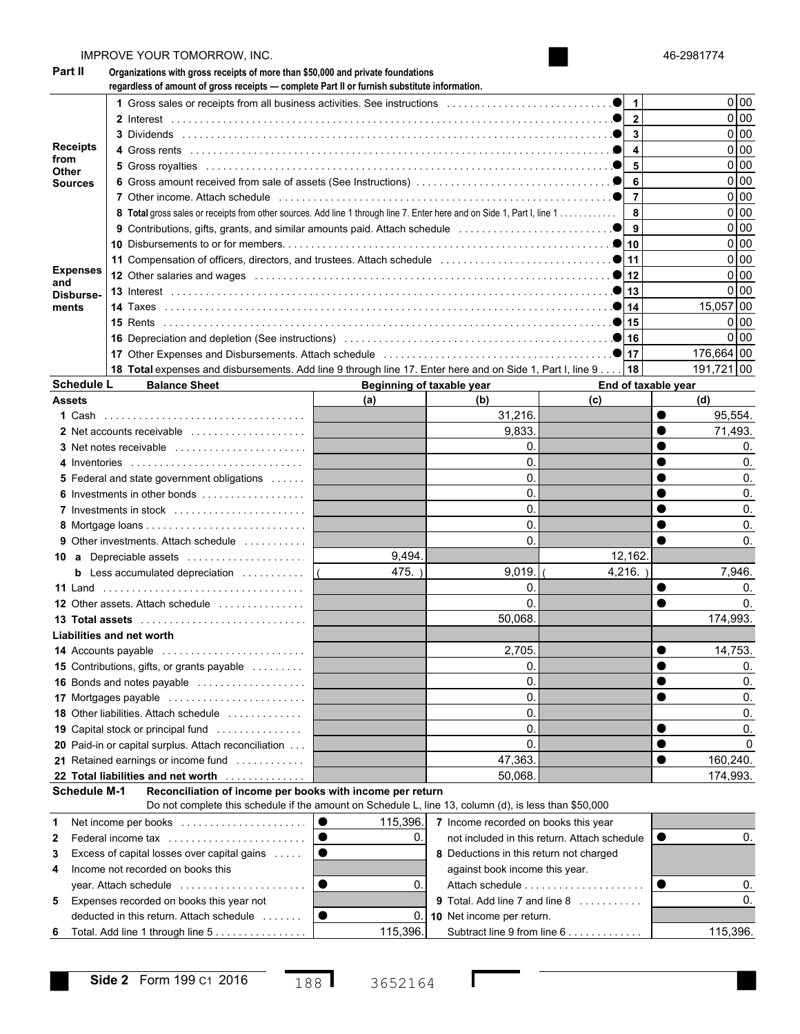IMPROVE YOUR TOMORROW, INC. 46-2981774

**Part II** Organizations with gross receipts of more than $50,000 and private foundations regardless of amount of gross receipts — complete Part II or furnish substitute information.

| | | | |
|---|---|---|---|
| Receipts from Other Sources | 1 Gross sales or receipts from all business activities. See instructions | 1 | 0 00 |
| | 2 Interest | 2 | 0 00 |
| | 3 Dividends | 3 | 0 00 |
| | 4 Gross rents | 4 | 0 00 |
| | 5 Gross royalties | 5 | 0 00 |
| | 6 Gross amount received from sale of assets (See Instructions) | 6 | 0 00 |
| | 7 Other income. Attach schedule | 7 | 0 00 |
| | 8 **Total** gross sales or receipts from other sources. Add line 1 through line 7. Enter here and on Side 1, Part I, line 1 | 8 | 0 00 |
| Expenses and Disburse-ments | 9 Contributions, gifts, grants, and similar amounts paid. Attach schedule | 9 | 0 00 |
| | 10 Disbursements to or for members | 10 | 0 00 |
| | 11 Compensation of officers, directors, and trustees. Attach schedule | 11 | 0 00 |
| | 12 Other salaries and wages | 12 | 0 00 |
| | 13 Interest | 13 | 0 00 |
| | 14 Taxes | 14 | 15,057 00 |
| | 15 Rents | 15 | 0 00 |
| | 16 Depreciation and depletion (See instructions) | 16 | 0 00 |
| | 17 Other Expenses and Disbursements. Attach schedule | 17 | 176,664 00 |
| | 18 **Total** expenses and disbursements. Add line 9 through line 17. Enter here and on Side 1, Part I, line 9 | 18 | 191,721 00 |

**Schedule L** Balance Sheet

| Assets | Beginning of taxable year (a) | (b) | End of taxable year (c) | (d) |
|---|---|---|---|---|
| 1 Cash | | 31,216. | | 95,554. |
| 2 Net accounts receivable | | 9,833. | | 71,493. |
| 3 Net notes receivable | | 0. | | 0. |
| 4 Inventories | | 0. | | 0. |
| 5 Federal and state government obligations | | 0. | | 0. |
| 6 Investments in other bonds | | 0. | | 0. |
| 7 Investments in stock | | 0. | | 0. |
| 8 Mortgage loans | | 0. | | 0. |
| 9 Other investments. Attach schedule | | 0. | | 0. |
| 10 a Depreciable assets | 9,494. | | 12,162. | |
| b Less accumulated depreciation | ( 475. ) | 9,019. | ( 4,216. ) | 7,946. |
| 11 Land | | 0. | | 0. |
| 12 Other assets. Attach schedule | | 0. | | 0. |
| 13 **Total assets** | | 50,068. | | 174,993. |
| **Liabilities and net worth** | | | | |
| 14 Accounts payable | | 2,705. | | 14,753. |
| 15 Contributions, gifts, or grants payable | | 0. | | 0. |
| 16 Bonds and notes payable | | 0. | | 0. |
| 17 Mortgages payable | | 0. | | 0. |
| 18 Other liabilities. Attach schedule | | 0. | | 0. |
| 19 Capital stock or principal fund | | 0. | | 0. |
| 20 Paid-in or capital surplus. Attach reconciliation | | 0. | | 0 |
| 21 Retained earnings or income fund | | 47,363. | | 160,240. |
| 22 **Total liabilities and net worth** | | 50,068. | | 174,993. |

**Schedule M-1** Reconciliation of income per books with income per return
Do not complete this schedule if the amount on Schedule L, line 13, column (d), is less than $50,000

| | | | |
|---|---|---|---|
| 1 Net income per books | 115,396. | 7 Income recorded on books this year not included in this return. Attach schedule | 0. |
| 2 Federal income tax | 0. | 8 Deductions in this return not charged against book income this year. Attach schedule | 0. |
| 3 Excess of capital losses over capital gains | | 9 Total. Add line 7 and line 8 | 0. |
| 4 Income not recorded on books this year. Attach schedule | 0. | 10 Net income per return. Subtract line 9 from line 6 | 115,396. |
| 5 Expenses recorded on books this year not deducted in this return. Attach schedule | 0. | | |
| 6 Total. Add line 1 through line 5 | 115,396. | | |

**Side 2** Form 199 C1 2016 188 3652164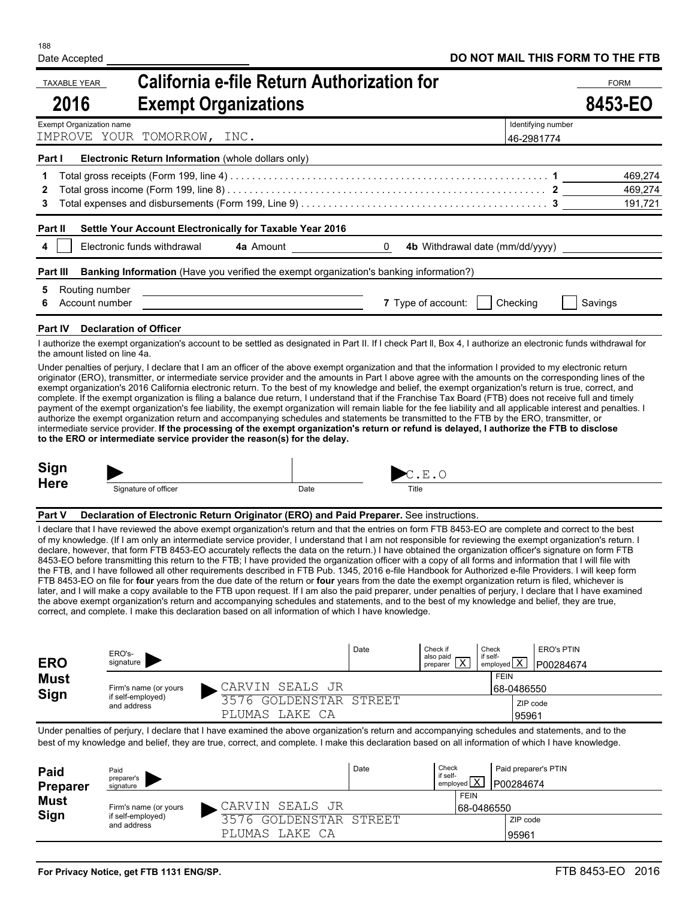Date Accepted ____________________

**DO NOT MAIL THIS FORM TO THE FTB**

| TAXABLE YEAR | | FORM |
|---|---|---|
| **2016** | **California e-file Return Authorization for Exempt Organizations** | **8453-EO** |

Exempt Organization name: IMPROVE YOUR TOMORROW, INC.

Identifying number: 46-2981774

**Part I Electronic Return Information** (whole dollars only)

| | | | |
|---|---|---|---|
| 1 | Total gross receipts (Form 199, line 4) | 1 | 469,274 |
| 2 | Total gross income (Form 199, line 8) | 2 | 469,274 |
| 3 | Total expenses and disbursements (Form 199, Line 9) | 3 | 191,721 |

**Part II Settle Your Account Electronically for Taxable Year 2016**

4 ☐ Electronic funds withdrawal **4a** Amount 0 **4b** Withdrawal date (mm/dd/yyyy) ____________

**Part III Banking Information** (Have you verified the exempt organization's banking information?)

5 Routing number ____________

6 Account number ____________ **7** Type of account: ☐ Checking ☐ Savings

**Part IV Declaration of Officer**

I authorize the exempt organization's account to be settled as designated in Part II. If I check Part ll, Box 4, I authorize an electronic funds withdrawal for the amount listed on line 4a.

Under penalties of perjury, I declare that I am an officer of the above exempt organization and that the information I provided to my electronic return originator (ERO), transmitter, or intermediate service provider and the amounts in Part I above agree with the amounts on the corresponding lines of the exempt organization's 2016 California electronic return. To the best of my knowledge and belief, the exempt organization's return is true, correct, and complete. If the exempt organization is filing a balance due return, I understand that if the Franchise Tax Board (FTB) does not receive full and timely payment of the exempt organization's fee liability, the exempt organization will remain liable for the fee liability and all applicable interest and penalties. I authorize the exempt organization return and accompanying schedules and statements to be transmitted to the FTB by the ERO, transmitter, or intermediate service provider. **If the processing of the exempt organization's return or refund is delayed, I authorize the FTB to disclose to the ERO or intermediate service provider the reason(s) for the delay.**

**Sign Here**

| Signature of officer | Date | Title |
|---|---|---|
| | | C.E.O |

**Part V Declaration of Electronic Return Originator (ERO) and Paid Preparer.** See instructions.

I declare that I have reviewed the above exempt organization's return and that the entries on form FTB 8453-EO are complete and correct to the best of my knowledge. (If I am only an intermediate service provider, I understand that I am not responsible for reviewing the exempt organization's return. I declare, however, that form FTB 8453-EO accurately reflects the data on the return.) I have obtained the organization officer's signature on form FTB 8453-EO before transmitting this return to the FTB; I have provided the organization officer with a copy of all forms and information that I will file with the FTB, and I have followed all other requirements described in FTB Pub. 1345, 2016 e-file Handbook for Authorized e-file Providers. I will keep form FTB 8453-EO on file for **four** years from the due date of the return or **four** years from the date the exempt organization return is filed, whichever is later, and I will make a copy available to the FTB upon request. If I am also the paid preparer, under penalties of perjury, I declare that I have examined the above exempt organization's return and accompanying schedules and statements, and to the best of my knowledge and belief, they are true, correct, and complete. I make this declaration based on all information of which I have knowledge.

**ERO Must Sign**

| | | | | | |
|---|---|---|---|---|---|
| ERO's signature | | Date | Check if also paid preparer [X] | Check if self-employed [X] | ERO's PTIN P00284674 |
| Firm's name (or yours if self-employed) and address | CARVIN SEALS JR | | | FEIN 68-0486550 | |
| | 3576 GOLDENSTAR STREET PLUMAS LAKE CA | | | ZIP code 95961 | |

Under penalties of perjury, I declare that I have examined the above organization's return and accompanying schedules and statements, and to the best of my knowledge and belief, they are true, correct, and complete. I make this declaration based on all information of which I have knowledge.

**Paid Preparer Must Sign**

| | | | | |
|---|---|---|---|---|
| Paid preparer's signature | | Date | Check if self-employed [X] | Paid preparer's PTIN P00284674 |
| Firm's name (or yours if self-employed) and address | CARVIN SEALS JR | | FEIN 68-0486550 | |
| | 3576 GOLDENSTAR STREET PLUMAS LAKE CA | | ZIP code 95961 | |

For Privacy Notice, get FTB 1131 ENG/SP.

FTB 8453-EO 2016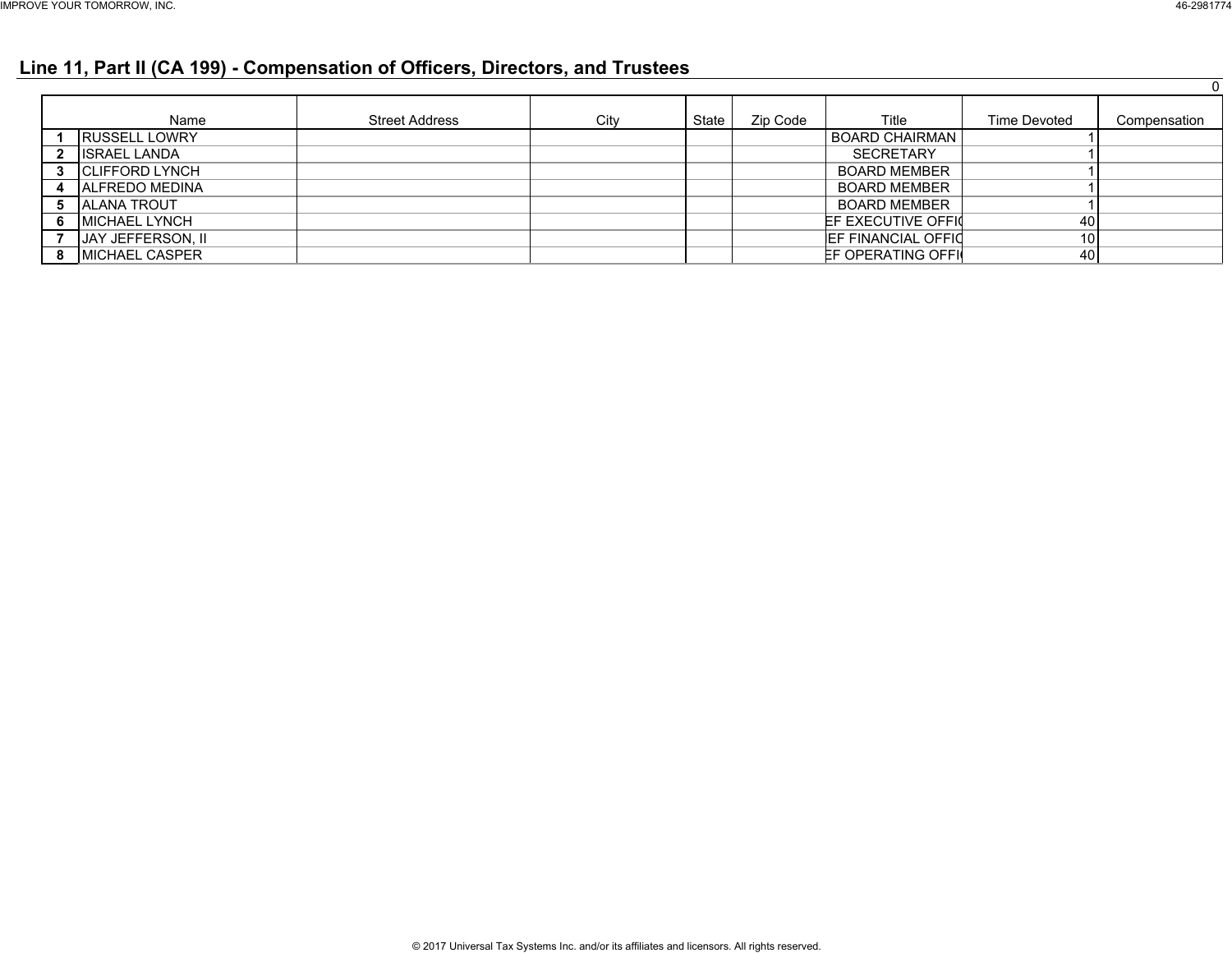## Line 11, Part II (CA 199) - Compensation of Officers, Directors, and Trustees

0

| | Name | Street Address | City | State | Zip Code | Title | Time Devoted | Compensation |
|---|---|---|---|---|---|---|---|---|
| 1 | RUSSELL LOWRY | | | | | BOARD CHAIRMAN | 1 | |
| 2 | ISRAEL LANDA | | | | | SECRETARY | 1 | |
| 3 | CLIFFORD LYNCH | | | | | BOARD MEMBER | 1 | |
| 4 | ALFREDO MEDINA | | | | | BOARD MEMBER | 1 | |
| 5 | ALANA TROUT | | | | | BOARD MEMBER | 1 | |
| 6 | MICHAEL LYNCH | | | | | EF EXECUTIVE OFFIC | 40 | |
| 7 | JAY JEFFERSON, II | | | | | EF FINANCIAL OFFIC | 10 | |
| 8 | MICHAEL CASPER | | | | | EF OPERATING OFFI | 40 | |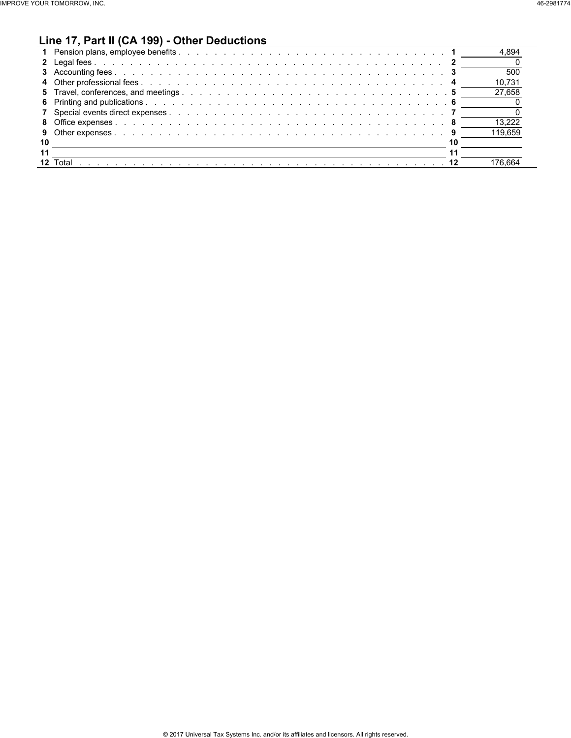## Line 17, Part II (CA 199) - Other Deductions

| | | | |
|---|---|---|---|
| 1 | Pension plans, employee benefits | 1 | 4,894 |
| 2 | Legal fees | 2 | 0 |
| 3 | Accounting fees | 3 | 500 |
| 4 | Other professional fees | 4 | 10,731 |
| 5 | Travel, conferences, and meetings | 5 | 27,658 |
| 6 | Printing and publications | 6 | 0 |
| 7 | Special events direct expenses | 7 | 0 |
| 8 | Office expenses | 8 | 13,222 |
| 9 | Other expenses | 9 | 119,659 |
| 10 | | 10 | |
| 11 | | 11 | |
| 12 | Total | 12 | 176,664 |